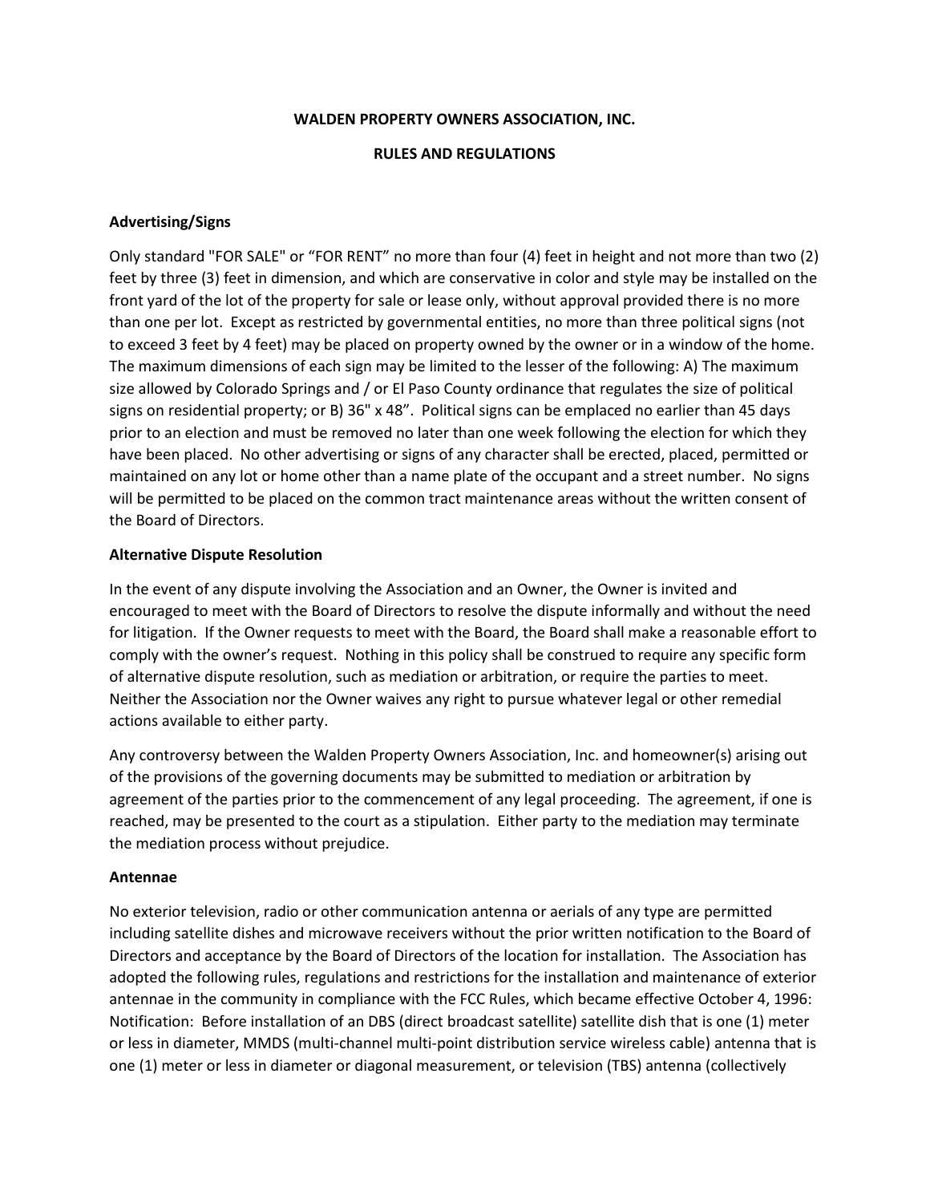**WALDEN PROPERTY OWNERS ASSOCIATION, INC.**

**RULES AND REGULATIONS**

**Advertising/Signs**

Only standard "FOR SALE" or "FOR RENT" no more than four (4) feet in height and not more than two (2) feet by three (3) feet in dimension, and which are conservative in color and style may be installed on the front yard of the lot of the property for sale or lease only, without approval provided there is no more than one per lot. Except as restricted by governmental entities, no more than three political signs (not to exceed 3 feet by 4 feet) may be placed on property owned by the owner or in a window of the home. The maximum dimensions of each sign may be limited to the lesser of the following: A) The maximum size allowed by Colorado Springs and / or El Paso County ordinance that regulates the size of political signs on residential property; or B) 36" x 48". Political signs can be emplaced no earlier than 45 days prior to an election and must be removed no later than one week following the election for which they have been placed. No other advertising or signs of any character shall be erected, placed, permitted or maintained on any lot or home other than a name plate of the occupant and a street number. No signs will be permitted to be placed on the common tract maintenance areas without the written consent of the Board of Directors.

**Alternative Dispute Resolution**

In the event of any dispute involving the Association and an Owner, the Owner is invited and encouraged to meet with the Board of Directors to resolve the dispute informally and without the need for litigation. If the Owner requests to meet with the Board, the Board shall make a reasonable effort to comply with the owner's request. Nothing in this policy shall be construed to require any specific form of alternative dispute resolution, such as mediation or arbitration, or require the parties to meet. Neither the Association nor the Owner waives any right to pursue whatever legal or other remedial actions available to either party.

Any controversy between the Walden Property Owners Association, Inc. and homeowner(s) arising out of the provisions of the governing documents may be submitted to mediation or arbitration by agreement of the parties prior to the commencement of any legal proceeding. The agreement, if one is reached, may be presented to the court as a stipulation. Either party to the mediation may terminate the mediation process without prejudice.

**Antennae**

No exterior television, radio or other communication antenna or aerials of any type are permitted including satellite dishes and microwave receivers without the prior written notification to the Board of Directors and acceptance by the Board of Directors of the location for installation. The Association has adopted the following rules, regulations and restrictions for the installation and maintenance of exterior antennae in the community in compliance with the FCC Rules, which became effective October 4, 1996: Notification: Before installation of an DBS (direct broadcast satellite) satellite dish that is one (1) meter or less in diameter, MMDS (multi-channel multi-point distribution service wireless cable) antenna that is one (1) meter or less in diameter or diagonal measurement, or television (TBS) antenna (collectively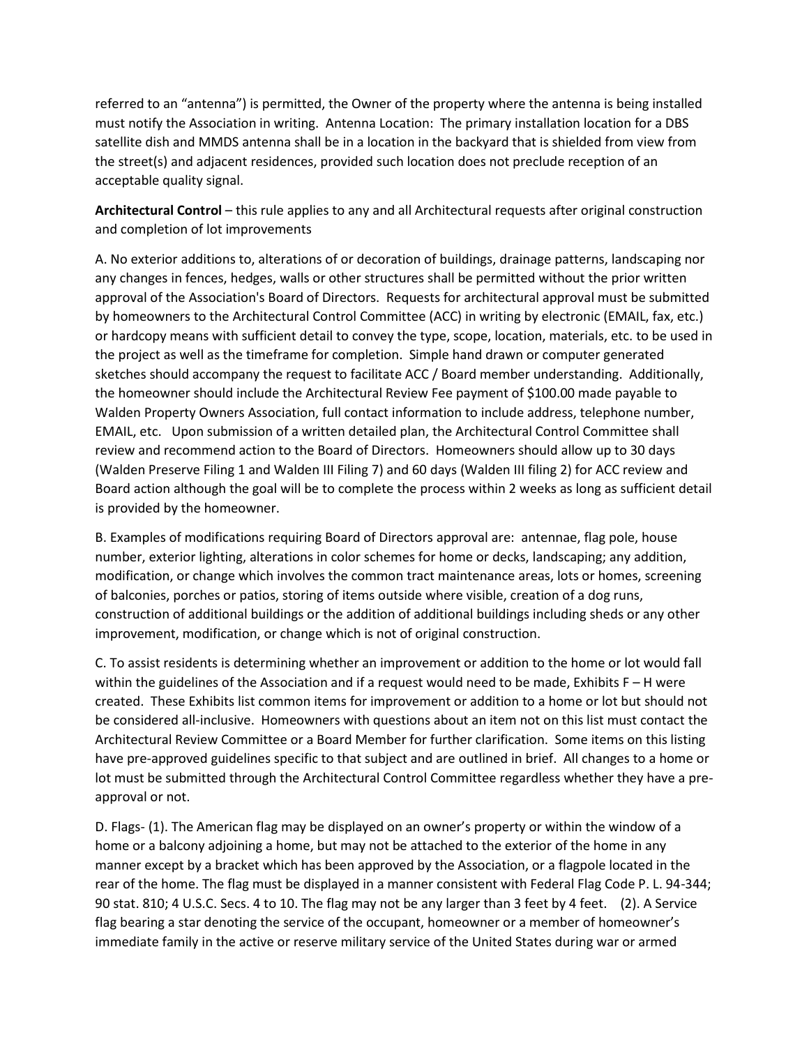referred to an "antenna") is permitted, the Owner of the property where the antenna is being installed must notify the Association in writing. Antenna Location: The primary installation location for a DBS satellite dish and MMDS antenna shall be in a location in the backyard that is shielded from view from the street(s) and adjacent residences, provided such location does not preclude reception of an acceptable quality signal.

**Architectural Control** – this rule applies to any and all Architectural requests after original construction and completion of lot improvements

A. No exterior additions to, alterations of or decoration of buildings, drainage patterns, landscaping nor any changes in fences, hedges, walls or other structures shall be permitted without the prior written approval of the Association's Board of Directors. Requests for architectural approval must be submitted by homeowners to the Architectural Control Committee (ACC) in writing by electronic (EMAIL, fax, etc.) or hardcopy means with sufficient detail to convey the type, scope, location, materials, etc. to be used in the project as well as the timeframe for completion. Simple hand drawn or computer generated sketches should accompany the request to facilitate ACC / Board member understanding. Additionally, the homeowner should include the Architectural Review Fee payment of $100.00 made payable to Walden Property Owners Association, full contact information to include address, telephone number, EMAIL, etc. Upon submission of a written detailed plan, the Architectural Control Committee shall review and recommend action to the Board of Directors. Homeowners should allow up to 30 days (Walden Preserve Filing 1 and Walden III Filing 7) and 60 days (Walden III filing 2) for ACC review and Board action although the goal will be to complete the process within 2 weeks as long as sufficient detail is provided by the homeowner.

B. Examples of modifications requiring Board of Directors approval are: antennae, flag pole, house number, exterior lighting, alterations in color schemes for home or decks, landscaping; any addition, modification, or change which involves the common tract maintenance areas, lots or homes, screening of balconies, porches or patios, storing of items outside where visible, creation of a dog runs, construction of additional buildings or the addition of additional buildings including sheds or any other improvement, modification, or change which is not of original construction.

C. To assist residents is determining whether an improvement or addition to the home or lot would fall within the guidelines of the Association and if a request would need to be made, Exhibits F – H were created. These Exhibits list common items for improvement or addition to a home or lot but should not be considered all-inclusive. Homeowners with questions about an item not on this list must contact the Architectural Review Committee or a Board Member for further clarification. Some items on this listing have pre-approved guidelines specific to that subject and are outlined in brief. All changes to a home or lot must be submitted through the Architectural Control Committee regardless whether they have a pre-approval or not.

D. Flags- (1). The American flag may be displayed on an owner's property or within the window of a home or a balcony adjoining a home, but may not be attached to the exterior of the home in any manner except by a bracket which has been approved by the Association, or a flagpole located in the rear of the home. The flag must be displayed in a manner consistent with Federal Flag Code P. L. 94-344; 90 stat. 810; 4 U.S.C. Secs. 4 to 10. The flag may not be any larger than 3 feet by 4 feet. (2). A Service flag bearing a star denoting the service of the occupant, homeowner or a member of homeowner's immediate family in the active or reserve military service of the United States during war or armed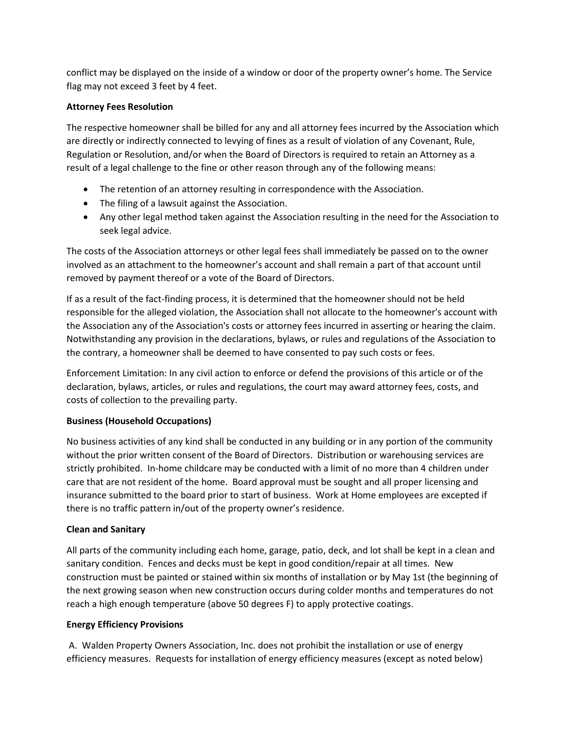conflict may be displayed on the inside of a window or door of the property owner's home. The Service flag may not exceed 3 feet by 4 feet.

**Attorney Fees Resolution**

The respective homeowner shall be billed for any and all attorney fees incurred by the Association which are directly or indirectly connected to levying of fines as a result of violation of any Covenant, Rule, Regulation or Resolution, and/or when the Board of Directors is required to retain an Attorney as a result of a legal challenge to the fine or other reason through any of the following means:

- The retention of an attorney resulting in correspondence with the Association.
- The filing of a lawsuit against the Association.
- Any other legal method taken against the Association resulting in the need for the Association to seek legal advice.

The costs of the Association attorneys or other legal fees shall immediately be passed on to the owner involved as an attachment to the homeowner's account and shall remain a part of that account until removed by payment thereof or a vote of the Board of Directors.

If as a result of the fact-finding process, it is determined that the homeowner should not be held responsible for the alleged violation, the Association shall not allocate to the homeowner's account with the Association any of the Association's costs or attorney fees incurred in asserting or hearing the claim. Notwithstanding any provision in the declarations, bylaws, or rules and regulations of the Association to the contrary, a homeowner shall be deemed to have consented to pay such costs or fees.

Enforcement Limitation: In any civil action to enforce or defend the provisions of this article or of the declaration, bylaws, articles, or rules and regulations, the court may award attorney fees, costs, and costs of collection to the prevailing party.

**Business (Household Occupations)**

No business activities of any kind shall be conducted in any building or in any portion of the community without the prior written consent of the Board of Directors. Distribution or warehousing services are strictly prohibited. In-home childcare may be conducted with a limit of no more than 4 children under care that are not resident of the home. Board approval must be sought and all proper licensing and insurance submitted to the board prior to start of business. Work at Home employees are excepted if there is no traffic pattern in/out of the property owner's residence.

**Clean and Sanitary**

All parts of the community including each home, garage, patio, deck, and lot shall be kept in a clean and sanitary condition. Fences and decks must be kept in good condition/repair at all times. New construction must be painted or stained within six months of installation or by May 1st (the beginning of the next growing season when new construction occurs during colder months and temperatures do not reach a high enough temperature (above 50 degrees F) to apply protective coatings.

**Energy Efficiency Provisions**

A. Walden Property Owners Association, Inc. does not prohibit the installation or use of energy efficiency measures. Requests for installation of energy efficiency measures (except as noted below)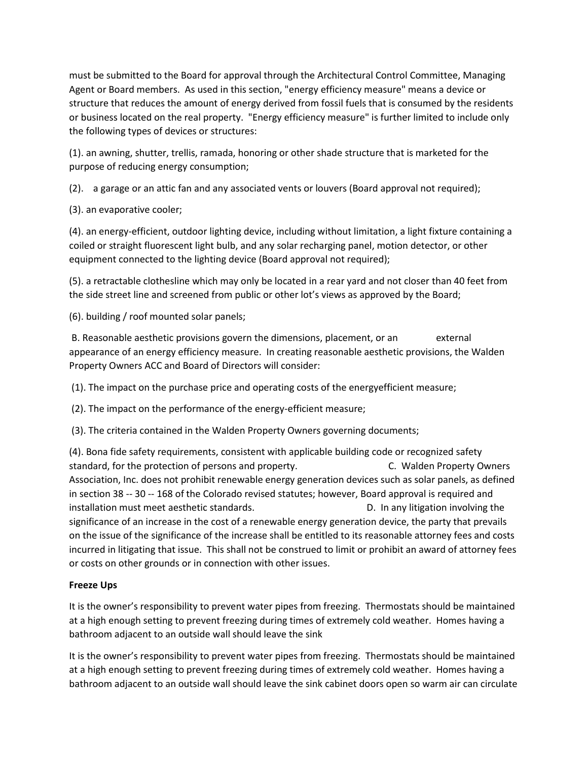must be submitted to the Board for approval through the Architectural Control Committee, Managing Agent or Board members. As used in this section, "energy efficiency measure" means a device or structure that reduces the amount of energy derived from fossil fuels that is consumed by the residents or business located on the real property. "Energy efficiency measure" is further limited to include only the following types of devices or structures:

(1). an awning, shutter, trellis, ramada, honoring or other shade structure that is marketed for the purpose of reducing energy consumption;

(2). a garage or an attic fan and any associated vents or louvers (Board approval not required);

(3). an evaporative cooler;

(4). an energy-efficient, outdoor lighting device, including without limitation, a light fixture containing a coiled or straight fluorescent light bulb, and any solar recharging panel, motion detector, or other equipment connected to the lighting device (Board approval not required);

(5). a retractable clothesline which may only be located in a rear yard and not closer than 40 feet from the side street line and screened from public or other lot's views as approved by the Board;

(6). building / roof mounted solar panels;

B. Reasonable aesthetic provisions govern the dimensions, placement, or an external appearance of an energy efficiency measure. In creating reasonable aesthetic provisions, the Walden Property Owners ACC and Board of Directors will consider:

(1). The impact on the purchase price and operating costs of the energyefficient measure;

(2). The impact on the performance of the energy-efficient measure;

(3). The criteria contained in the Walden Property Owners governing documents;

(4). Bona fide safety requirements, consistent with applicable building code or recognized safety standard, for the protection of persons and property. C. Walden Property Owners Association, Inc. does not prohibit renewable energy generation devices such as solar panels, as defined in section 38 -- 30 -- 168 of the Colorado revised statutes; however, Board approval is required and installation must meet aesthetic standards. D. In any litigation involving the significance of an increase in the cost of a renewable energy generation device, the party that prevails on the issue of the significance of the increase shall be entitled to its reasonable attorney fees and costs incurred in litigating that issue. This shall not be construed to limit or prohibit an award of attorney fees or costs on other grounds or in connection with other issues.

**Freeze Ups**

It is the owner's responsibility to prevent water pipes from freezing. Thermostats should be maintained at a high enough setting to prevent freezing during times of extremely cold weather. Homes having a bathroom adjacent to an outside wall should leave the sink

It is the owner's responsibility to prevent water pipes from freezing. Thermostats should be maintained at a high enough setting to prevent freezing during times of extremely cold weather. Homes having a bathroom adjacent to an outside wall should leave the sink cabinet doors open so warm air can circulate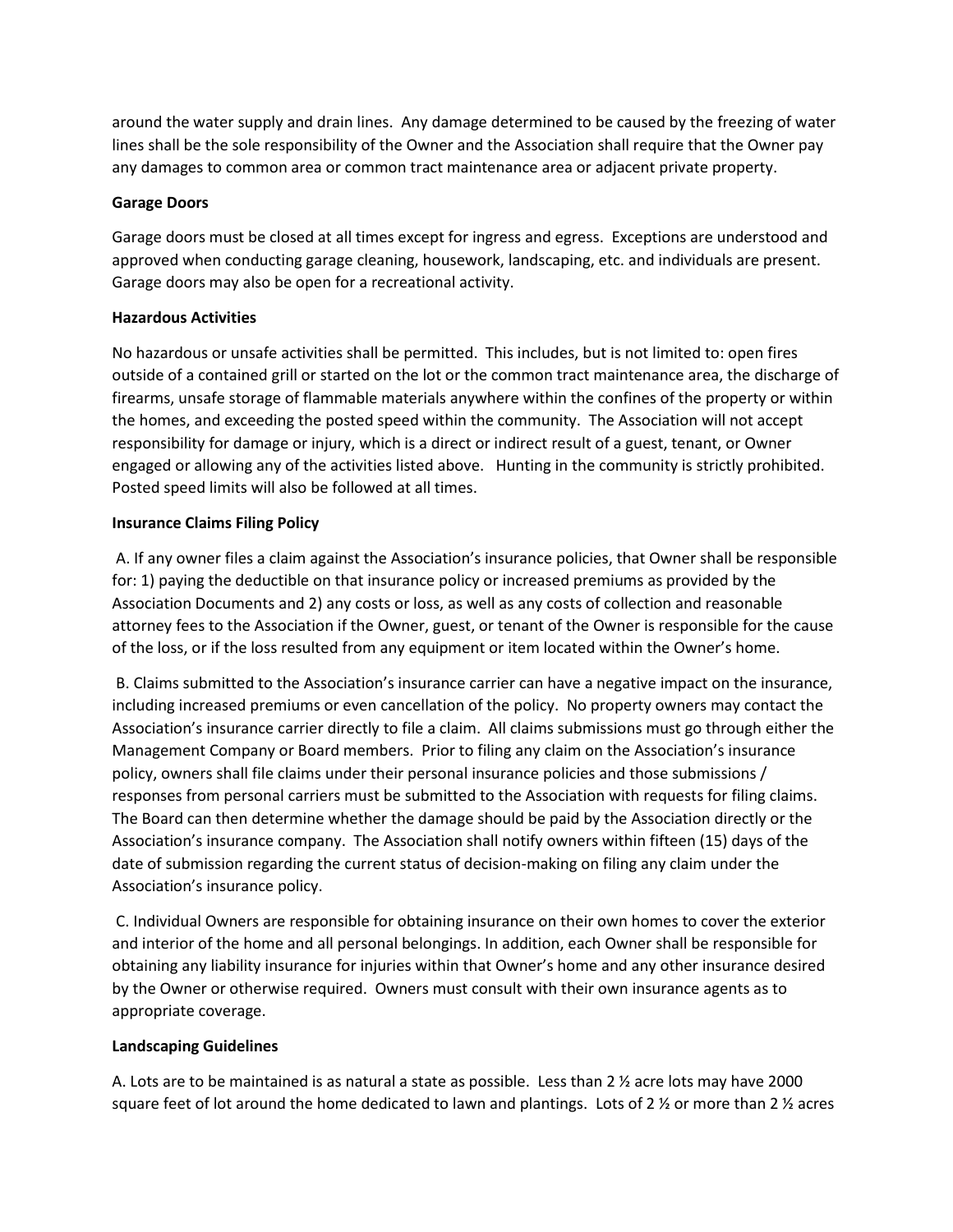around the water supply and drain lines. Any damage determined to be caused by the freezing of water lines shall be the sole responsibility of the Owner and the Association shall require that the Owner pay any damages to common area or common tract maintenance area or adjacent private property.

**Garage Doors**

Garage doors must be closed at all times except for ingress and egress. Exceptions are understood and approved when conducting garage cleaning, housework, landscaping, etc. and individuals are present. Garage doors may also be open for a recreational activity.

**Hazardous Activities**

No hazardous or unsafe activities shall be permitted. This includes, but is not limited to: open fires outside of a contained grill or started on the lot or the common tract maintenance area, the discharge of firearms, unsafe storage of flammable materials anywhere within the confines of the property or within the homes, and exceeding the posted speed within the community. The Association will not accept responsibility for damage or injury, which is a direct or indirect result of a guest, tenant, or Owner engaged or allowing any of the activities listed above. Hunting in the community is strictly prohibited. Posted speed limits will also be followed at all times.

**Insurance Claims Filing Policy**

A. If any owner files a claim against the Association's insurance policies, that Owner shall be responsible for: 1) paying the deductible on that insurance policy or increased premiums as provided by the Association Documents and 2) any costs or loss, as well as any costs of collection and reasonable attorney fees to the Association if the Owner, guest, or tenant of the Owner is responsible for the cause of the loss, or if the loss resulted from any equipment or item located within the Owner's home.

B. Claims submitted to the Association's insurance carrier can have a negative impact on the insurance, including increased premiums or even cancellation of the policy. No property owners may contact the Association's insurance carrier directly to file a claim. All claims submissions must go through either the Management Company or Board members. Prior to filing any claim on the Association's insurance policy, owners shall file claims under their personal insurance policies and those submissions / responses from personal carriers must be submitted to the Association with requests for filing claims. The Board can then determine whether the damage should be paid by the Association directly or the Association's insurance company. The Association shall notify owners within fifteen (15) days of the date of submission regarding the current status of decision-making on filing any claim under the Association's insurance policy.

C. Individual Owners are responsible for obtaining insurance on their own homes to cover the exterior and interior of the home and all personal belongings. In addition, each Owner shall be responsible for obtaining any liability insurance for injuries within that Owner's home and any other insurance desired by the Owner or otherwise required. Owners must consult with their own insurance agents as to appropriate coverage.

**Landscaping Guidelines**

A. Lots are to be maintained is as natural a state as possible. Less than 2 ½ acre lots may have 2000 square feet of lot around the home dedicated to lawn and plantings. Lots of 2 ½ or more than 2 ½ acres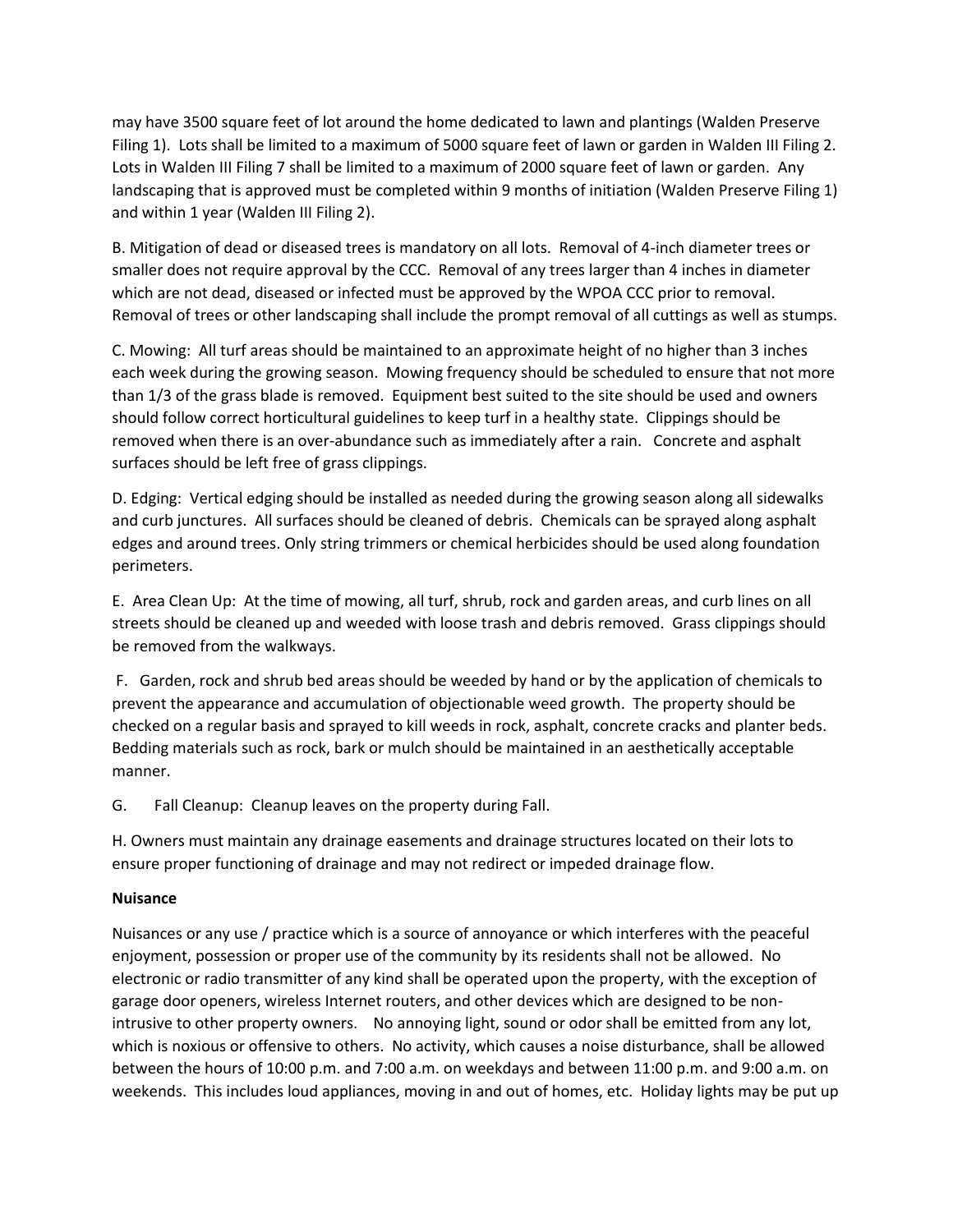may have 3500 square feet of lot around the home dedicated to lawn and plantings (Walden Preserve Filing 1). Lots shall be limited to a maximum of 5000 square feet of lawn or garden in Walden III Filing 2. Lots in Walden III Filing 7 shall be limited to a maximum of 2000 square feet of lawn or garden. Any landscaping that is approved must be completed within 9 months of initiation (Walden Preserve Filing 1) and within 1 year (Walden III Filing 2).

B. Mitigation of dead or diseased trees is mandatory on all lots. Removal of 4-inch diameter trees or smaller does not require approval by the CCC. Removal of any trees larger than 4 inches in diameter which are not dead, diseased or infected must be approved by the WPOA CCC prior to removal. Removal of trees or other landscaping shall include the prompt removal of all cuttings as well as stumps.

C. Mowing: All turf areas should be maintained to an approximate height of no higher than 3 inches each week during the growing season. Mowing frequency should be scheduled to ensure that not more than 1/3 of the grass blade is removed. Equipment best suited to the site should be used and owners should follow correct horticultural guidelines to keep turf in a healthy state. Clippings should be removed when there is an over-abundance such as immediately after a rain. Concrete and asphalt surfaces should be left free of grass clippings.

D. Edging: Vertical edging should be installed as needed during the growing season along all sidewalks and curb junctures. All surfaces should be cleaned of debris. Chemicals can be sprayed along asphalt edges and around trees. Only string trimmers or chemical herbicides should be used along foundation perimeters.

E. Area Clean Up: At the time of mowing, all turf, shrub, rock and garden areas, and curb lines on all streets should be cleaned up and weeded with loose trash and debris removed. Grass clippings should be removed from the walkways.

F. Garden, rock and shrub bed areas should be weeded by hand or by the application of chemicals to prevent the appearance and accumulation of objectionable weed growth. The property should be checked on a regular basis and sprayed to kill weeds in rock, asphalt, concrete cracks and planter beds. Bedding materials such as rock, bark or mulch should be maintained in an aesthetically acceptable manner.

G. Fall Cleanup: Cleanup leaves on the property during Fall.

H. Owners must maintain any drainage easements and drainage structures located on their lots to ensure proper functioning of drainage and may not redirect or impeded drainage flow.

**Nuisance**

Nuisances or any use / practice which is a source of annoyance or which interferes with the peaceful enjoyment, possession or proper use of the community by its residents shall not be allowed. No electronic or radio transmitter of any kind shall be operated upon the property, with the exception of garage door openers, wireless Internet routers, and other devices which are designed to be non-intrusive to other property owners. No annoying light, sound or odor shall be emitted from any lot, which is noxious or offensive to others. No activity, which causes a noise disturbance, shall be allowed between the hours of 10:00 p.m. and 7:00 a.m. on weekdays and between 11:00 p.m. and 9:00 a.m. on weekends. This includes loud appliances, moving in and out of homes, etc. Holiday lights may be put up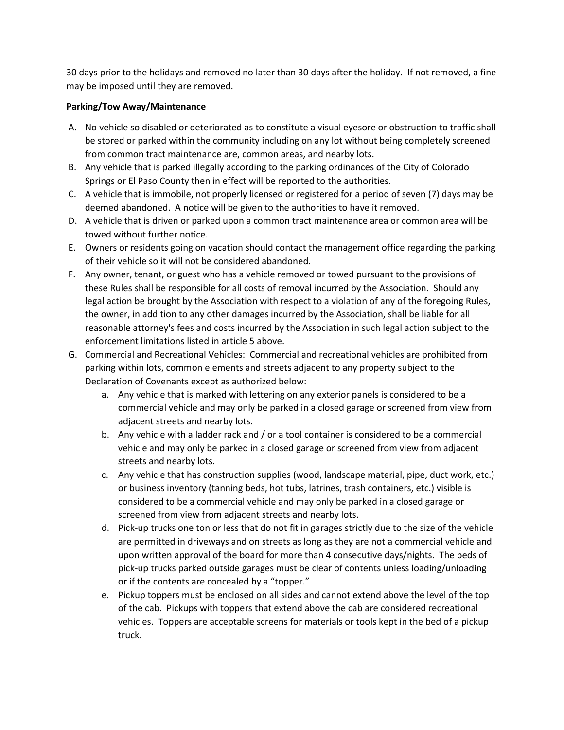30 days prior to the holidays and removed no later than 30 days after the holiday. If not removed, a fine may be imposed until they are removed.

**Parking/Tow Away/Maintenance**

A. No vehicle so disabled or deteriorated as to constitute a visual eyesore or obstruction to traffic shall be stored or parked within the community including on any lot without being completely screened from common tract maintenance are, common areas, and nearby lots.
B. Any vehicle that is parked illegally according to the parking ordinances of the City of Colorado Springs or El Paso County then in effect will be reported to the authorities.
C. A vehicle that is immobile, not properly licensed or registered for a period of seven (7) days may be deemed abandoned. A notice will be given to the authorities to have it removed.
D. A vehicle that is driven or parked upon a common tract maintenance area or common area will be towed without further notice.
E. Owners or residents going on vacation should contact the management office regarding the parking of their vehicle so it will not be considered abandoned.
F. Any owner, tenant, or guest who has a vehicle removed or towed pursuant to the provisions of these Rules shall be responsible for all costs of removal incurred by the Association. Should any legal action be brought by the Association with respect to a violation of any of the foregoing Rules, the owner, in addition to any other damages incurred by the Association, shall be liable for all reasonable attorney's fees and costs incurred by the Association in such legal action subject to the enforcement limitations listed in article 5 above.
G. Commercial and Recreational Vehicles: Commercial and recreational vehicles are prohibited from parking within lots, common elements and streets adjacent to any property subject to the Declaration of Covenants except as authorized below:
    a. Any vehicle that is marked with lettering on any exterior panels is considered to be a commercial vehicle and may only be parked in a closed garage or screened from view from adjacent streets and nearby lots.
    b. Any vehicle with a ladder rack and / or a tool container is considered to be a commercial vehicle and may only be parked in a closed garage or screened from view from adjacent streets and nearby lots.
    c. Any vehicle that has construction supplies (wood, landscape material, pipe, duct work, etc.) or business inventory (tanning beds, hot tubs, latrines, trash containers, etc.) visible is considered to be a commercial vehicle and may only be parked in a closed garage or screened from view from adjacent streets and nearby lots.
    d. Pick-up trucks one ton or less that do not fit in garages strictly due to the size of the vehicle are permitted in driveways and on streets as long as they are not a commercial vehicle and upon written approval of the board for more than 4 consecutive days/nights. The beds of pick-up trucks parked outside garages must be clear of contents unless loading/unloading or if the contents are concealed by a "topper."
    e. Pickup toppers must be enclosed on all sides and cannot extend above the level of the top of the cab. Pickups with toppers that extend above the cab are considered recreational vehicles. Toppers are acceptable screens for materials or tools kept in the bed of a pickup truck.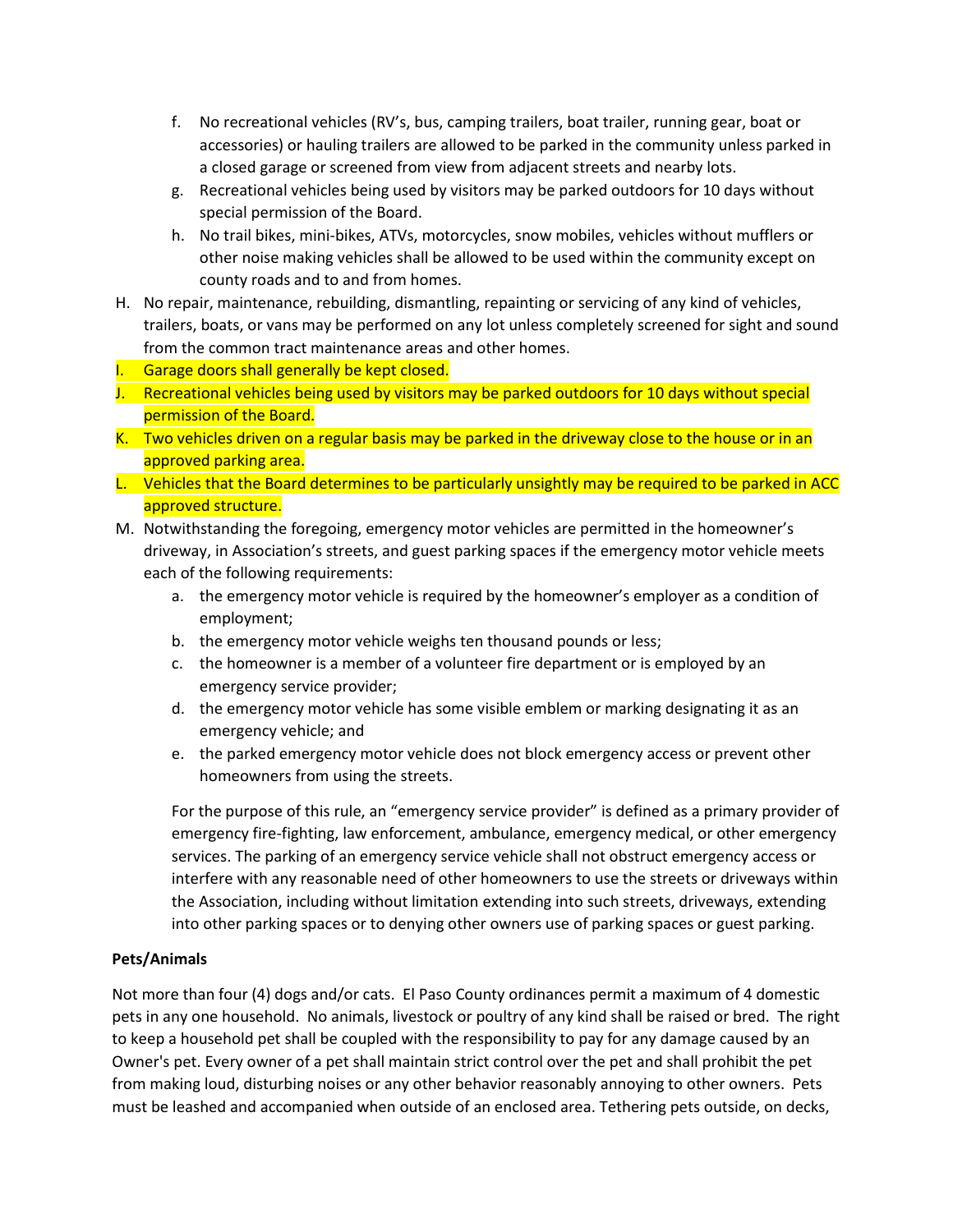f. No recreational vehicles (RV's, bus, camping trailers, boat trailer, running gear, boat or accessories) or hauling trailers are allowed to be parked in the community unless parked in a closed garage or screened from view from adjacent streets and nearby lots.
   g. Recreational vehicles being used by visitors may be parked outdoors for 10 days without special permission of the Board.
   h. No trail bikes, mini-bikes, ATVs, motorcycles, snow mobiles, vehicles without mufflers or other noise making vehicles shall be allowed to be used within the community except on county roads and to and from homes.

H. No repair, maintenance, rebuilding, dismantling, repainting or servicing of any kind of vehicles, trailers, boats, or vans may be performed on any lot unless completely screened for sight and sound from the common tract maintenance areas and other homes.

I. Garage doors shall generally be kept closed.

J. Recreational vehicles being used by visitors may be parked outdoors for 10 days without special permission of the Board.

K. Two vehicles driven on a regular basis may be parked in the driveway close to the house or in an approved parking area.

L. Vehicles that the Board determines to be particularly unsightly may be required to be parked in ACC approved structure.

M. Notwithstanding the foregoing, emergency motor vehicles are permitted in the homeowner's driveway, in Association's streets, and guest parking spaces if the emergency motor vehicle meets each of the following requirements:
   a. the emergency motor vehicle is required by the homeowner's employer as a condition of employment;
   b. the emergency motor vehicle weighs ten thousand pounds or less;
   c. the homeowner is a member of a volunteer fire department or is employed by an emergency service provider;
   d. the emergency motor vehicle has some visible emblem or marking designating it as an emergency vehicle; and
   e. the parked emergency motor vehicle does not block emergency access or prevent other homeowners from using the streets.

   For the purpose of this rule, an "emergency service provider" is defined as a primary provider of emergency fire-fighting, law enforcement, ambulance, emergency medical, or other emergency services. The parking of an emergency service vehicle shall not obstruct emergency access or interfere with any reasonable need of other homeowners to use the streets or driveways within the Association, including without limitation extending into such streets, driveways, extending into other parking spaces or to denying other owners use of parking spaces or guest parking.

**Pets/Animals**

Not more than four (4) dogs and/or cats. El Paso County ordinances permit a maximum of 4 domestic pets in any one household. No animals, livestock or poultry of any kind shall be raised or bred. The right to keep a household pet shall be coupled with the responsibility to pay for any damage caused by an Owner's pet. Every owner of a pet shall maintain strict control over the pet and shall prohibit the pet from making loud, disturbing noises or any other behavior reasonably annoying to other owners. Pets must be leashed and accompanied when outside of an enclosed area. Tethering pets outside, on decks,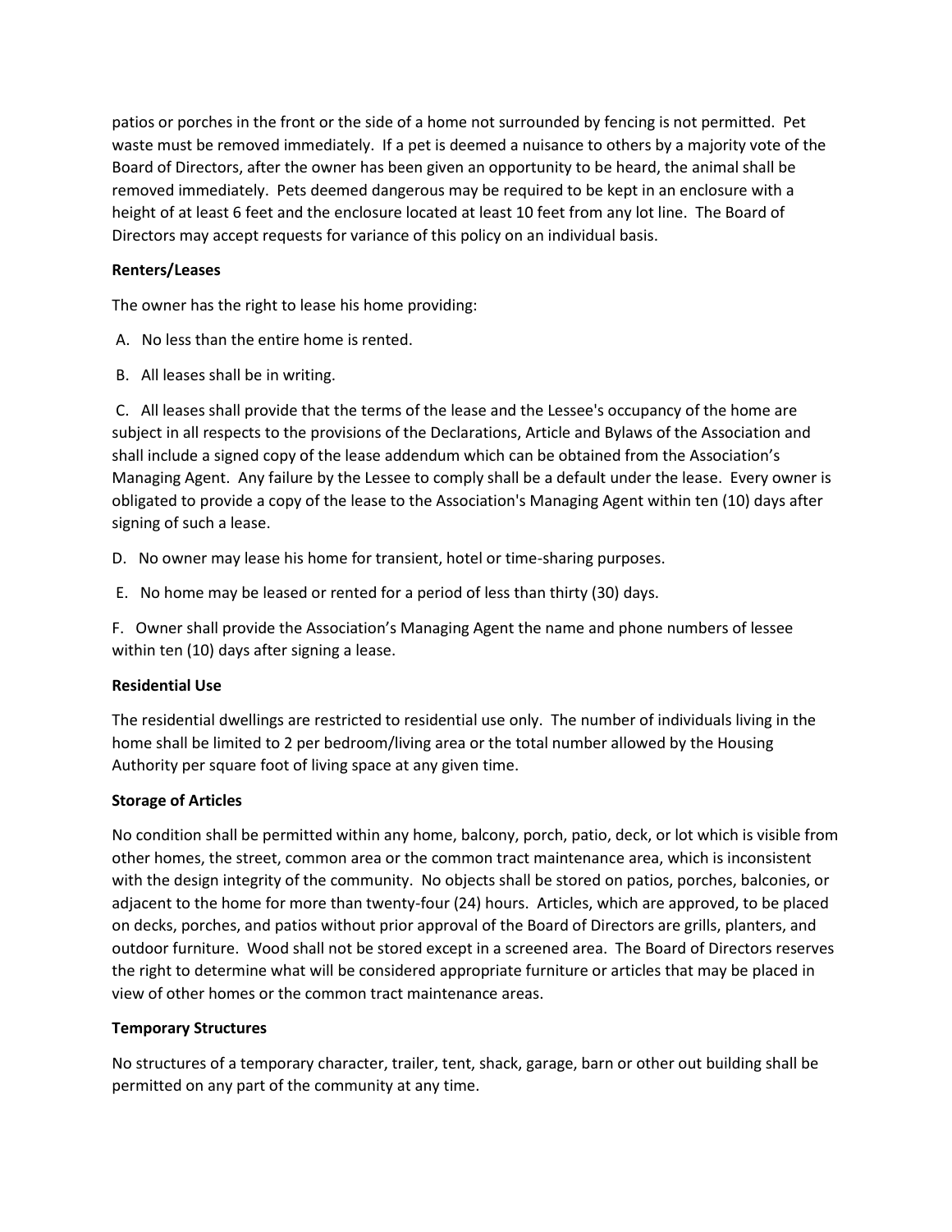patios or porches in the front or the side of a home not surrounded by fencing is not permitted. Pet waste must be removed immediately. If a pet is deemed a nuisance to others by a majority vote of the Board of Directors, after the owner has been given an opportunity to be heard, the animal shall be removed immediately. Pets deemed dangerous may be required to be kept in an enclosure with a height of at least 6 feet and the enclosure located at least 10 feet from any lot line. The Board of Directors may accept requests for variance of this policy on an individual basis.

**Renters/Leases**

The owner has the right to lease his home providing:

A. No less than the entire home is rented.

B. All leases shall be in writing.

C. All leases shall provide that the terms of the lease and the Lessee's occupancy of the home are subject in all respects to the provisions of the Declarations, Article and Bylaws of the Association and shall include a signed copy of the lease addendum which can be obtained from the Association's Managing Agent. Any failure by the Lessee to comply shall be a default under the lease. Every owner is obligated to provide a copy of the lease to the Association's Managing Agent within ten (10) days after signing of such a lease.

D. No owner may lease his home for transient, hotel or time-sharing purposes.

E. No home may be leased or rented for a period of less than thirty (30) days.

F. Owner shall provide the Association's Managing Agent the name and phone numbers of lessee within ten (10) days after signing a lease.

**Residential Use**

The residential dwellings are restricted to residential use only. The number of individuals living in the home shall be limited to 2 per bedroom/living area or the total number allowed by the Housing Authority per square foot of living space at any given time.

**Storage of Articles**

No condition shall be permitted within any home, balcony, porch, patio, deck, or lot which is visible from other homes, the street, common area or the common tract maintenance area, which is inconsistent with the design integrity of the community. No objects shall be stored on patios, porches, balconies, or adjacent to the home for more than twenty-four (24) hours. Articles, which are approved, to be placed on decks, porches, and patios without prior approval of the Board of Directors are grills, planters, and outdoor furniture. Wood shall not be stored except in a screened area. The Board of Directors reserves the right to determine what will be considered appropriate furniture or articles that may be placed in view of other homes or the common tract maintenance areas.

**Temporary Structures**

No structures of a temporary character, trailer, tent, shack, garage, barn or other out building shall be permitted on any part of the community at any time.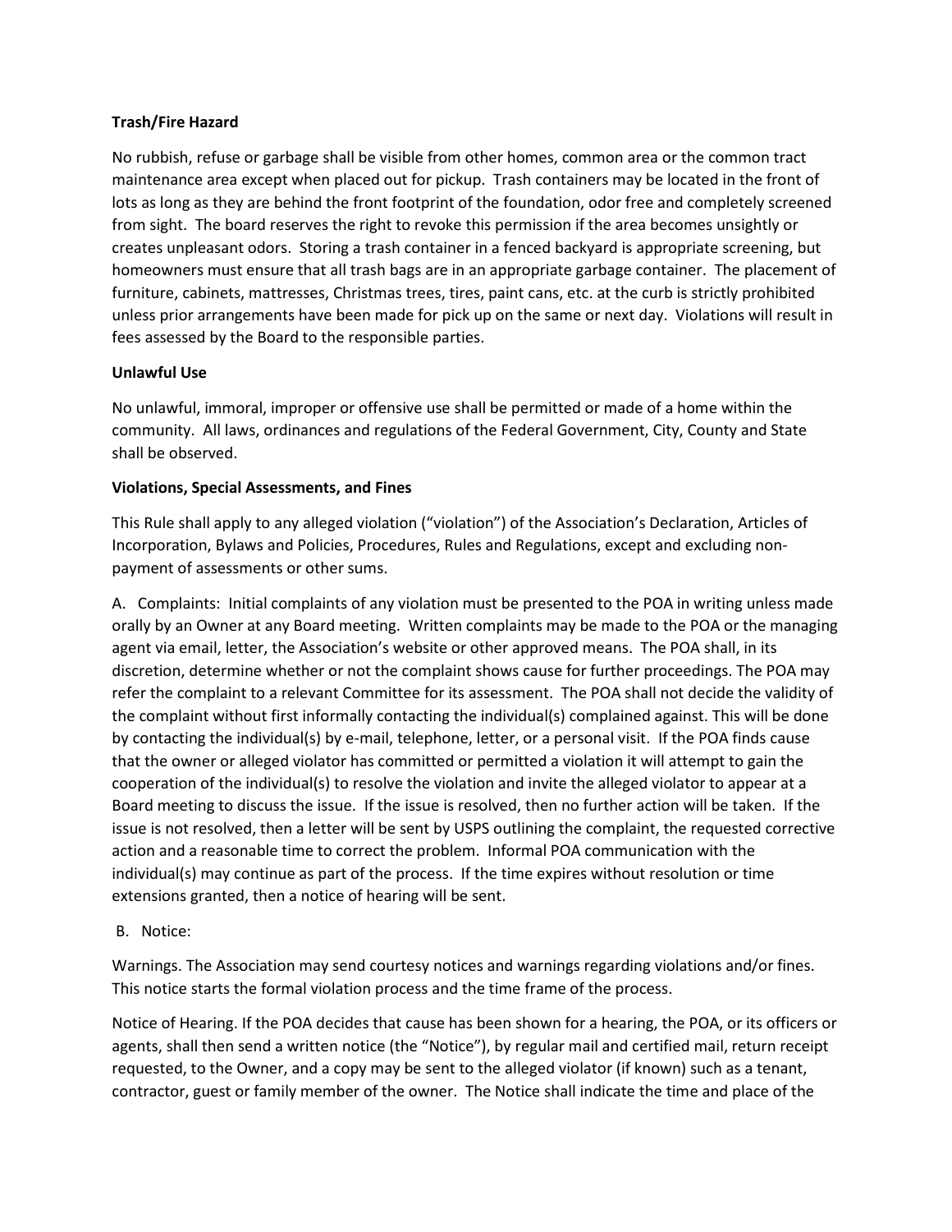**Trash/Fire Hazard**

No rubbish, refuse or garbage shall be visible from other homes, common area or the common tract maintenance area except when placed out for pickup. Trash containers may be located in the front of lots as long as they are behind the front footprint of the foundation, odor free and completely screened from sight. The board reserves the right to revoke this permission if the area becomes unsightly or creates unpleasant odors. Storing a trash container in a fenced backyard is appropriate screening, but homeowners must ensure that all trash bags are in an appropriate garbage container. The placement of furniture, cabinets, mattresses, Christmas trees, tires, paint cans, etc. at the curb is strictly prohibited unless prior arrangements have been made for pick up on the same or next day. Violations will result in fees assessed by the Board to the responsible parties.

**Unlawful Use**

No unlawful, immoral, improper or offensive use shall be permitted or made of a home within the community. All laws, ordinances and regulations of the Federal Government, City, County and State shall be observed.

**Violations, Special Assessments, and Fines**

This Rule shall apply to any alleged violation ("violation") of the Association's Declaration, Articles of Incorporation, Bylaws and Policies, Procedures, Rules and Regulations, except and excluding non-payment of assessments or other sums.

A. Complaints: Initial complaints of any violation must be presented to the POA in writing unless made orally by an Owner at any Board meeting. Written complaints may be made to the POA or the managing agent via email, letter, the Association's website or other approved means. The POA shall, in its discretion, determine whether or not the complaint shows cause for further proceedings. The POA may refer the complaint to a relevant Committee for its assessment. The POA shall not decide the validity of the complaint without first informally contacting the individual(s) complained against. This will be done by contacting the individual(s) by e-mail, telephone, letter, or a personal visit. If the POA finds cause that the owner or alleged violator has committed or permitted a violation it will attempt to gain the cooperation of the individual(s) to resolve the violation and invite the alleged violator to appear at a Board meeting to discuss the issue. If the issue is resolved, then no further action will be taken. If the issue is not resolved, then a letter will be sent by USPS outlining the complaint, the requested corrective action and a reasonable time to correct the problem. Informal POA communication with the individual(s) may continue as part of the process. If the time expires without resolution or time extensions granted, then a notice of hearing will be sent.

B. Notice:

Warnings. The Association may send courtesy notices and warnings regarding violations and/or fines. This notice starts the formal violation process and the time frame of the process.

Notice of Hearing. If the POA decides that cause has been shown for a hearing, the POA, or its officers or agents, shall then send a written notice (the "Notice"), by regular mail and certified mail, return receipt requested, to the Owner, and a copy may be sent to the alleged violator (if known) such as a tenant, contractor, guest or family member of the owner. The Notice shall indicate the time and place of the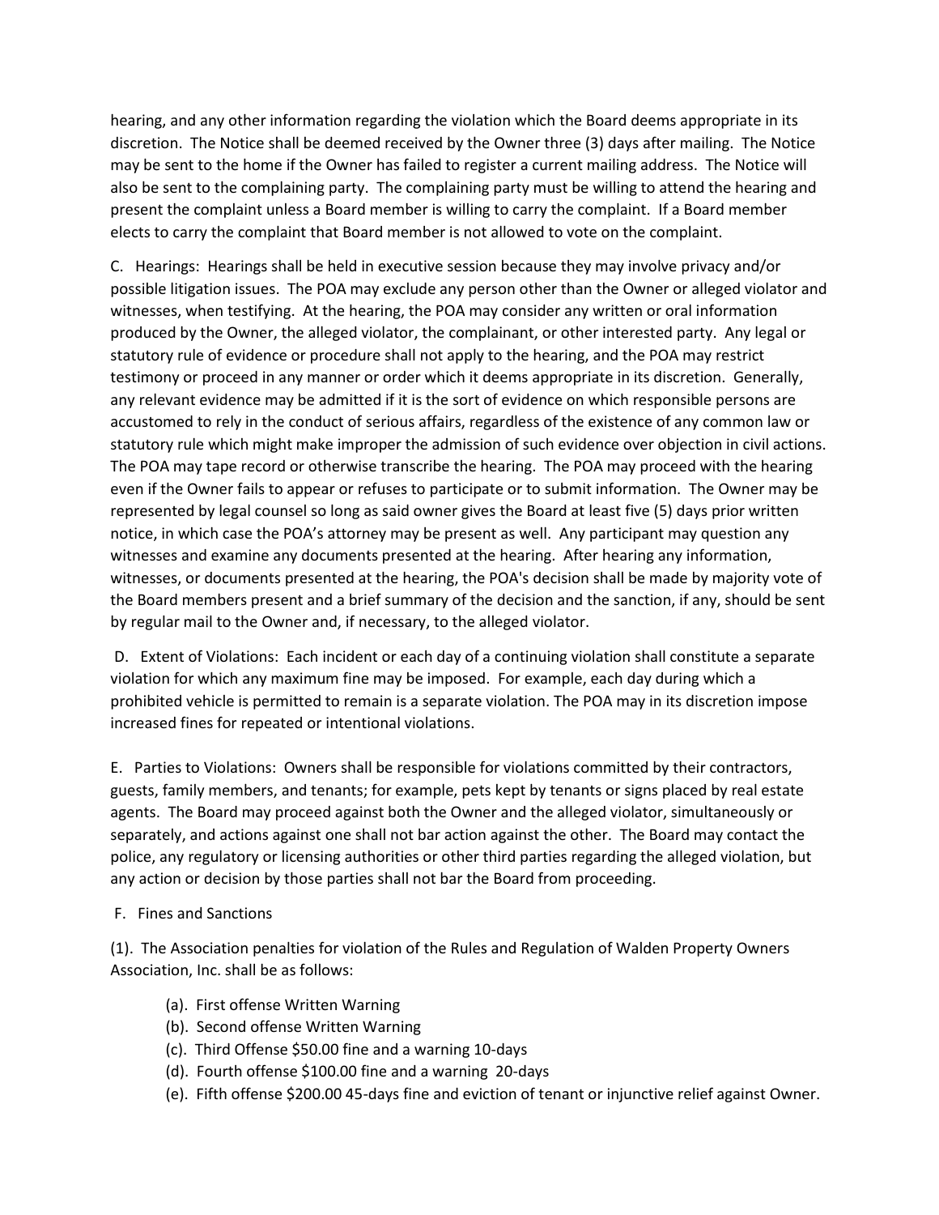hearing, and any other information regarding the violation which the Board deems appropriate in its discretion. The Notice shall be deemed received by the Owner three (3) days after mailing. The Notice may be sent to the home if the Owner has failed to register a current mailing address. The Notice will also be sent to the complaining party. The complaining party must be willing to attend the hearing and present the complaint unless a Board member is willing to carry the complaint. If a Board member elects to carry the complaint that Board member is not allowed to vote on the complaint.

C. Hearings: Hearings shall be held in executive session because they may involve privacy and/or possible litigation issues. The POA may exclude any person other than the Owner or alleged violator and witnesses, when testifying. At the hearing, the POA may consider any written or oral information produced by the Owner, the alleged violator, the complainant, or other interested party. Any legal or statutory rule of evidence or procedure shall not apply to the hearing, and the POA may restrict testimony or proceed in any manner or order which it deems appropriate in its discretion. Generally, any relevant evidence may be admitted if it is the sort of evidence on which responsible persons are accustomed to rely in the conduct of serious affairs, regardless of the existence of any common law or statutory rule which might make improper the admission of such evidence over objection in civil actions. The POA may tape record or otherwise transcribe the hearing. The POA may proceed with the hearing even if the Owner fails to appear or refuses to participate or to submit information. The Owner may be represented by legal counsel so long as said owner gives the Board at least five (5) days prior written notice, in which case the POA's attorney may be present as well. Any participant may question any witnesses and examine any documents presented at the hearing. After hearing any information, witnesses, or documents presented at the hearing, the POA's decision shall be made by majority vote of the Board members present and a brief summary of the decision and the sanction, if any, should be sent by regular mail to the Owner and, if necessary, to the alleged violator.

D. Extent of Violations: Each incident or each day of a continuing violation shall constitute a separate violation for which any maximum fine may be imposed. For example, each day during which a prohibited vehicle is permitted to remain is a separate violation. The POA may in its discretion impose increased fines for repeated or intentional violations.

E. Parties to Violations: Owners shall be responsible for violations committed by their contractors, guests, family members, and tenants; for example, pets kept by tenants or signs placed by real estate agents. The Board may proceed against both the Owner and the alleged violator, simultaneously or separately, and actions against one shall not bar action against the other. The Board may contact the police, any regulatory or licensing authorities or other third parties regarding the alleged violation, but any action or decision by those parties shall not bar the Board from proceeding.

F. Fines and Sanctions

(1). The Association penalties for violation of the Rules and Regulation of Walden Property Owners Association, Inc. shall be as follows:

- (a). First offense Written Warning
- (b). Second offense Written Warning
- (c). Third Offense $50.00 fine and a warning 10-days
- (d). Fourth offense $100.00 fine and a warning 20-days
- (e). Fifth offense $200.00 45-days fine and eviction of tenant or injunctive relief against Owner.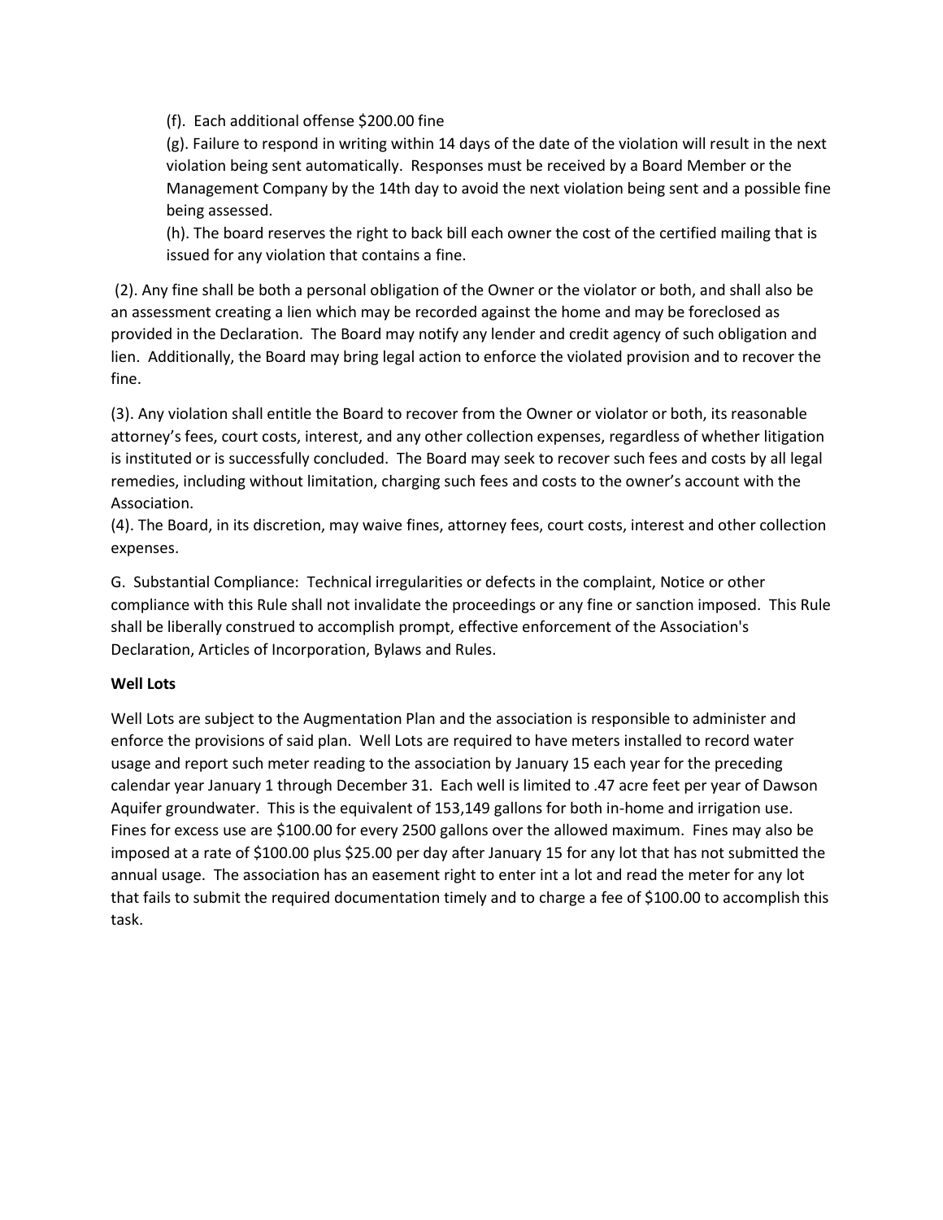(f). Each additional offense $200.00 fine

(g). Failure to respond in writing within 14 days of the date of the violation will result in the next violation being sent automatically. Responses must be received by a Board Member or the Management Company by the 14th day to avoid the next violation being sent and a possible fine being assessed.

(h). The board reserves the right to back bill each owner the cost of the certified mailing that is issued for any violation that contains a fine.

(2). Any fine shall be both a personal obligation of the Owner or the violator or both, and shall also be an assessment creating a lien which may be recorded against the home and may be foreclosed as provided in the Declaration. The Board may notify any lender and credit agency of such obligation and lien. Additionally, the Board may bring legal action to enforce the violated provision and to recover the fine.

(3). Any violation shall entitle the Board to recover from the Owner or violator or both, its reasonable attorney's fees, court costs, interest, and any other collection expenses, regardless of whether litigation is instituted or is successfully concluded. The Board may seek to recover such fees and costs by all legal remedies, including without limitation, charging such fees and costs to the owner's account with the Association.

(4). The Board, in its discretion, may waive fines, attorney fees, court costs, interest and other collection expenses.

G. Substantial Compliance: Technical irregularities or defects in the complaint, Notice or other compliance with this Rule shall not invalidate the proceedings or any fine or sanction imposed. This Rule shall be liberally construed to accomplish prompt, effective enforcement of the Association's Declaration, Articles of Incorporation, Bylaws and Rules.

**Well Lots**

Well Lots are subject to the Augmentation Plan and the association is responsible to administer and enforce the provisions of said plan. Well Lots are required to have meters installed to record water usage and report such meter reading to the association by January 15 each year for the preceding calendar year January 1 through December 31. Each well is limited to .47 acre feet per year of Dawson Aquifer groundwater. This is the equivalent of 153,149 gallons for both in-home and irrigation use. Fines for excess use are $100.00 for every 2500 gallons over the allowed maximum. Fines may also be imposed at a rate of $100.00 plus $25.00 per day after January 15 for any lot that has not submitted the annual usage. The association has an easement right to enter int a lot and read the meter for any lot that fails to submit the required documentation timely and to charge a fee of $100.00 to accomplish this task.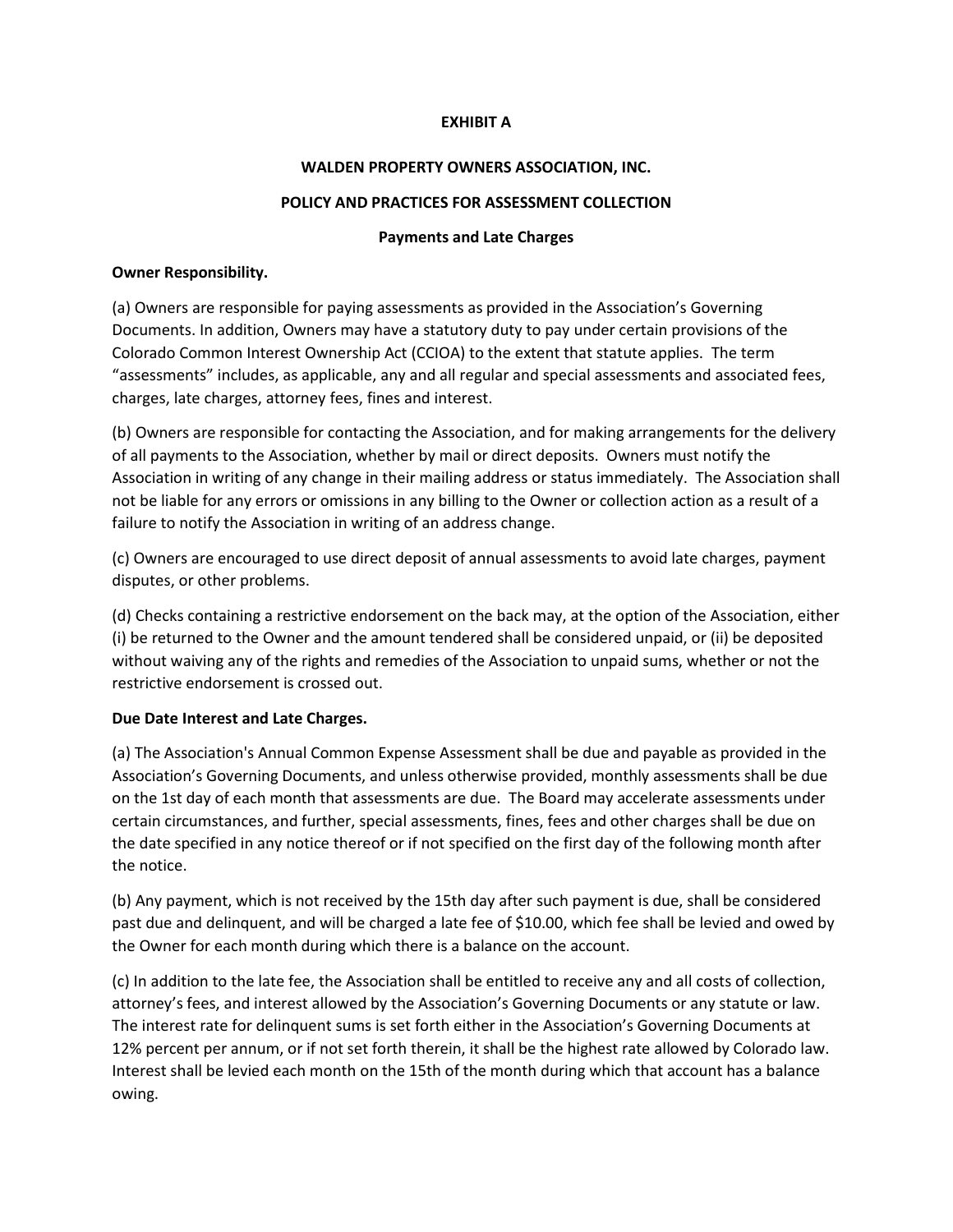# EXHIBIT A

## WALDEN PROPERTY OWNERS ASSOCIATION, INC.

## POLICY AND PRACTICES FOR ASSESSMENT COLLECTION

### Payments and Late Charges

**Owner Responsibility.**

(a) Owners are responsible for paying assessments as provided in the Association's Governing Documents. In addition, Owners may have a statutory duty to pay under certain provisions of the Colorado Common Interest Ownership Act (CCIOA) to the extent that statute applies. The term "assessments" includes, as applicable, any and all regular and special assessments and associated fees, charges, late charges, attorney fees, fines and interest.

(b) Owners are responsible for contacting the Association, and for making arrangements for the delivery of all payments to the Association, whether by mail or direct deposits. Owners must notify the Association in writing of any change in their mailing address or status immediately. The Association shall not be liable for any errors or omissions in any billing to the Owner or collection action as a result of a failure to notify the Association in writing of an address change.

(c) Owners are encouraged to use direct deposit of annual assessments to avoid late charges, payment disputes, or other problems.

(d) Checks containing a restrictive endorsement on the back may, at the option of the Association, either (i) be returned to the Owner and the amount tendered shall be considered unpaid, or (ii) be deposited without waiving any of the rights and remedies of the Association to unpaid sums, whether or not the restrictive endorsement is crossed out.

**Due Date Interest and Late Charges.**

(a) The Association's Annual Common Expense Assessment shall be due and payable as provided in the Association's Governing Documents, and unless otherwise provided, monthly assessments shall be due on the 1st day of each month that assessments are due. The Board may accelerate assessments under certain circumstances, and further, special assessments, fines, fees and other charges shall be due on the date specified in any notice thereof or if not specified on the first day of the following month after the notice.

(b) Any payment, which is not received by the 15th day after such payment is due, shall be considered past due and delinquent, and will be charged a late fee of $10.00, which fee shall be levied and owed by the Owner for each month during which there is a balance on the account.

(c) In addition to the late fee, the Association shall be entitled to receive any and all costs of collection, attorney's fees, and interest allowed by the Association's Governing Documents or any statute or law. The interest rate for delinquent sums is set forth either in the Association's Governing Documents at 12% percent per annum, or if not set forth therein, it shall be the highest rate allowed by Colorado law. Interest shall be levied each month on the 15th of the month during which that account has a balance owing.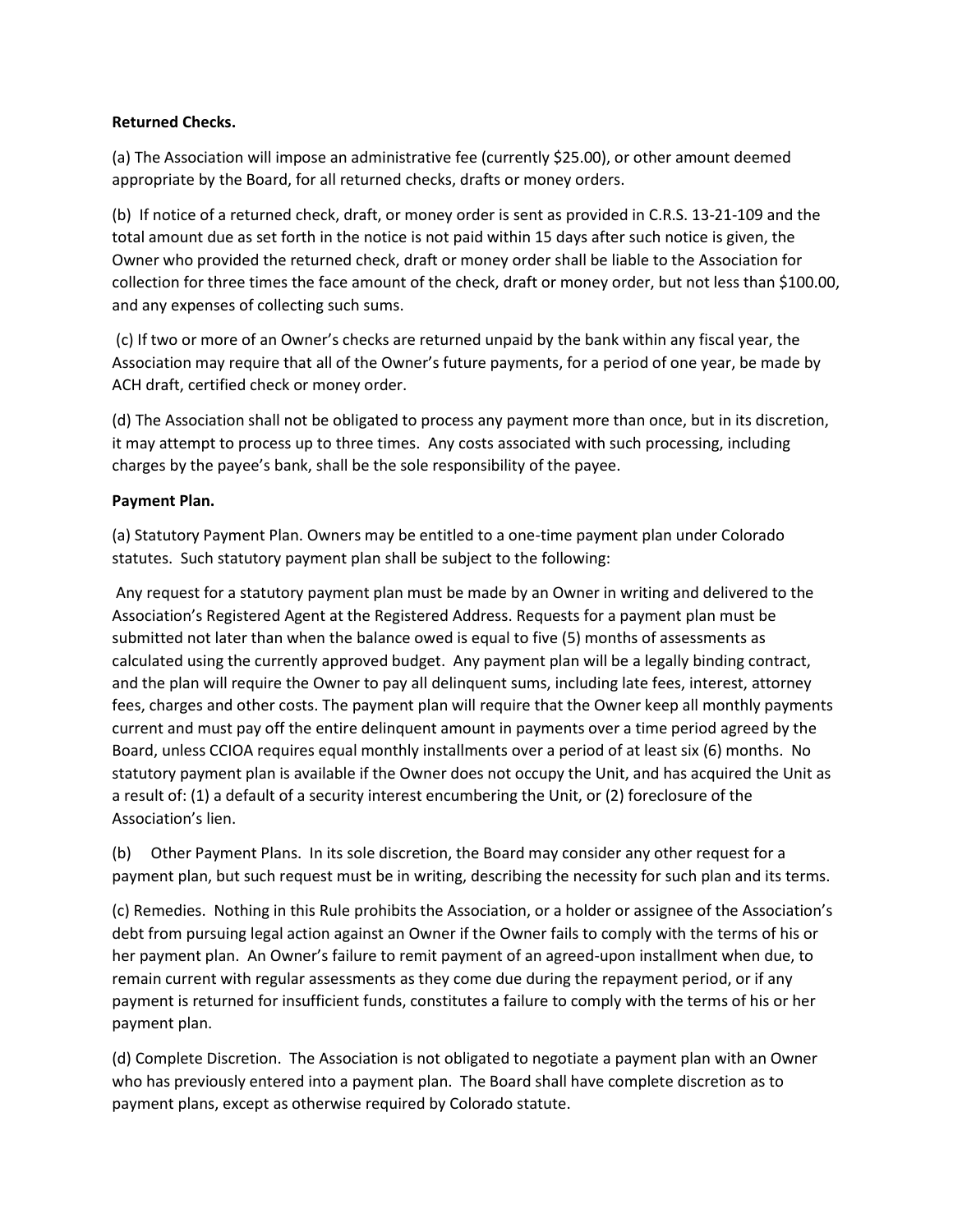**Returned Checks.**

(a) The Association will impose an administrative fee (currently $25.00), or other amount deemed appropriate by the Board, for all returned checks, drafts or money orders.

(b) If notice of a returned check, draft, or money order is sent as provided in C.R.S. 13-21-109 and the total amount due as set forth in the notice is not paid within 15 days after such notice is given, the Owner who provided the returned check, draft or money order shall be liable to the Association for collection for three times the face amount of the check, draft or money order, but not less than $100.00, and any expenses of collecting such sums.

(c) If two or more of an Owner's checks are returned unpaid by the bank within any fiscal year, the Association may require that all of the Owner's future payments, for a period of one year, be made by ACH draft, certified check or money order.

(d) The Association shall not be obligated to process any payment more than once, but in its discretion, it may attempt to process up to three times. Any costs associated with such processing, including charges by the payee's bank, shall be the sole responsibility of the payee.

**Payment Plan.**

(a) Statutory Payment Plan. Owners may be entitled to a one-time payment plan under Colorado statutes. Such statutory payment plan shall be subject to the following:

Any request for a statutory payment plan must be made by an Owner in writing and delivered to the Association's Registered Agent at the Registered Address. Requests for a payment plan must be submitted not later than when the balance owed is equal to five (5) months of assessments as calculated using the currently approved budget. Any payment plan will be a legally binding contract, and the plan will require the Owner to pay all delinquent sums, including late fees, interest, attorney fees, charges and other costs. The payment plan will require that the Owner keep all monthly payments current and must pay off the entire delinquent amount in payments over a time period agreed by the Board, unless CCIOA requires equal monthly installments over a period of at least six (6) months. No statutory payment plan is available if the Owner does not occupy the Unit, and has acquired the Unit as a result of: (1) a default of a security interest encumbering the Unit, or (2) foreclosure of the Association's lien.

(b) Other Payment Plans. In its sole discretion, the Board may consider any other request for a payment plan, but such request must be in writing, describing the necessity for such plan and its terms.

(c) Remedies. Nothing in this Rule prohibits the Association, or a holder or assignee of the Association's debt from pursuing legal action against an Owner if the Owner fails to comply with the terms of his or her payment plan. An Owner's failure to remit payment of an agreed-upon installment when due, to remain current with regular assessments as they come due during the repayment period, or if any payment is returned for insufficient funds, constitutes a failure to comply with the terms of his or her payment plan.

(d) Complete Discretion. The Association is not obligated to negotiate a payment plan with an Owner who has previously entered into a payment plan. The Board shall have complete discretion as to payment plans, except as otherwise required by Colorado statute.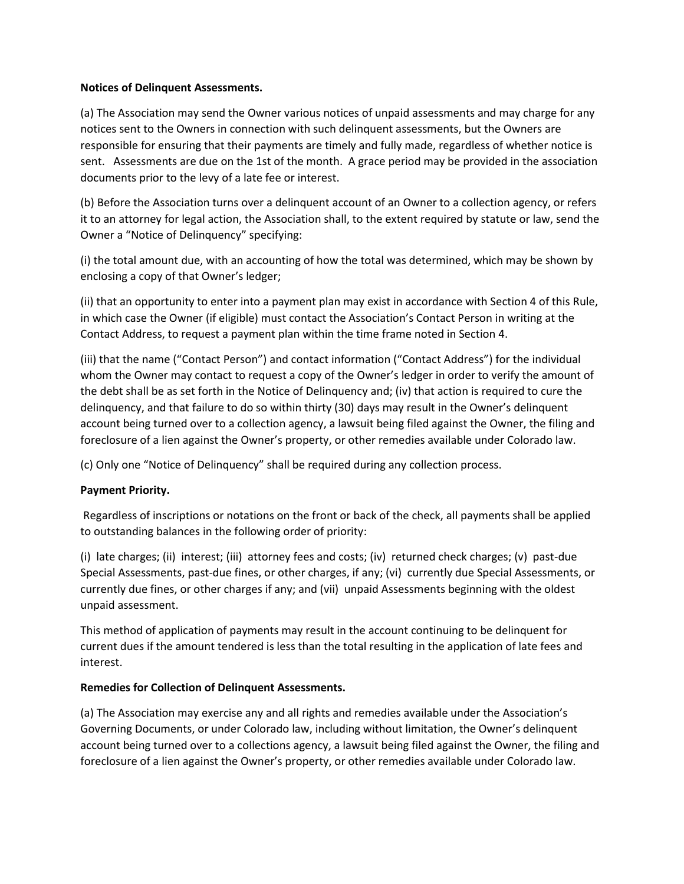**Notices of Delinquent Assessments.**

(a) The Association may send the Owner various notices of unpaid assessments and may charge for any notices sent to the Owners in connection with such delinquent assessments, but the Owners are responsible for ensuring that their payments are timely and fully made, regardless of whether notice is sent. Assessments are due on the 1st of the month. A grace period may be provided in the association documents prior to the levy of a late fee or interest.

(b) Before the Association turns over a delinquent account of an Owner to a collection agency, or refers it to an attorney for legal action, the Association shall, to the extent required by statute or law, send the Owner a "Notice of Delinquency" specifying:

(i) the total amount due, with an accounting of how the total was determined, which may be shown by enclosing a copy of that Owner's ledger;

(ii) that an opportunity to enter into a payment plan may exist in accordance with Section 4 of this Rule, in which case the Owner (if eligible) must contact the Association's Contact Person in writing at the Contact Address, to request a payment plan within the time frame noted in Section 4.

(iii) that the name ("Contact Person") and contact information ("Contact Address") for the individual whom the Owner may contact to request a copy of the Owner's ledger in order to verify the amount of the debt shall be as set forth in the Notice of Delinquency and; (iv) that action is required to cure the delinquency, and that failure to do so within thirty (30) days may result in the Owner's delinquent account being turned over to a collection agency, a lawsuit being filed against the Owner, the filing and foreclosure of a lien against the Owner's property, or other remedies available under Colorado law.

(c) Only one "Notice of Delinquency" shall be required during any collection process.

**Payment Priority.**

Regardless of inscriptions or notations on the front or back of the check, all payments shall be applied to outstanding balances in the following order of priority:

(i) late charges; (ii) interest; (iii) attorney fees and costs; (iv) returned check charges; (v) past-due Special Assessments, past-due fines, or other charges, if any; (vi) currently due Special Assessments, or currently due fines, or other charges if any; and (vii) unpaid Assessments beginning with the oldest unpaid assessment.

This method of application of payments may result in the account continuing to be delinquent for current dues if the amount tendered is less than the total resulting in the application of late fees and interest.

**Remedies for Collection of Delinquent Assessments.**

(a) The Association may exercise any and all rights and remedies available under the Association's Governing Documents, or under Colorado law, including without limitation, the Owner's delinquent account being turned over to a collections agency, a lawsuit being filed against the Owner, the filing and foreclosure of a lien against the Owner's property, or other remedies available under Colorado law.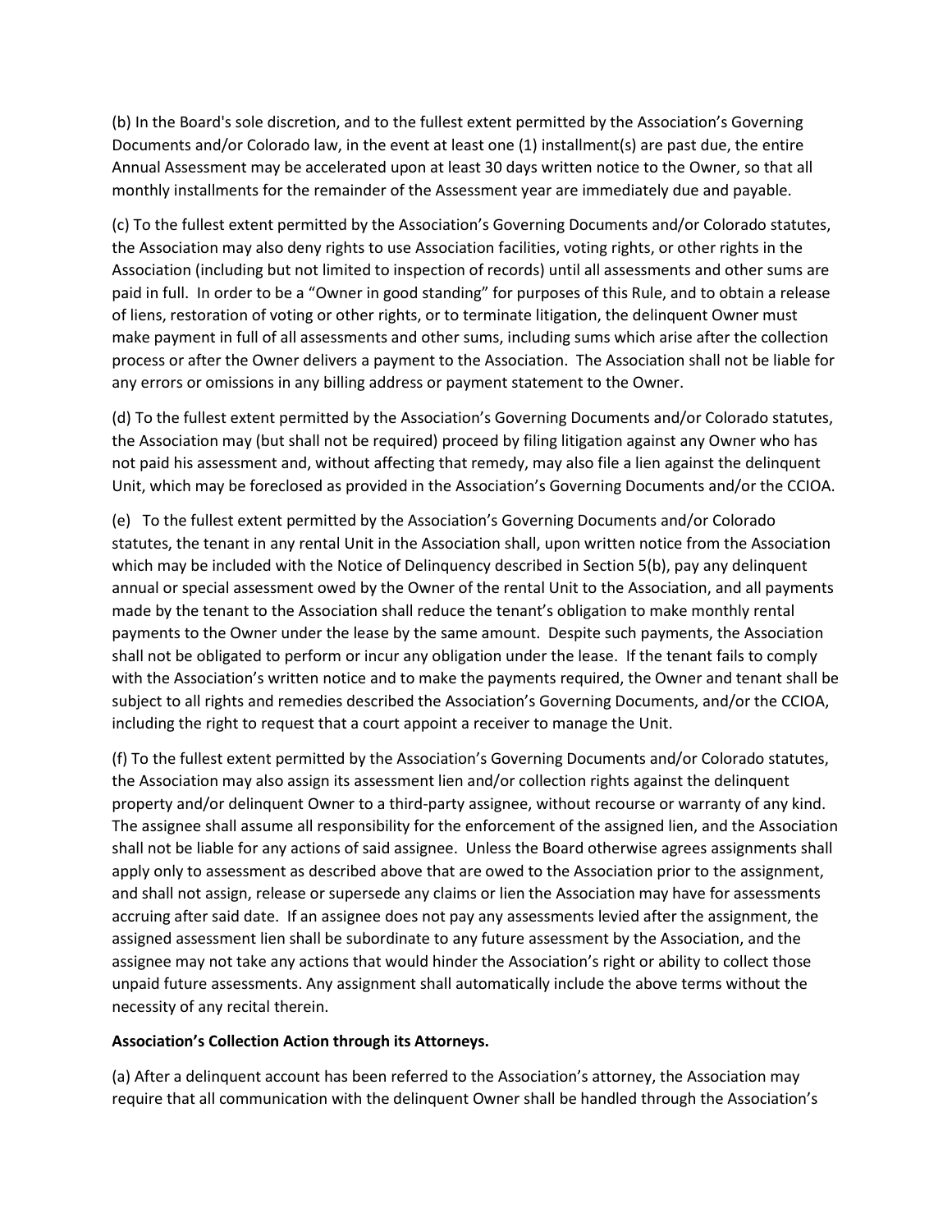(b) In the Board's sole discretion, and to the fullest extent permitted by the Association's Governing Documents and/or Colorado law, in the event at least one (1) installment(s) are past due, the entire Annual Assessment may be accelerated upon at least 30 days written notice to the Owner, so that all monthly installments for the remainder of the Assessment year are immediately due and payable.

(c) To the fullest extent permitted by the Association's Governing Documents and/or Colorado statutes, the Association may also deny rights to use Association facilities, voting rights, or other rights in the Association (including but not limited to inspection of records) until all assessments and other sums are paid in full. In order to be a "Owner in good standing" for purposes of this Rule, and to obtain a release of liens, restoration of voting or other rights, or to terminate litigation, the delinquent Owner must make payment in full of all assessments and other sums, including sums which arise after the collection process or after the Owner delivers a payment to the Association. The Association shall not be liable for any errors or omissions in any billing address or payment statement to the Owner.

(d) To the fullest extent permitted by the Association's Governing Documents and/or Colorado statutes, the Association may (but shall not be required) proceed by filing litigation against any Owner who has not paid his assessment and, without affecting that remedy, may also file a lien against the delinquent Unit, which may be foreclosed as provided in the Association's Governing Documents and/or the CCIOA.

(e) To the fullest extent permitted by the Association's Governing Documents and/or Colorado statutes, the tenant in any rental Unit in the Association shall, upon written notice from the Association which may be included with the Notice of Delinquency described in Section 5(b), pay any delinquent annual or special assessment owed by the Owner of the rental Unit to the Association, and all payments made by the tenant to the Association shall reduce the tenant's obligation to make monthly rental payments to the Owner under the lease by the same amount. Despite such payments, the Association shall not be obligated to perform or incur any obligation under the lease. If the tenant fails to comply with the Association's written notice and to make the payments required, the Owner and tenant shall be subject to all rights and remedies described the Association's Governing Documents, and/or the CCIOA, including the right to request that a court appoint a receiver to manage the Unit.

(f) To the fullest extent permitted by the Association's Governing Documents and/or Colorado statutes, the Association may also assign its assessment lien and/or collection rights against the delinquent property and/or delinquent Owner to a third-party assignee, without recourse or warranty of any kind. The assignee shall assume all responsibility for the enforcement of the assigned lien, and the Association shall not be liable for any actions of said assignee. Unless the Board otherwise agrees assignments shall apply only to assessment as described above that are owed to the Association prior to the assignment, and shall not assign, release or supersede any claims or lien the Association may have for assessments accruing after said date. If an assignee does not pay any assessments levied after the assignment, the assigned assessment lien shall be subordinate to any future assessment by the Association, and the assignee may not take any actions that would hinder the Association's right or ability to collect those unpaid future assessments. Any assignment shall automatically include the above terms without the necessity of any recital therein.

**Association's Collection Action through its Attorneys.**

(a) After a delinquent account has been referred to the Association's attorney, the Association may require that all communication with the delinquent Owner shall be handled through the Association's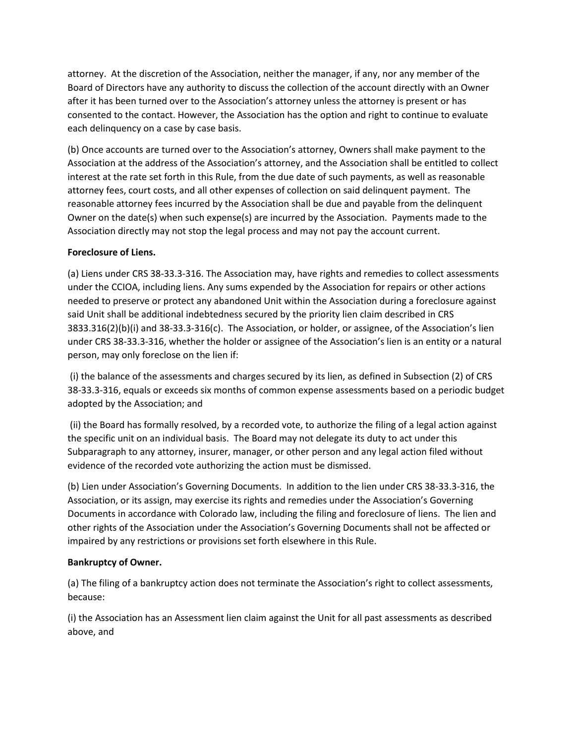attorney. At the discretion of the Association, neither the manager, if any, nor any member of the Board of Directors have any authority to discuss the collection of the account directly with an Owner after it has been turned over to the Association's attorney unless the attorney is present or has consented to the contact. However, the Association has the option and right to continue to evaluate each delinquency on a case by case basis.

(b) Once accounts are turned over to the Association's attorney, Owners shall make payment to the Association at the address of the Association's attorney, and the Association shall be entitled to collect interest at the rate set forth in this Rule, from the due date of such payments, as well as reasonable attorney fees, court costs, and all other expenses of collection on said delinquent payment. The reasonable attorney fees incurred by the Association shall be due and payable from the delinquent Owner on the date(s) when such expense(s) are incurred by the Association. Payments made to the Association directly may not stop the legal process and may not pay the account current.

**Foreclosure of Liens.**

(a) Liens under CRS 38-33.3-316. The Association may, have rights and remedies to collect assessments under the CCIOA, including liens. Any sums expended by the Association for repairs or other actions needed to preserve or protect any abandoned Unit within the Association during a foreclosure against said Unit shall be additional indebtedness secured by the priority lien claim described in CRS 3833.316(2)(b)(i) and 38-33.3-316(c). The Association, or holder, or assignee, of the Association's lien under CRS 38-33.3-316, whether the holder or assignee of the Association's lien is an entity or a natural person, may only foreclose on the lien if:

(i) the balance of the assessments and charges secured by its lien, as defined in Subsection (2) of CRS 38-33.3-316, equals or exceeds six months of common expense assessments based on a periodic budget adopted by the Association; and

(ii) the Board has formally resolved, by a recorded vote, to authorize the filing of a legal action against the specific unit on an individual basis. The Board may not delegate its duty to act under this Subparagraph to any attorney, insurer, manager, or other person and any legal action filed without evidence of the recorded vote authorizing the action must be dismissed.

(b) Lien under Association's Governing Documents. In addition to the lien under CRS 38-33.3-316, the Association, or its assign, may exercise its rights and remedies under the Association's Governing Documents in accordance with Colorado law, including the filing and foreclosure of liens. The lien and other rights of the Association under the Association's Governing Documents shall not be affected or impaired by any restrictions or provisions set forth elsewhere in this Rule.

**Bankruptcy of Owner.**

(a) The filing of a bankruptcy action does not terminate the Association's right to collect assessments, because:

(i) the Association has an Assessment lien claim against the Unit for all past assessments as described above, and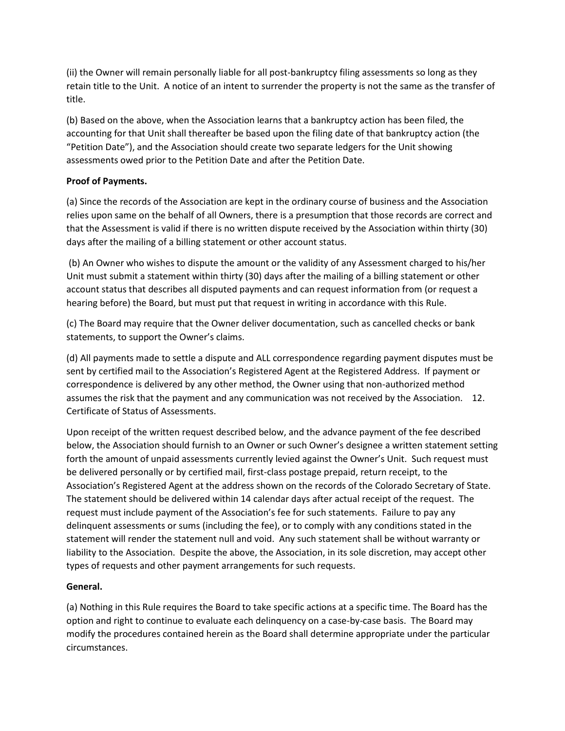(ii) the Owner will remain personally liable for all post-bankruptcy filing assessments so long as they retain title to the Unit. A notice of an intent to surrender the property is not the same as the transfer of title.

(b) Based on the above, when the Association learns that a bankruptcy action has been filed, the accounting for that Unit shall thereafter be based upon the filing date of that bankruptcy action (the "Petition Date"), and the Association should create two separate ledgers for the Unit showing assessments owed prior to the Petition Date and after the Petition Date.

**Proof of Payments.**

(a) Since the records of the Association are kept in the ordinary course of business and the Association relies upon same on the behalf of all Owners, there is a presumption that those records are correct and that the Assessment is valid if there is no written dispute received by the Association within thirty (30) days after the mailing of a billing statement or other account status.

(b) An Owner who wishes to dispute the amount or the validity of any Assessment charged to his/her Unit must submit a statement within thirty (30) days after the mailing of a billing statement or other account status that describes all disputed payments and can request information from (or request a hearing before) the Board, but must put that request in writing in accordance with this Rule.

(c) The Board may require that the Owner deliver documentation, such as cancelled checks or bank statements, to support the Owner's claims.

(d) All payments made to settle a dispute and ALL correspondence regarding payment disputes must be sent by certified mail to the Association's Registered Agent at the Registered Address. If payment or correspondence is delivered by any other method, the Owner using that non-authorized method assumes the risk that the payment and any communication was not received by the Association. 12. Certificate of Status of Assessments.

Upon receipt of the written request described below, and the advance payment of the fee described below, the Association should furnish to an Owner or such Owner's designee a written statement setting forth the amount of unpaid assessments currently levied against the Owner's Unit. Such request must be delivered personally or by certified mail, first-class postage prepaid, return receipt, to the Association's Registered Agent at the address shown on the records of the Colorado Secretary of State. The statement should be delivered within 14 calendar days after actual receipt of the request. The request must include payment of the Association's fee for such statements. Failure to pay any delinquent assessments or sums (including the fee), or to comply with any conditions stated in the statement will render the statement null and void. Any such statement shall be without warranty or liability to the Association. Despite the above, the Association, in its sole discretion, may accept other types of requests and other payment arrangements for such requests.

**General.**

(a) Nothing in this Rule requires the Board to take specific actions at a specific time. The Board has the option and right to continue to evaluate each delinquency on a case-by-case basis. The Board may modify the procedures contained herein as the Board shall determine appropriate under the particular circumstances.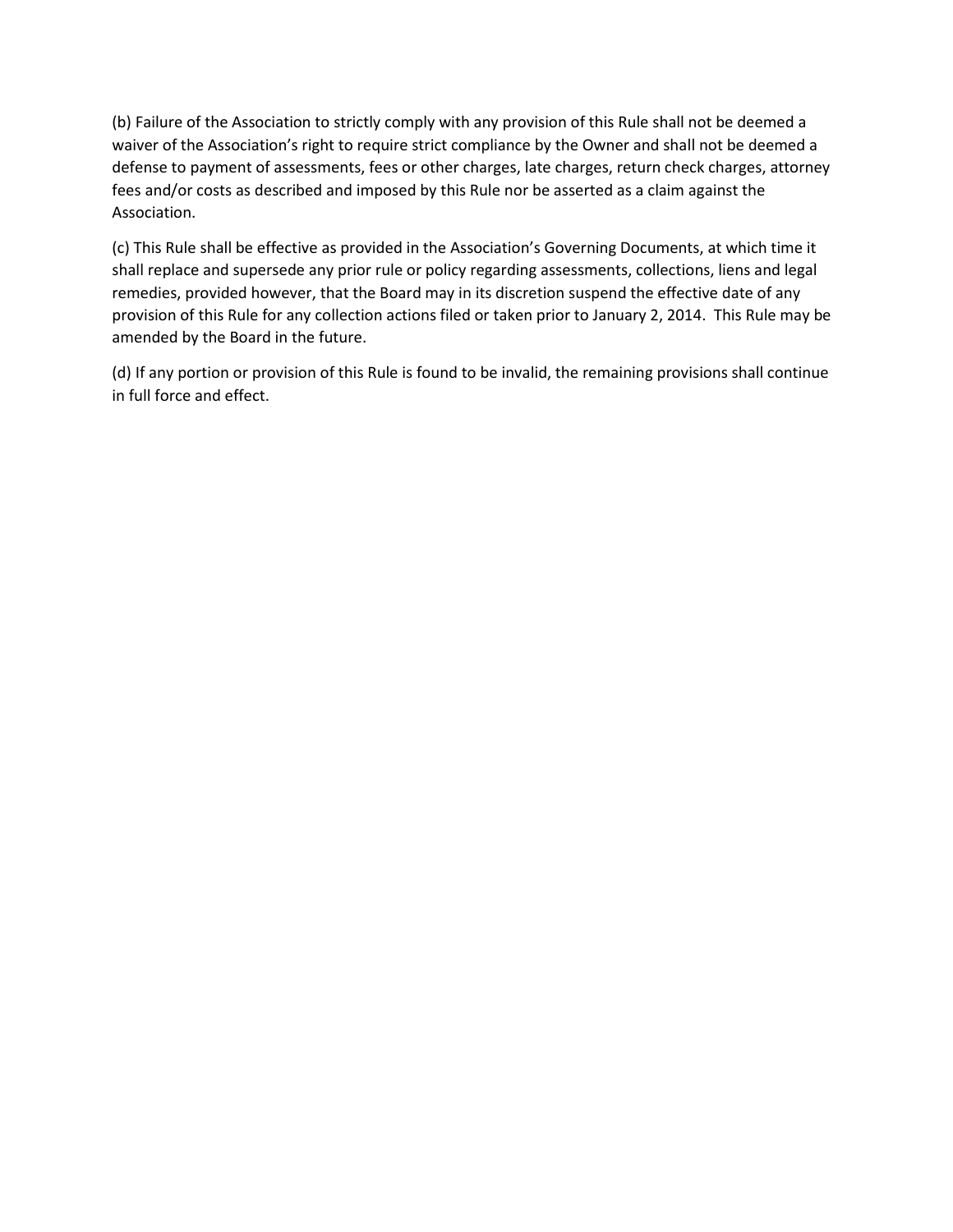(b) Failure of the Association to strictly comply with any provision of this Rule shall not be deemed a waiver of the Association's right to require strict compliance by the Owner and shall not be deemed a defense to payment of assessments, fees or other charges, late charges, return check charges, attorney fees and/or costs as described and imposed by this Rule nor be asserted as a claim against the Association.

(c) This Rule shall be effective as provided in the Association's Governing Documents, at which time it shall replace and supersede any prior rule or policy regarding assessments, collections, liens and legal remedies, provided however, that the Board may in its discretion suspend the effective date of any provision of this Rule for any collection actions filed or taken prior to January 2, 2014. This Rule may be amended by the Board in the future.

(d) If any portion or provision of this Rule is found to be invalid, the remaining provisions shall continue in full force and effect.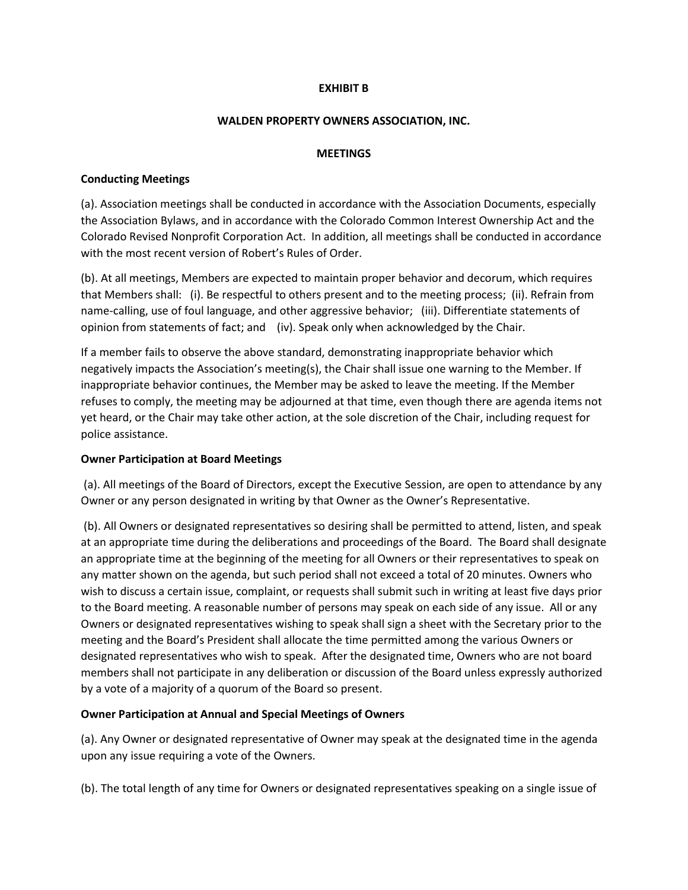**EXHIBIT B**

**WALDEN PROPERTY OWNERS ASSOCIATION, INC.**

**MEETINGS**

**Conducting Meetings**

(a). Association meetings shall be conducted in accordance with the Association Documents, especially the Association Bylaws, and in accordance with the Colorado Common Interest Ownership Act and the Colorado Revised Nonprofit Corporation Act. In addition, all meetings shall be conducted in accordance with the most recent version of Robert's Rules of Order.

(b). At all meetings, Members are expected to maintain proper behavior and decorum, which requires that Members shall: (i). Be respectful to others present and to the meeting process; (ii). Refrain from name-calling, use of foul language, and other aggressive behavior; (iii). Differentiate statements of opinion from statements of fact; and (iv). Speak only when acknowledged by the Chair.

If a member fails to observe the above standard, demonstrating inappropriate behavior which negatively impacts the Association's meeting(s), the Chair shall issue one warning to the Member. If inappropriate behavior continues, the Member may be asked to leave the meeting. If the Member refuses to comply, the meeting may be adjourned at that time, even though there are agenda items not yet heard, or the Chair may take other action, at the sole discretion of the Chair, including request for police assistance.

**Owner Participation at Board Meetings**

(a). All meetings of the Board of Directors, except the Executive Session, are open to attendance by any Owner or any person designated in writing by that Owner as the Owner's Representative.

(b). All Owners or designated representatives so desiring shall be permitted to attend, listen, and speak at an appropriate time during the deliberations and proceedings of the Board. The Board shall designate an appropriate time at the beginning of the meeting for all Owners or their representatives to speak on any matter shown on the agenda, but such period shall not exceed a total of 20 minutes. Owners who wish to discuss a certain issue, complaint, or requests shall submit such in writing at least five days prior to the Board meeting. A reasonable number of persons may speak on each side of any issue. All or any Owners or designated representatives wishing to speak shall sign a sheet with the Secretary prior to the meeting and the Board's President shall allocate the time permitted among the various Owners or designated representatives who wish to speak. After the designated time, Owners who are not board members shall not participate in any deliberation or discussion of the Board unless expressly authorized by a vote of a majority of a quorum of the Board so present.

**Owner Participation at Annual and Special Meetings of Owners**

(a). Any Owner or designated representative of Owner may speak at the designated time in the agenda upon any issue requiring a vote of the Owners.

(b). The total length of any time for Owners or designated representatives speaking on a single issue of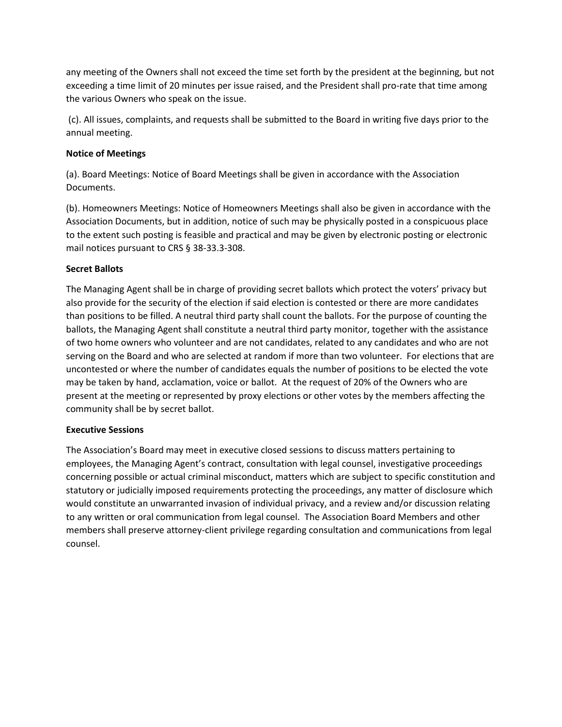any meeting of the Owners shall not exceed the time set forth by the president at the beginning, but not exceeding a time limit of 20 minutes per issue raised, and the President shall pro-rate that time among the various Owners who speak on the issue.

(c). All issues, complaints, and requests shall be submitted to the Board in writing five days prior to the annual meeting.

**Notice of Meetings**

(a). Board Meetings: Notice of Board Meetings shall be given in accordance with the Association Documents.

(b). Homeowners Meetings: Notice of Homeowners Meetings shall also be given in accordance with the Association Documents, but in addition, notice of such may be physically posted in a conspicuous place to the extent such posting is feasible and practical and may be given by electronic posting or electronic mail notices pursuant to CRS § 38-33.3-308.

**Secret Ballots**

The Managing Agent shall be in charge of providing secret ballots which protect the voters' privacy but also provide for the security of the election if said election is contested or there are more candidates than positions to be filled. A neutral third party shall count the ballots. For the purpose of counting the ballots, the Managing Agent shall constitute a neutral third party monitor, together with the assistance of two home owners who volunteer and are not candidates, related to any candidates and who are not serving on the Board and who are selected at random if more than two volunteer. For elections that are uncontested or where the number of candidates equals the number of positions to be elected the vote may be taken by hand, acclamation, voice or ballot. At the request of 20% of the Owners who are present at the meeting or represented by proxy elections or other votes by the members affecting the community shall be by secret ballot.

**Executive Sessions**

The Association's Board may meet in executive closed sessions to discuss matters pertaining to employees, the Managing Agent's contract, consultation with legal counsel, investigative proceedings concerning possible or actual criminal misconduct, matters which are subject to specific constitution and statutory or judicially imposed requirements protecting the proceedings, any matter of disclosure which would constitute an unwarranted invasion of individual privacy, and a review and/or discussion relating to any written or oral communication from legal counsel. The Association Board Members and other members shall preserve attorney-client privilege regarding consultation and communications from legal counsel.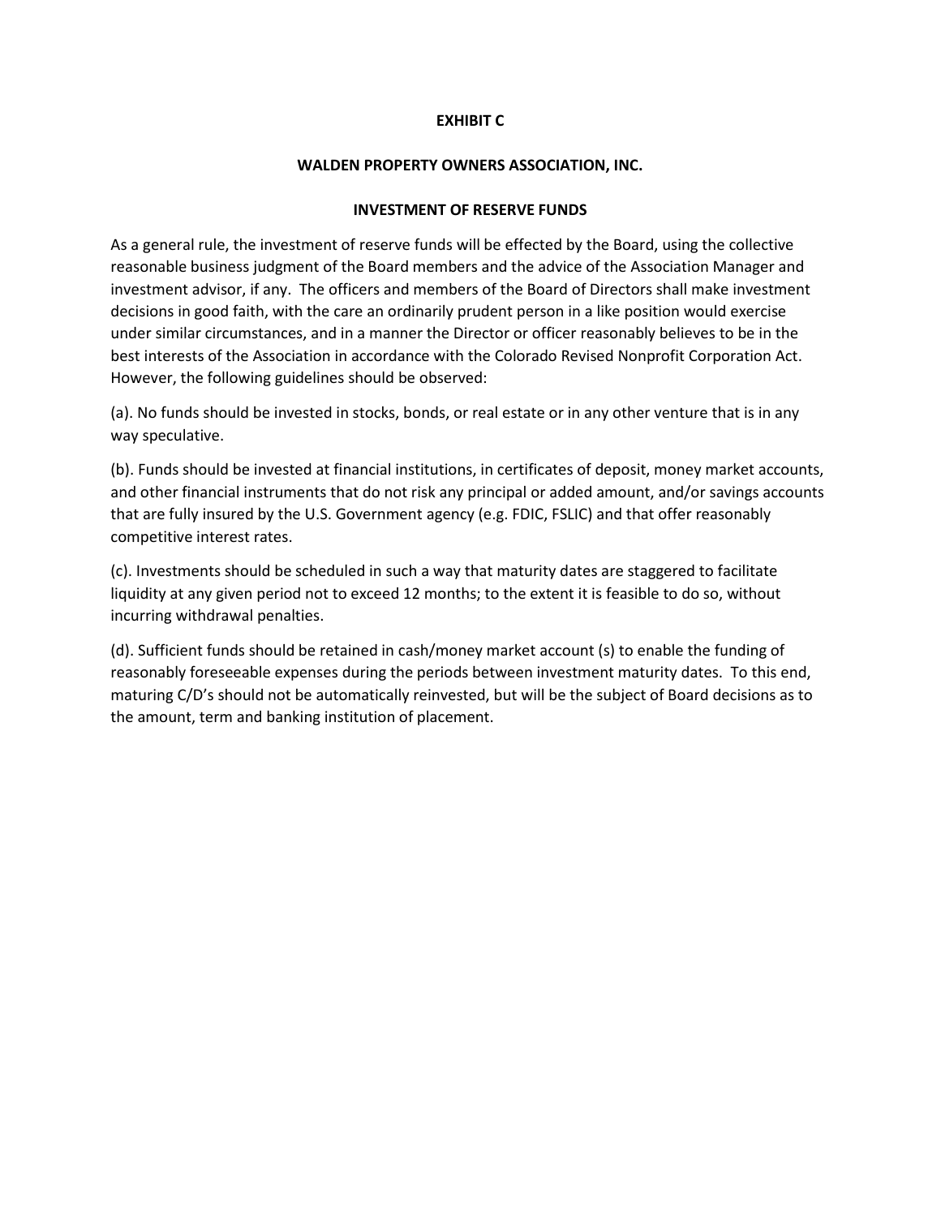**EXHIBIT C**

**WALDEN PROPERTY OWNERS ASSOCIATION, INC.**

**INVESTMENT OF RESERVE FUNDS**

As a general rule, the investment of reserve funds will be effected by the Board, using the collective reasonable business judgment of the Board members and the advice of the Association Manager and investment advisor, if any. The officers and members of the Board of Directors shall make investment decisions in good faith, with the care an ordinarily prudent person in a like position would exercise under similar circumstances, and in a manner the Director or officer reasonably believes to be in the best interests of the Association in accordance with the Colorado Revised Nonprofit Corporation Act. However, the following guidelines should be observed:

(a). No funds should be invested in stocks, bonds, or real estate or in any other venture that is in any way speculative.

(b). Funds should be invested at financial institutions, in certificates of deposit, money market accounts, and other financial instruments that do not risk any principal or added amount, and/or savings accounts that are fully insured by the U.S. Government agency (e.g. FDIC, FSLIC) and that offer reasonably competitive interest rates.

(c). Investments should be scheduled in such a way that maturity dates are staggered to facilitate liquidity at any given period not to exceed 12 months; to the extent it is feasible to do so, without incurring withdrawal penalties.

(d). Sufficient funds should be retained in cash/money market account (s) to enable the funding of reasonably foreseeable expenses during the periods between investment maturity dates. To this end, maturing C/D's should not be automatically reinvested, but will be the subject of Board decisions as to the amount, term and banking institution of placement.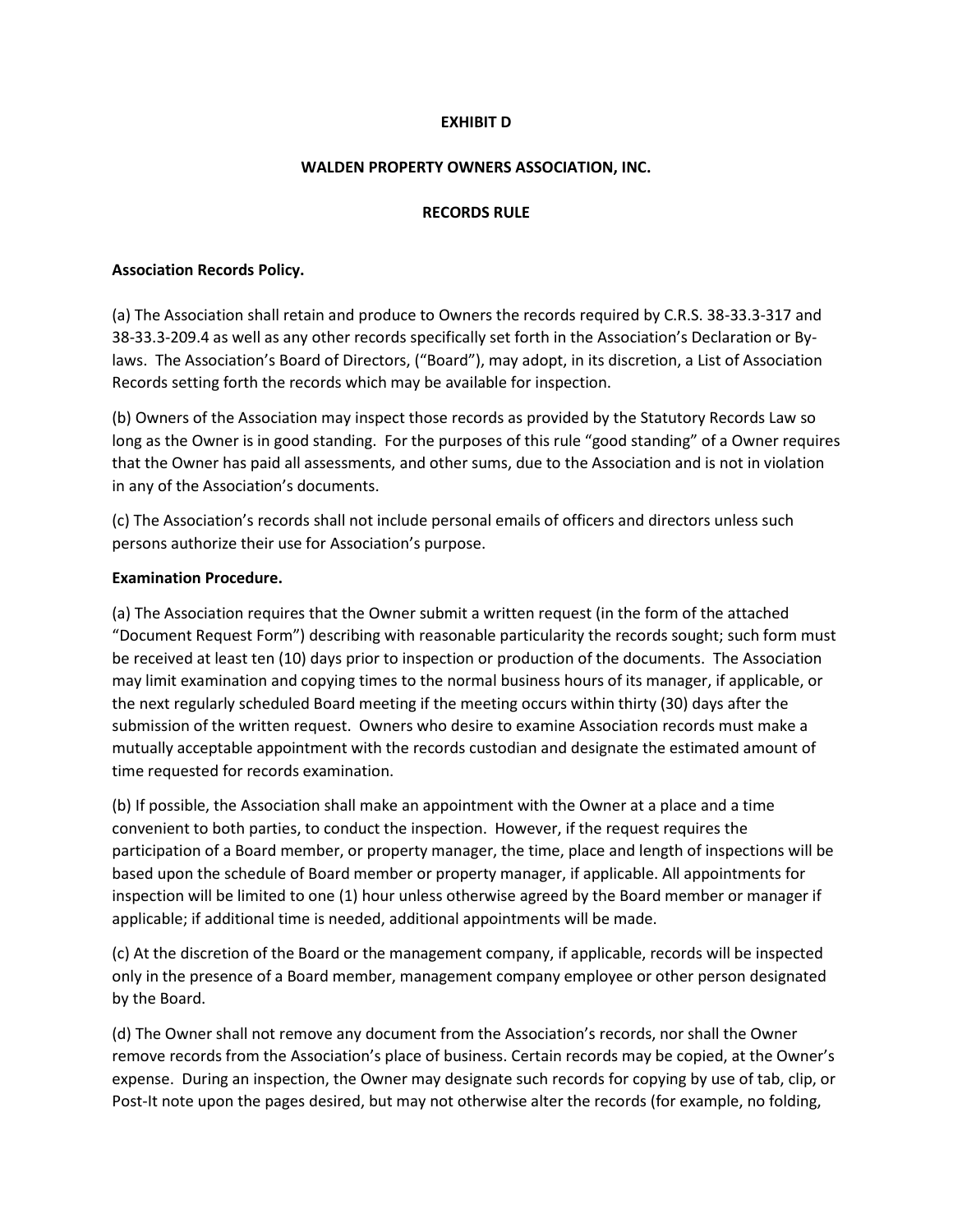**EXHIBIT D**

**WALDEN PROPERTY OWNERS ASSOCIATION, INC.**

**RECORDS RULE**

**Association Records Policy.**

(a) The Association shall retain and produce to Owners the records required by C.R.S. 38-33.3-317 and 38-33.3-209.4 as well as any other records specifically set forth in the Association's Declaration or By-laws. The Association's Board of Directors, ("Board"), may adopt, in its discretion, a List of Association Records setting forth the records which may be available for inspection.

(b) Owners of the Association may inspect those records as provided by the Statutory Records Law so long as the Owner is in good standing. For the purposes of this rule "good standing" of a Owner requires that the Owner has paid all assessments, and other sums, due to the Association and is not in violation in any of the Association's documents.

(c) The Association's records shall not include personal emails of officers and directors unless such persons authorize their use for Association's purpose.

**Examination Procedure.**

(a) The Association requires that the Owner submit a written request (in the form of the attached "Document Request Form") describing with reasonable particularity the records sought; such form must be received at least ten (10) days prior to inspection or production of the documents. The Association may limit examination and copying times to the normal business hours of its manager, if applicable, or the next regularly scheduled Board meeting if the meeting occurs within thirty (30) days after the submission of the written request. Owners who desire to examine Association records must make a mutually acceptable appointment with the records custodian and designate the estimated amount of time requested for records examination.

(b) If possible, the Association shall make an appointment with the Owner at a place and a time convenient to both parties, to conduct the inspection. However, if the request requires the participation of a Board member, or property manager, the time, place and length of inspections will be based upon the schedule of Board member or property manager, if applicable. All appointments for inspection will be limited to one (1) hour unless otherwise agreed by the Board member or manager if applicable; if additional time is needed, additional appointments will be made.

(c) At the discretion of the Board or the management company, if applicable, records will be inspected only in the presence of a Board member, management company employee or other person designated by the Board.

(d) The Owner shall not remove any document from the Association's records, nor shall the Owner remove records from the Association's place of business. Certain records may be copied, at the Owner's expense. During an inspection, the Owner may designate such records for copying by use of tab, clip, or Post-It note upon the pages desired, but may not otherwise alter the records (for example, no folding,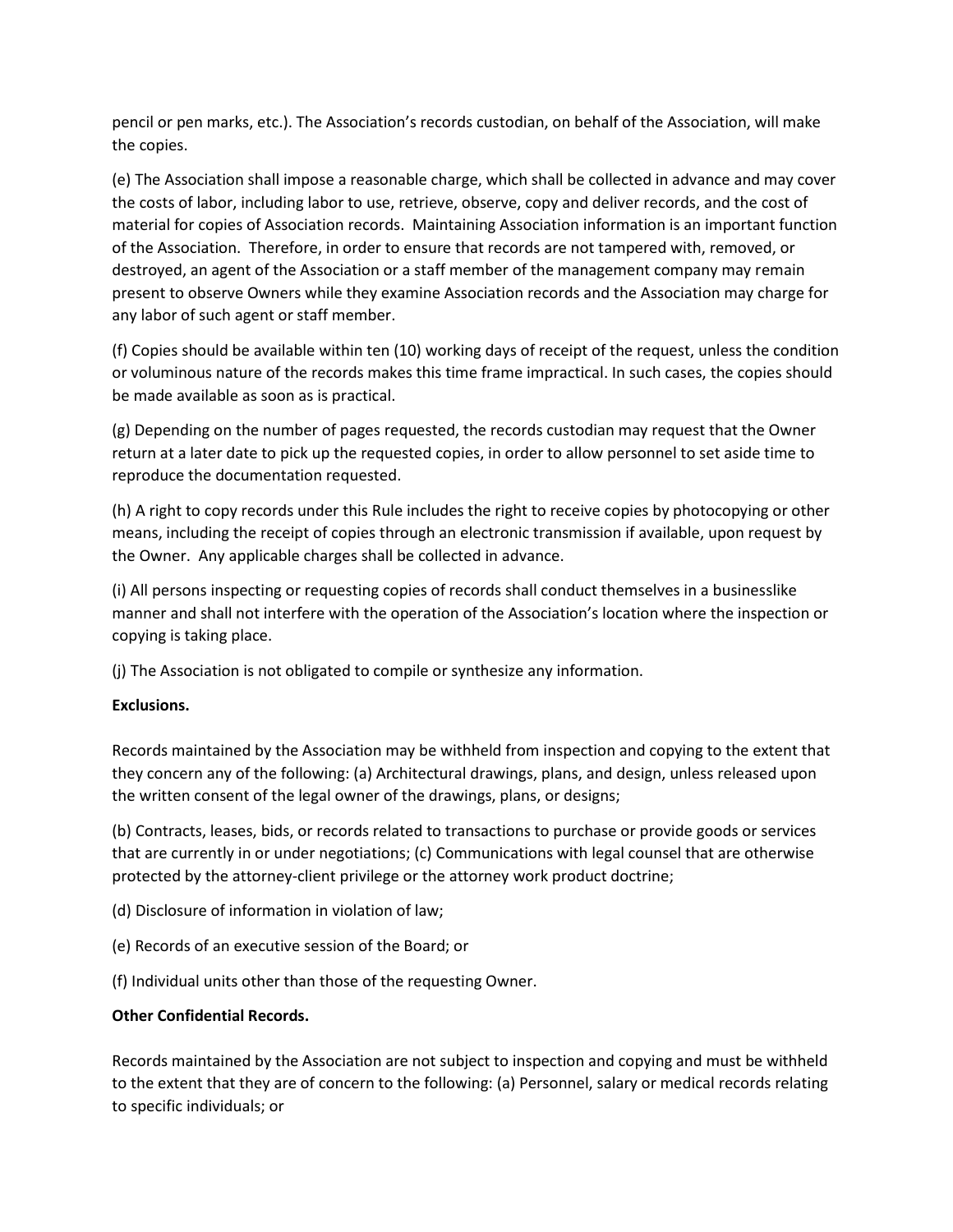pencil or pen marks, etc.). The Association's records custodian, on behalf of the Association, will make the copies.

(e) The Association shall impose a reasonable charge, which shall be collected in advance and may cover the costs of labor, including labor to use, retrieve, observe, copy and deliver records, and the cost of material for copies of Association records. Maintaining Association information is an important function of the Association. Therefore, in order to ensure that records are not tampered with, removed, or destroyed, an agent of the Association or a staff member of the management company may remain present to observe Owners while they examine Association records and the Association may charge for any labor of such agent or staff member.

(f) Copies should be available within ten (10) working days of receipt of the request, unless the condition or voluminous nature of the records makes this time frame impractical. In such cases, the copies should be made available as soon as is practical.

(g) Depending on the number of pages requested, the records custodian may request that the Owner return at a later date to pick up the requested copies, in order to allow personnel to set aside time to reproduce the documentation requested.

(h) A right to copy records under this Rule includes the right to receive copies by photocopying or other means, including the receipt of copies through an electronic transmission if available, upon request by the Owner. Any applicable charges shall be collected in advance.

(i) All persons inspecting or requesting copies of records shall conduct themselves in a businesslike manner and shall not interfere with the operation of the Association's location where the inspection or copying is taking place.

(j) The Association is not obligated to compile or synthesize any information.

**Exclusions.**

Records maintained by the Association may be withheld from inspection and copying to the extent that they concern any of the following: (a) Architectural drawings, plans, and design, unless released upon the written consent of the legal owner of the drawings, plans, or designs;

(b) Contracts, leases, bids, or records related to transactions to purchase or provide goods or services that are currently in or under negotiations; (c) Communications with legal counsel that are otherwise protected by the attorney-client privilege or the attorney work product doctrine;

(d) Disclosure of information in violation of law;

(e) Records of an executive session of the Board; or

(f) Individual units other than those of the requesting Owner.

**Other Confidential Records.**

Records maintained by the Association are not subject to inspection and copying and must be withheld to the extent that they are of concern to the following: (a) Personnel, salary or medical records relating to specific individuals; or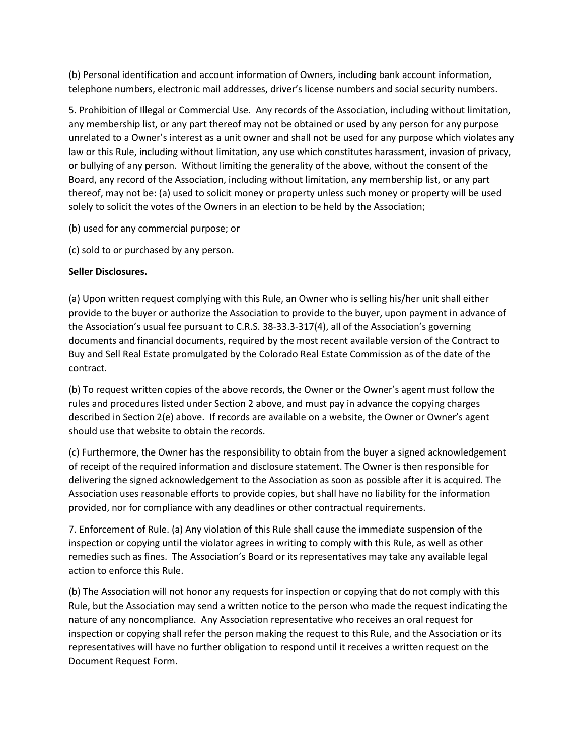(b) Personal identification and account information of Owners, including bank account information, telephone numbers, electronic mail addresses, driver's license numbers and social security numbers.

5. Prohibition of Illegal or Commercial Use. Any records of the Association, including without limitation, any membership list, or any part thereof may not be obtained or used by any person for any purpose unrelated to a Owner's interest as a unit owner and shall not be used for any purpose which violates any law or this Rule, including without limitation, any use which constitutes harassment, invasion of privacy, or bullying of any person. Without limiting the generality of the above, without the consent of the Board, any record of the Association, including without limitation, any membership list, or any part thereof, may not be: (a) used to solicit money or property unless such money or property will be used solely to solicit the votes of the Owners in an election to be held by the Association;

(b) used for any commercial purpose; or

(c) sold to or purchased by any person.

**Seller Disclosures.**

(a) Upon written request complying with this Rule, an Owner who is selling his/her unit shall either provide to the buyer or authorize the Association to provide to the buyer, upon payment in advance of the Association's usual fee pursuant to C.R.S. 38-33.3-317(4), all of the Association's governing documents and financial documents, required by the most recent available version of the Contract to Buy and Sell Real Estate promulgated by the Colorado Real Estate Commission as of the date of the contract.

(b) To request written copies of the above records, the Owner or the Owner's agent must follow the rules and procedures listed under Section 2 above, and must pay in advance the copying charges described in Section 2(e) above. If records are available on a website, the Owner or Owner's agent should use that website to obtain the records.

(c) Furthermore, the Owner has the responsibility to obtain from the buyer a signed acknowledgement of receipt of the required information and disclosure statement. The Owner is then responsible for delivering the signed acknowledgement to the Association as soon as possible after it is acquired. The Association uses reasonable efforts to provide copies, but shall have no liability for the information provided, nor for compliance with any deadlines or other contractual requirements.

7. Enforcement of Rule. (a) Any violation of this Rule shall cause the immediate suspension of the inspection or copying until the violator agrees in writing to comply with this Rule, as well as other remedies such as fines. The Association's Board or its representatives may take any available legal action to enforce this Rule.

(b) The Association will not honor any requests for inspection or copying that do not comply with this Rule, but the Association may send a written notice to the person who made the request indicating the nature of any noncompliance. Any Association representative who receives an oral request for inspection or copying shall refer the person making the request to this Rule, and the Association or its representatives will have no further obligation to respond until it receives a written request on the Document Request Form.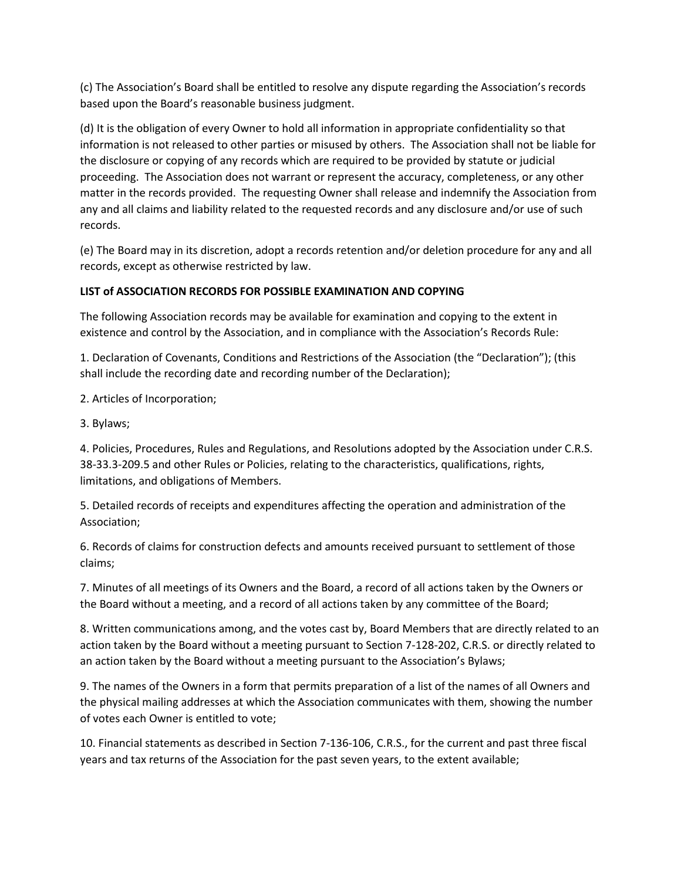(c) The Association's Board shall be entitled to resolve any dispute regarding the Association's records based upon the Board's reasonable business judgment.

(d) It is the obligation of every Owner to hold all information in appropriate confidentiality so that information is not released to other parties or misused by others. The Association shall not be liable for the disclosure or copying of any records which are required to be provided by statute or judicial proceeding. The Association does not warrant or represent the accuracy, completeness, or any other matter in the records provided. The requesting Owner shall release and indemnify the Association from any and all claims and liability related to the requested records and any disclosure and/or use of such records.

(e) The Board may in its discretion, adopt a records retention and/or deletion procedure for any and all records, except as otherwise restricted by law.

**LIST of ASSOCIATION RECORDS FOR POSSIBLE EXAMINATION AND COPYING**

The following Association records may be available for examination and copying to the extent in existence and control by the Association, and in compliance with the Association's Records Rule:

1. Declaration of Covenants, Conditions and Restrictions of the Association (the "Declaration"); (this shall include the recording date and recording number of the Declaration);

2. Articles of Incorporation;

3. Bylaws;

4. Policies, Procedures, Rules and Regulations, and Resolutions adopted by the Association under C.R.S. 38-33.3-209.5 and other Rules or Policies, relating to the characteristics, qualifications, rights, limitations, and obligations of Members.

5. Detailed records of receipts and expenditures affecting the operation and administration of the Association;

6. Records of claims for construction defects and amounts received pursuant to settlement of those claims;

7. Minutes of all meetings of its Owners and the Board, a record of all actions taken by the Owners or the Board without a meeting, and a record of all actions taken by any committee of the Board;

8. Written communications among, and the votes cast by, Board Members that are directly related to an action taken by the Board without a meeting pursuant to Section 7-128-202, C.R.S. or directly related to an action taken by the Board without a meeting pursuant to the Association's Bylaws;

9. The names of the Owners in a form that permits preparation of a list of the names of all Owners and the physical mailing addresses at which the Association communicates with them, showing the number of votes each Owner is entitled to vote;

10. Financial statements as described in Section 7-136-106, C.R.S., for the current and past three fiscal years and tax returns of the Association for the past seven years, to the extent available;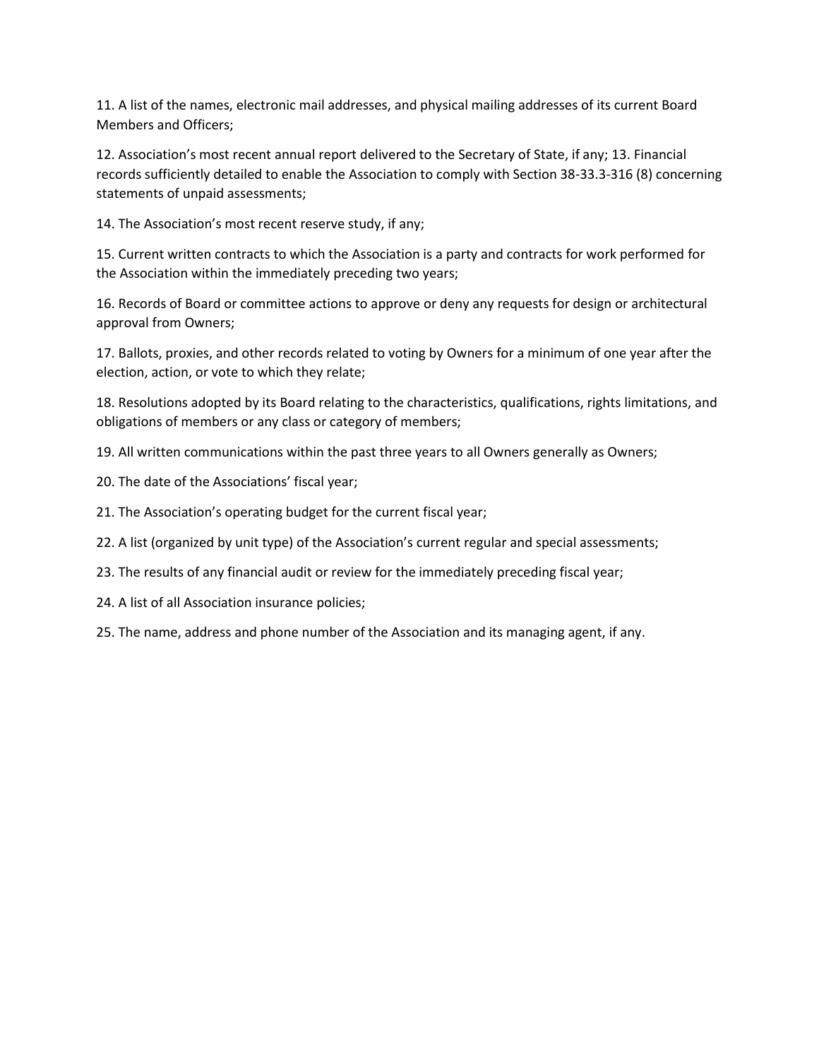11. A list of the names, electronic mail addresses, and physical mailing addresses of its current Board Members and Officers;

12. Association's most recent annual report delivered to the Secretary of State, if any; 13. Financial records sufficiently detailed to enable the Association to comply with Section 38-33.3-316 (8) concerning statements of unpaid assessments;

14. The Association's most recent reserve study, if any;

15. Current written contracts to which the Association is a party and contracts for work performed for the Association within the immediately preceding two years;

16. Records of Board or committee actions to approve or deny any requests for design or architectural approval from Owners;

17. Ballots, proxies, and other records related to voting by Owners for a minimum of one year after the election, action, or vote to which they relate;

18. Resolutions adopted by its Board relating to the characteristics, qualifications, rights limitations, and obligations of members or any class or category of members;

19. All written communications within the past three years to all Owners generally as Owners;

20. The date of the Associations' fiscal year;

21. The Association's operating budget for the current fiscal year;

22. A list (organized by unit type) of the Association's current regular and special assessments;

23. The results of any financial audit or review for the immediately preceding fiscal year;

24. A list of all Association insurance policies;

25. The name, address and phone number of the Association and its managing agent, if any.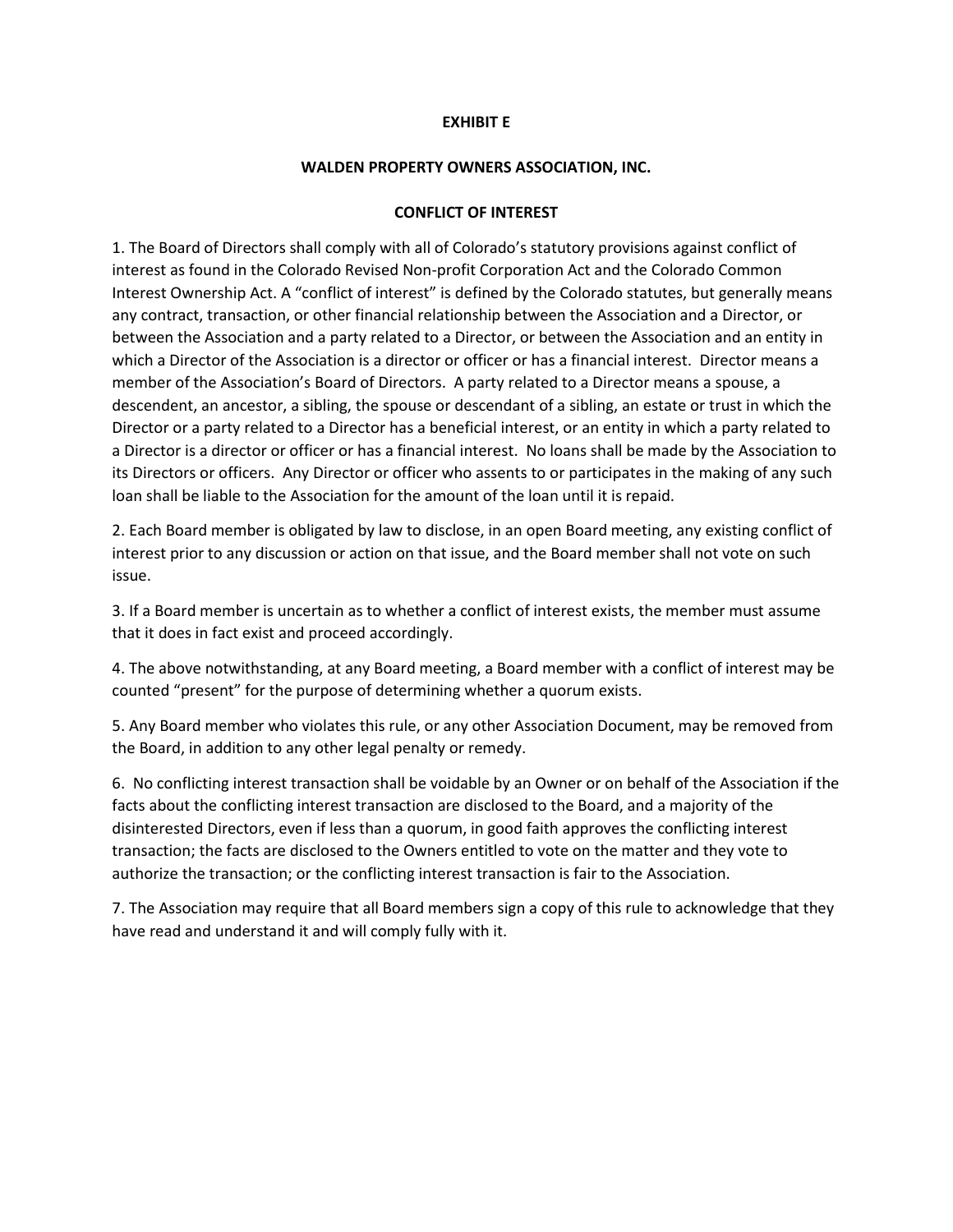**EXHIBIT E**

**WALDEN PROPERTY OWNERS ASSOCIATION, INC.**

**CONFLICT OF INTEREST**

1. The Board of Directors shall comply with all of Colorado's statutory provisions against conflict of interest as found in the Colorado Revised Non-profit Corporation Act and the Colorado Common Interest Ownership Act. A "conflict of interest" is defined by the Colorado statutes, but generally means any contract, transaction, or other financial relationship between the Association and a Director, or between the Association and a party related to a Director, or between the Association and an entity in which a Director of the Association is a director or officer or has a financial interest. Director means a member of the Association's Board of Directors. A party related to a Director means a spouse, a descendent, an ancestor, a sibling, the spouse or descendant of a sibling, an estate or trust in which the Director or a party related to a Director has a beneficial interest, or an entity in which a party related to a Director is a director or officer or has a financial interest. No loans shall be made by the Association to its Directors or officers. Any Director or officer who assents to or participates in the making of any such loan shall be liable to the Association for the amount of the loan until it is repaid.

2. Each Board member is obligated by law to disclose, in an open Board meeting, any existing conflict of interest prior to any discussion or action on that issue, and the Board member shall not vote on such issue.

3. If a Board member is uncertain as to whether a conflict of interest exists, the member must assume that it does in fact exist and proceed accordingly.

4. The above notwithstanding, at any Board meeting, a Board member with a conflict of interest may be counted "present" for the purpose of determining whether a quorum exists.

5. Any Board member who violates this rule, or any other Association Document, may be removed from the Board, in addition to any other legal penalty or remedy.

6. No conflicting interest transaction shall be voidable by an Owner or on behalf of the Association if the facts about the conflicting interest transaction are disclosed to the Board, and a majority of the disinterested Directors, even if less than a quorum, in good faith approves the conflicting interest transaction; the facts are disclosed to the Owners entitled to vote on the matter and they vote to authorize the transaction; or the conflicting interest transaction is fair to the Association.

7. The Association may require that all Board members sign a copy of this rule to acknowledge that they have read and understand it and will comply fully with it.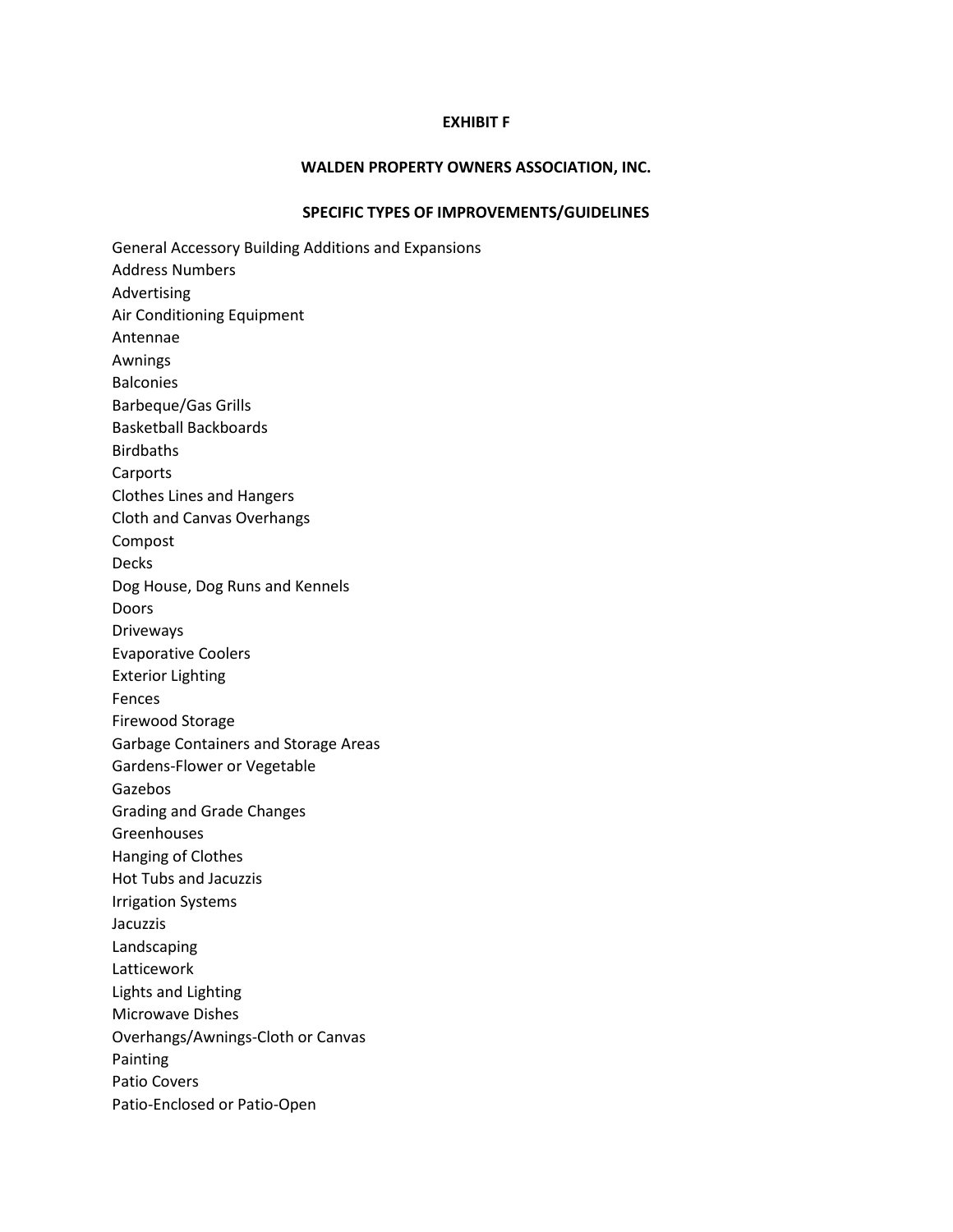**EXHIBIT F**

**WALDEN PROPERTY OWNERS ASSOCIATION, INC.**

**SPECIFIC TYPES OF IMPROVEMENTS/GUIDELINES**

General Accessory Building Additions and Expansions
Address Numbers
Advertising
Air Conditioning Equipment
Antennae
Awnings
Balconies
Barbeque/Gas Grills
Basketball Backboards
Birdbaths
Carports
Clothes Lines and Hangers
Cloth and Canvas Overhangs
Compost
Decks
Dog House, Dog Runs and Kennels
Doors
Driveways
Evaporative Coolers
Exterior Lighting
Fences
Firewood Storage
Garbage Containers and Storage Areas
Gardens-Flower or Vegetable
Gazebos
Grading and Grade Changes
Greenhouses
Hanging of Clothes
Hot Tubs and Jacuzzis
Irrigation Systems
Jacuzzis
Landscaping
Latticework
Lights and Lighting
Microwave Dishes
Overhangs/Awnings-Cloth or Canvas
Painting
Patio Covers
Patio-Enclosed or Patio-Open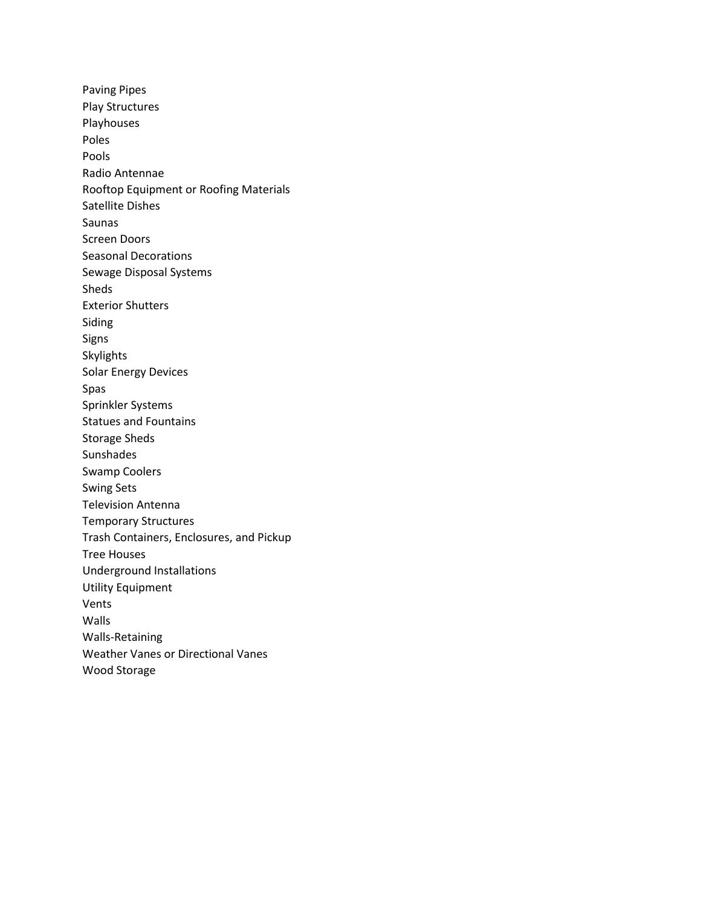Paving Pipes
Play Structures
Playhouses
Poles
Pools
Radio Antennae
Rooftop Equipment or Roofing Materials
Satellite Dishes
Saunas
Screen Doors
Seasonal Decorations
Sewage Disposal Systems
Sheds
Exterior Shutters
Siding
Signs
Skylights
Solar Energy Devices
Spas
Sprinkler Systems
Statues and Fountains
Storage Sheds
Sunshades
Swamp Coolers
Swing Sets
Television Antenna
Temporary Structures
Trash Containers, Enclosures, and Pickup
Tree Houses
Underground Installations
Utility Equipment
Vents
Walls
Walls-Retaining
Weather Vanes or Directional Vanes
Wood Storage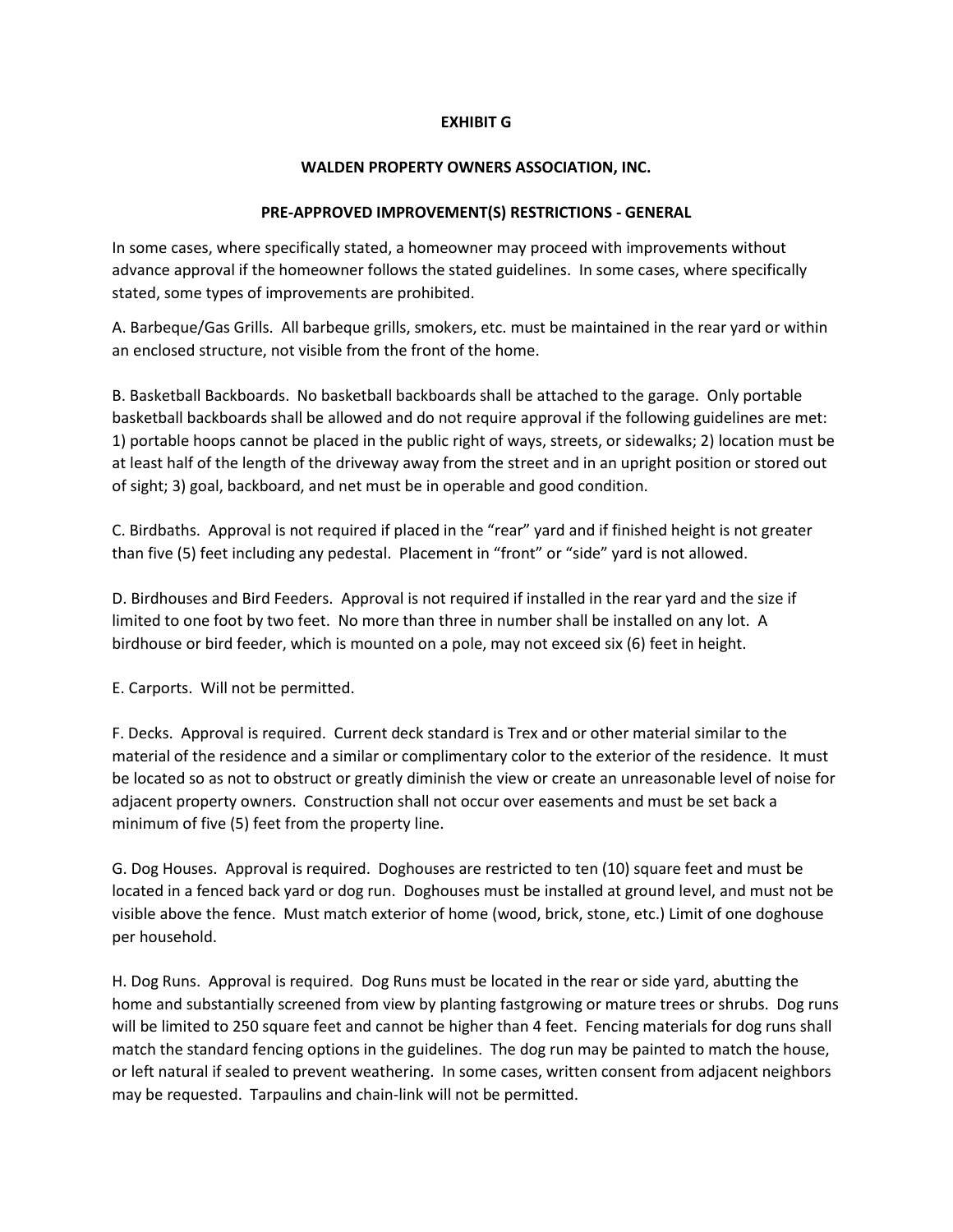**EXHIBIT G**

**WALDEN PROPERTY OWNERS ASSOCIATION, INC.**

**PRE-APPROVED IMPROVEMENT(S) RESTRICTIONS - GENERAL**

In some cases, where specifically stated, a homeowner may proceed with improvements without advance approval if the homeowner follows the stated guidelines. In some cases, where specifically stated, some types of improvements are prohibited.

A. Barbeque/Gas Grills. All barbeque grills, smokers, etc. must be maintained in the rear yard or within an enclosed structure, not visible from the front of the home.

B. Basketball Backboards. No basketball backboards shall be attached to the garage. Only portable basketball backboards shall be allowed and do not require approval if the following guidelines are met: 1) portable hoops cannot be placed in the public right of ways, streets, or sidewalks; 2) location must be at least half of the length of the driveway away from the street and in an upright position or stored out of sight; 3) goal, backboard, and net must be in operable and good condition.

C. Birdbaths. Approval is not required if placed in the "rear" yard and if finished height is not greater than five (5) feet including any pedestal. Placement in "front" or "side" yard is not allowed.

D. Birdhouses and Bird Feeders. Approval is not required if installed in the rear yard and the size if limited to one foot by two feet. No more than three in number shall be installed on any lot. A birdhouse or bird feeder, which is mounted on a pole, may not exceed six (6) feet in height.

E. Carports. Will not be permitted.

F. Decks. Approval is required. Current deck standard is Trex and or other material similar to the material of the residence and a similar or complimentary color to the exterior of the residence. It must be located so as not to obstruct or greatly diminish the view or create an unreasonable level of noise for adjacent property owners. Construction shall not occur over easements and must be set back a minimum of five (5) feet from the property line.

G. Dog Houses. Approval is required. Doghouses are restricted to ten (10) square feet and must be located in a fenced back yard or dog run. Doghouses must be installed at ground level, and must not be visible above the fence. Must match exterior of home (wood, brick, stone, etc.) Limit of one doghouse per household.

H. Dog Runs. Approval is required. Dog Runs must be located in the rear or side yard, abutting the home and substantially screened from view by planting fastgrowing or mature trees or shrubs. Dog runs will be limited to 250 square feet and cannot be higher than 4 feet. Fencing materials for dog runs shall match the standard fencing options in the guidelines. The dog run may be painted to match the house, or left natural if sealed to prevent weathering. In some cases, written consent from adjacent neighbors may be requested. Tarpaulins and chain-link will not be permitted.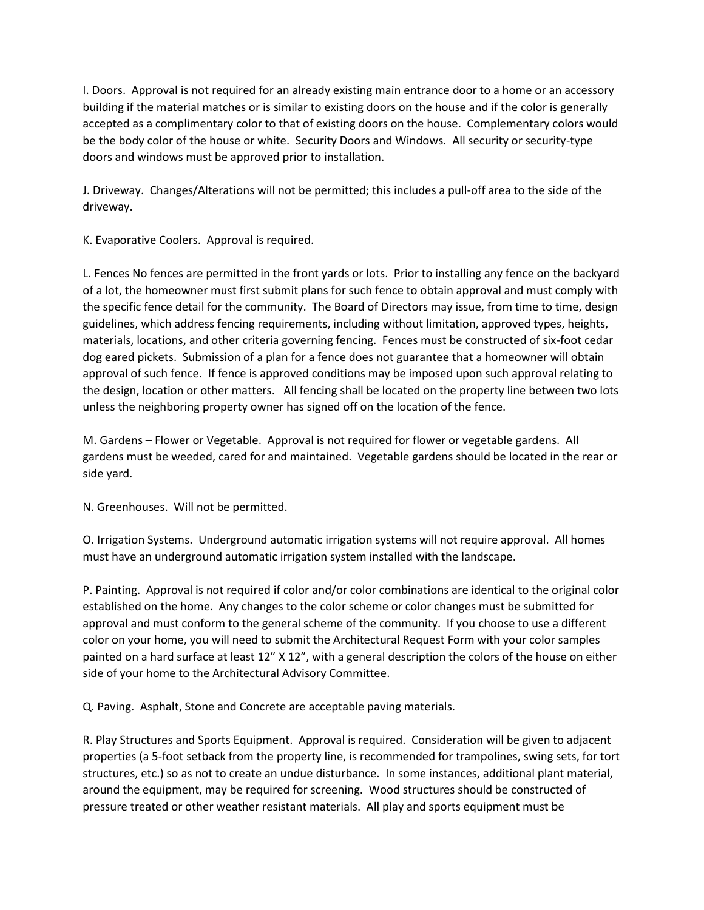I. Doors. Approval is not required for an already existing main entrance door to a home or an accessory building if the material matches or is similar to existing doors on the house and if the color is generally accepted as a complimentary color to that of existing doors on the house. Complementary colors would be the body color of the house or white. Security Doors and Windows. All security or security-type doors and windows must be approved prior to installation.

J. Driveway. Changes/Alterations will not be permitted; this includes a pull-off area to the side of the driveway.

K. Evaporative Coolers. Approval is required.

L. Fences No fences are permitted in the front yards or lots. Prior to installing any fence on the backyard of a lot, the homeowner must first submit plans for such fence to obtain approval and must comply with the specific fence detail for the community. The Board of Directors may issue, from time to time, design guidelines, which address fencing requirements, including without limitation, approved types, heights, materials, locations, and other criteria governing fencing. Fences must be constructed of six-foot cedar dog eared pickets. Submission of a plan for a fence does not guarantee that a homeowner will obtain approval of such fence. If fence is approved conditions may be imposed upon such approval relating to the design, location or other matters. All fencing shall be located on the property line between two lots unless the neighboring property owner has signed off on the location of the fence.

M. Gardens – Flower or Vegetable. Approval is not required for flower or vegetable gardens. All gardens must be weeded, cared for and maintained. Vegetable gardens should be located in the rear or side yard.

N. Greenhouses. Will not be permitted.

O. Irrigation Systems. Underground automatic irrigation systems will not require approval. All homes must have an underground automatic irrigation system installed with the landscape.

P. Painting. Approval is not required if color and/or color combinations are identical to the original color established on the home. Any changes to the color scheme or color changes must be submitted for approval and must conform to the general scheme of the community. If you choose to use a different color on your home, you will need to submit the Architectural Request Form with your color samples painted on a hard surface at least 12" X 12", with a general description the colors of the house on either side of your home to the Architectural Advisory Committee.

Q. Paving. Asphalt, Stone and Concrete are acceptable paving materials.

R. Play Structures and Sports Equipment. Approval is required. Consideration will be given to adjacent properties (a 5-foot setback from the property line, is recommended for trampolines, swing sets, for tort structures, etc.) so as not to create an undue disturbance. In some instances, additional plant material, around the equipment, may be required for screening. Wood structures should be constructed of pressure treated or other weather resistant materials. All play and sports equipment must be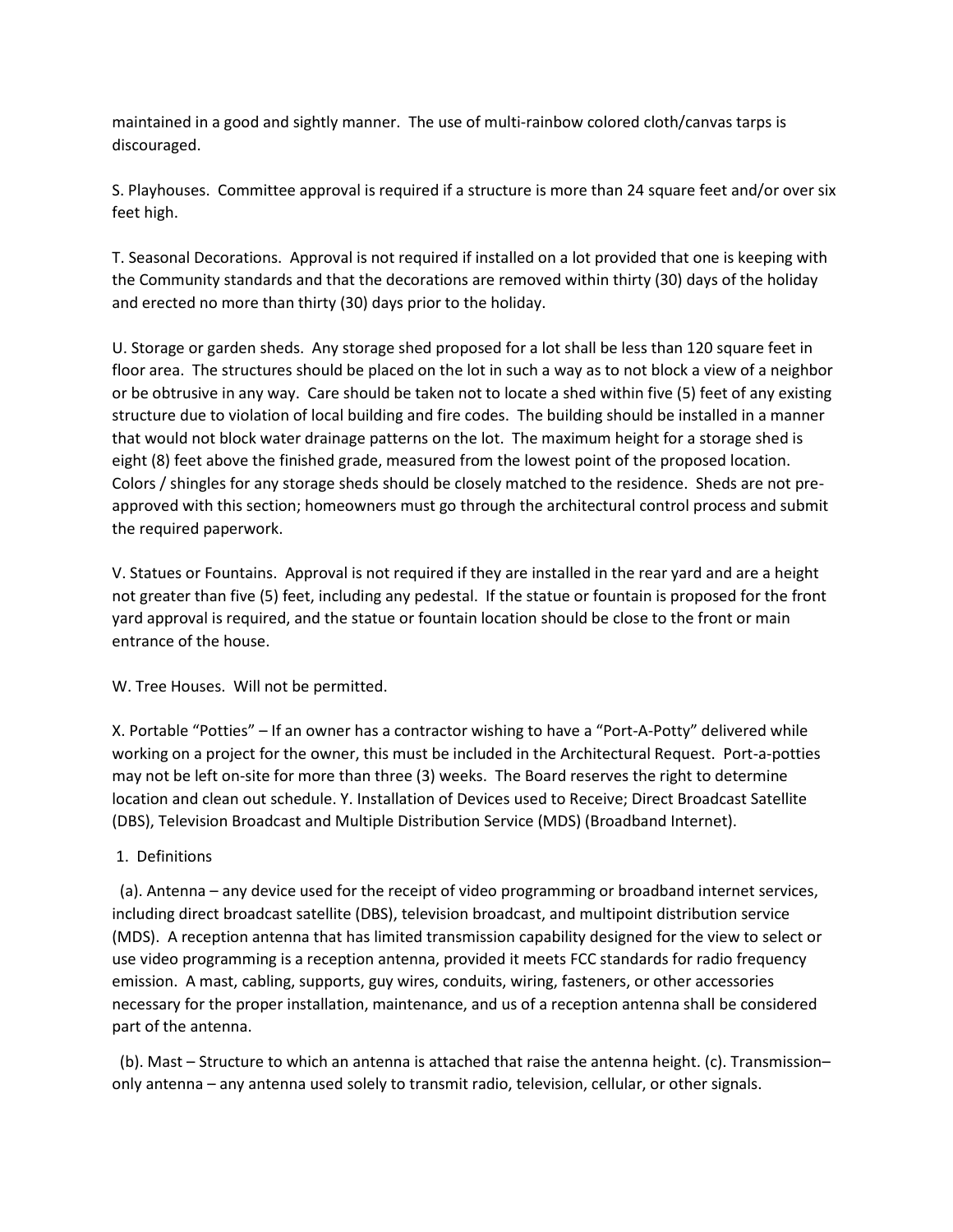maintained in a good and sightly manner. The use of multi-rainbow colored cloth/canvas tarps is discouraged.

S. Playhouses. Committee approval is required if a structure is more than 24 square feet and/or over six feet high.

T. Seasonal Decorations. Approval is not required if installed on a lot provided that one is keeping with the Community standards and that the decorations are removed within thirty (30) days of the holiday and erected no more than thirty (30) days prior to the holiday.

U. Storage or garden sheds. Any storage shed proposed for a lot shall be less than 120 square feet in floor area. The structures should be placed on the lot in such a way as to not block a view of a neighbor or be obtrusive in any way. Care should be taken not to locate a shed within five (5) feet of any existing structure due to violation of local building and fire codes. The building should be installed in a manner that would not block water drainage patterns on the lot. The maximum height for a storage shed is eight (8) feet above the finished grade, measured from the lowest point of the proposed location. Colors / shingles for any storage sheds should be closely matched to the residence. Sheds are not pre-approved with this section; homeowners must go through the architectural control process and submit the required paperwork.

V. Statues or Fountains. Approval is not required if they are installed in the rear yard and are a height not greater than five (5) feet, including any pedestal. If the statue or fountain is proposed for the front yard approval is required, and the statue or fountain location should be close to the front or main entrance of the house.

W. Tree Houses. Will not be permitted.

X. Portable "Potties" – If an owner has a contractor wishing to have a "Port-A-Potty" delivered while working on a project for the owner, this must be included in the Architectural Request. Port-a-potties may not be left on-site for more than three (3) weeks. The Board reserves the right to determine location and clean out schedule. Y. Installation of Devices used to Receive; Direct Broadcast Satellite (DBS), Television Broadcast and Multiple Distribution Service (MDS) (Broadband Internet).

1. Definitions

(a). Antenna – any device used for the receipt of video programming or broadband internet services, including direct broadcast satellite (DBS), television broadcast, and multipoint distribution service (MDS). A reception antenna that has limited transmission capability designed for the view to select or use video programming is a reception antenna, provided it meets FCC standards for radio frequency emission. A mast, cabling, supports, guy wires, conduits, wiring, fasteners, or other accessories necessary for the proper installation, maintenance, and us of a reception antenna shall be considered part of the antenna.

(b). Mast – Structure to which an antenna is attached that raise the antenna height. (c). Transmission–only antenna – any antenna used solely to transmit radio, television, cellular, or other signals.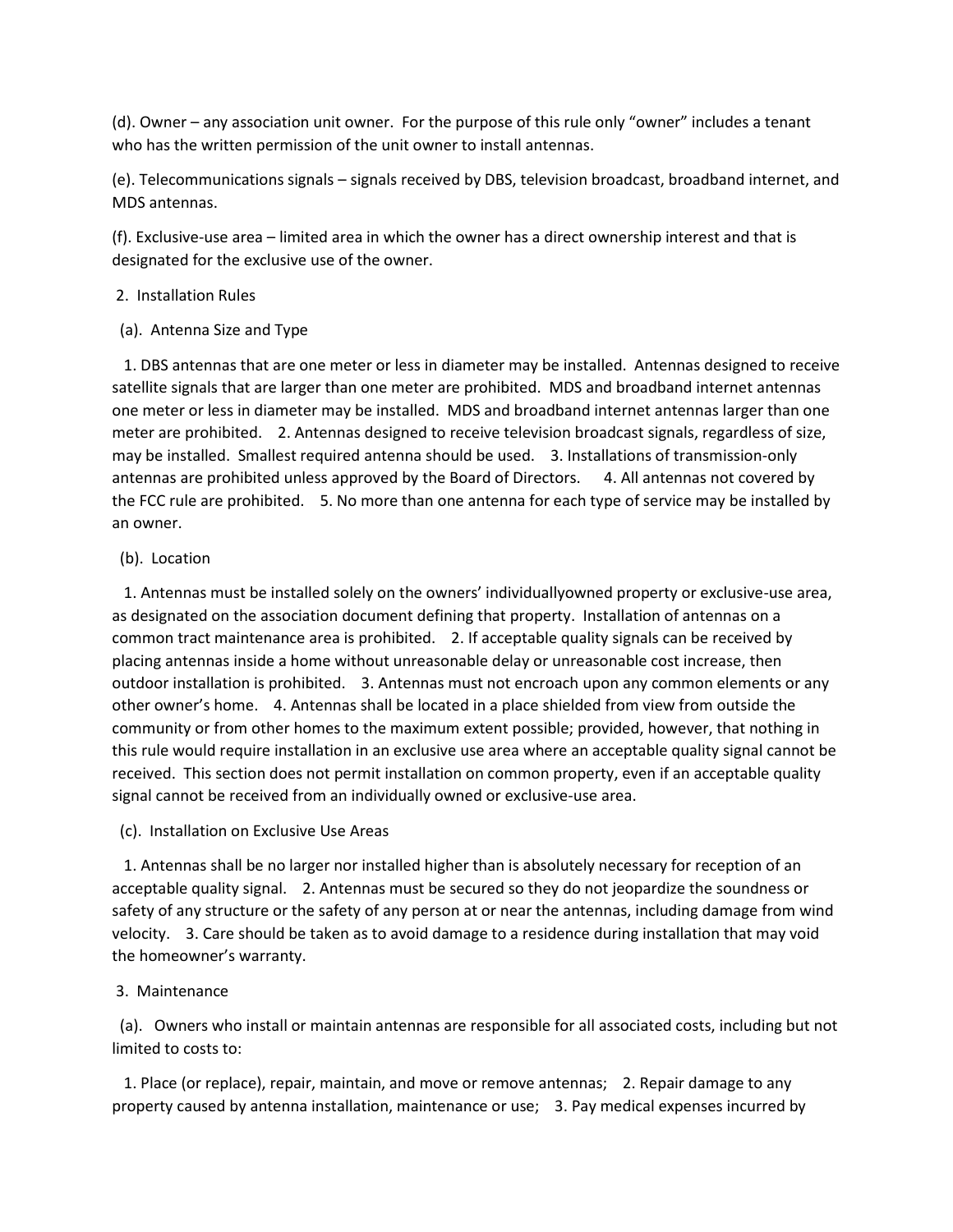(d). Owner – any association unit owner. For the purpose of this rule only "owner" includes a tenant who has the written permission of the unit owner to install antennas.

(e). Telecommunications signals – signals received by DBS, television broadcast, broadband internet, and MDS antennas.

(f). Exclusive-use area – limited area in which the owner has a direct ownership interest and that is designated for the exclusive use of the owner.

2. Installation Rules

(a). Antenna Size and Type

1. DBS antennas that are one meter or less in diameter may be installed. Antennas designed to receive satellite signals that are larger than one meter are prohibited. MDS and broadband internet antennas one meter or less in diameter may be installed. MDS and broadband internet antennas larger than one meter are prohibited. 2. Antennas designed to receive television broadcast signals, regardless of size, may be installed. Smallest required antenna should be used. 3. Installations of transmission-only antennas are prohibited unless approved by the Board of Directors. 4. All antennas not covered by the FCC rule are prohibited. 5. No more than one antenna for each type of service may be installed by an owner.

(b). Location

1. Antennas must be installed solely on the owners' individuallyowned property or exclusive-use area, as designated on the association document defining that property. Installation of antennas on a common tract maintenance area is prohibited. 2. If acceptable quality signals can be received by placing antennas inside a home without unreasonable delay or unreasonable cost increase, then outdoor installation is prohibited. 3. Antennas must not encroach upon any common elements or any other owner's home. 4. Antennas shall be located in a place shielded from view from outside the community or from other homes to the maximum extent possible; provided, however, that nothing in this rule would require installation in an exclusive use area where an acceptable quality signal cannot be received. This section does not permit installation on common property, even if an acceptable quality signal cannot be received from an individually owned or exclusive-use area.

(c). Installation on Exclusive Use Areas

1. Antennas shall be no larger nor installed higher than is absolutely necessary for reception of an acceptable quality signal. 2. Antennas must be secured so they do not jeopardize the soundness or safety of any structure or the safety of any person at or near the antennas, including damage from wind velocity. 3. Care should be taken as to avoid damage to a residence during installation that may void the homeowner's warranty.

3. Maintenance

(a). Owners who install or maintain antennas are responsible for all associated costs, including but not limited to costs to:

1. Place (or replace), repair, maintain, and move or remove antennas; 2. Repair damage to any property caused by antenna installation, maintenance or use; 3. Pay medical expenses incurred by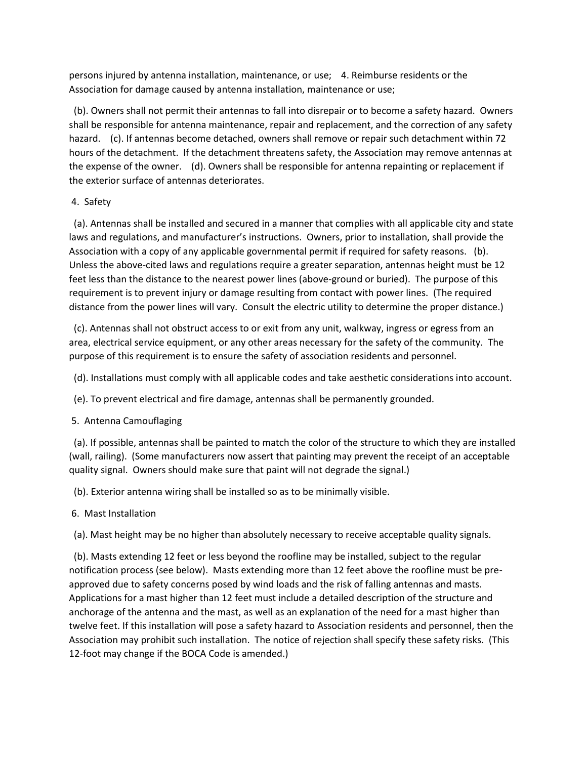persons injured by antenna installation, maintenance, or use;  4. Reimburse residents or the Association for damage caused by antenna installation, maintenance or use;

(b). Owners shall not permit their antennas to fall into disrepair or to become a safety hazard. Owners shall be responsible for antenna maintenance, repair and replacement, and the correction of any safety hazard.  (c). If antennas become detached, owners shall remove or repair such detachment within 72 hours of the detachment. If the detachment threatens safety, the Association may remove antennas at the expense of the owner.  (d). Owners shall be responsible for antenna repainting or replacement if the exterior surface of antennas deteriorates.

4. Safety

(a). Antennas shall be installed and secured in a manner that complies with all applicable city and state laws and regulations, and manufacturer's instructions. Owners, prior to installation, shall provide the Association with a copy of any applicable governmental permit if required for safety reasons.  (b). Unless the above-cited laws and regulations require a greater separation, antennas height must be 12 feet less than the distance to the nearest power lines (above-ground or buried). The purpose of this requirement is to prevent injury or damage resulting from contact with power lines. (The required distance from the power lines will vary. Consult the electric utility to determine the proper distance.)

(c). Antennas shall not obstruct access to or exit from any unit, walkway, ingress or egress from an area, electrical service equipment, or any other areas necessary for the safety of the community. The purpose of this requirement is to ensure the safety of association residents and personnel.

(d). Installations must comply with all applicable codes and take aesthetic considerations into account.

(e). To prevent electrical and fire damage, antennas shall be permanently grounded.

5. Antenna Camouflaging

(a). If possible, antennas shall be painted to match the color of the structure to which they are installed (wall, railing). (Some manufacturers now assert that painting may prevent the receipt of an acceptable quality signal. Owners should make sure that paint will not degrade the signal.)

(b). Exterior antenna wiring shall be installed so as to be minimally visible.

6. Mast Installation

(a). Mast height may be no higher than absolutely necessary to receive acceptable quality signals.

(b). Masts extending 12 feet or less beyond the roofline may be installed, subject to the regular notification process (see below). Masts extending more than 12 feet above the roofline must be pre-approved due to safety concerns posed by wind loads and the risk of falling antennas and masts. Applications for a mast higher than 12 feet must include a detailed description of the structure and anchorage of the antenna and the mast, as well as an explanation of the need for a mast higher than twelve feet. If this installation will pose a safety hazard to Association residents and personnel, then the Association may prohibit such installation. The notice of rejection shall specify these safety risks. (This 12-foot may change if the BOCA Code is amended.)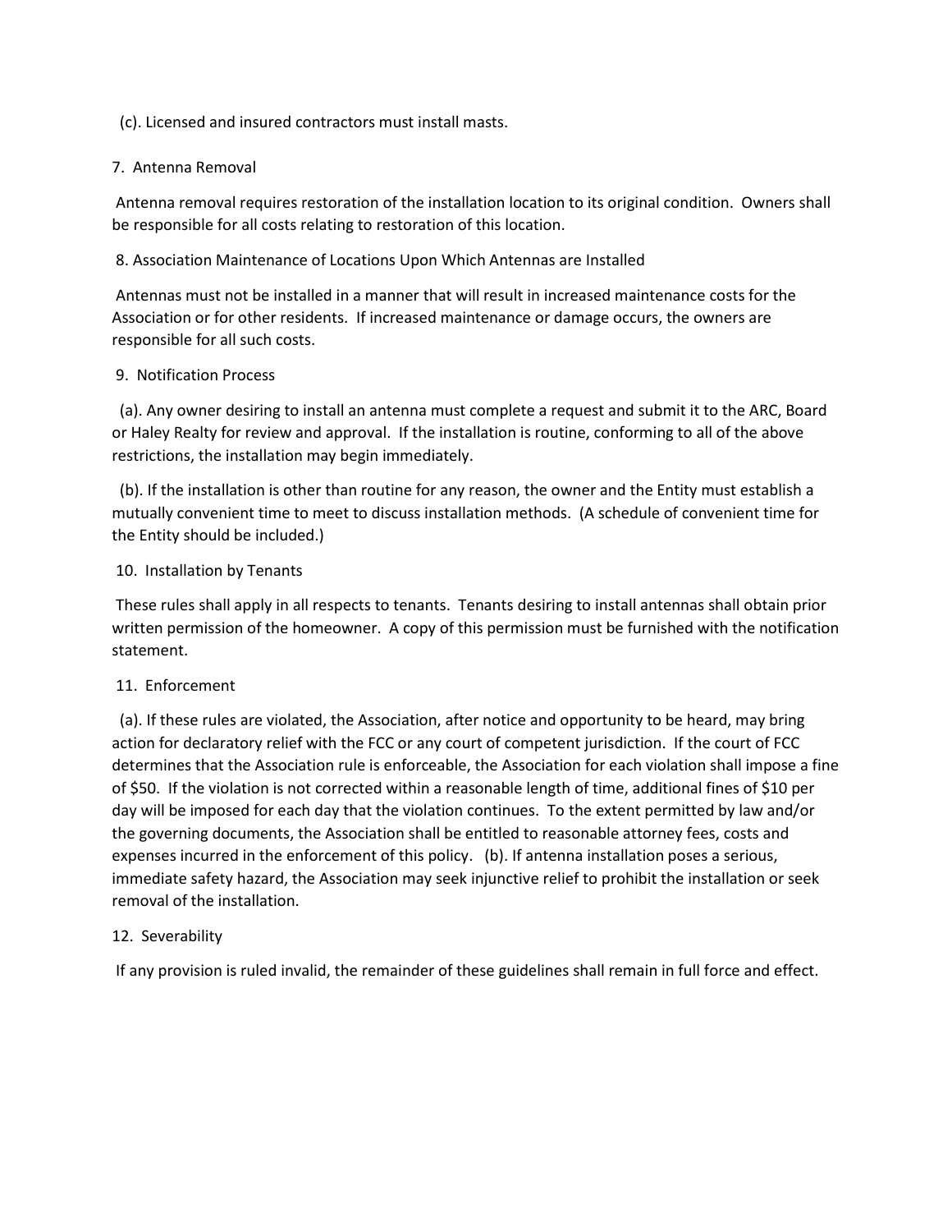(c). Licensed and insured contractors must install masts.

7. Antenna Removal

Antenna removal requires restoration of the installation location to its original condition. Owners shall be responsible for all costs relating to restoration of this location.

8. Association Maintenance of Locations Upon Which Antennas are Installed

Antennas must not be installed in a manner that will result in increased maintenance costs for the Association or for other residents. If increased maintenance or damage occurs, the owners are responsible for all such costs.

9. Notification Process

(a). Any owner desiring to install an antenna must complete a request and submit it to the ARC, Board or Haley Realty for review and approval. If the installation is routine, conforming to all of the above restrictions, the installation may begin immediately.

(b). If the installation is other than routine for any reason, the owner and the Entity must establish a mutually convenient time to meet to discuss installation methods. (A schedule of convenient time for the Entity should be included.)

10. Installation by Tenants

These rules shall apply in all respects to tenants. Tenants desiring to install antennas shall obtain prior written permission of the homeowner. A copy of this permission must be furnished with the notification statement.

11. Enforcement

(a). If these rules are violated, the Association, after notice and opportunity to be heard, may bring action for declaratory relief with the FCC or any court of competent jurisdiction. If the court of FCC determines that the Association rule is enforceable, the Association for each violation shall impose a fine of $50. If the violation is not corrected within a reasonable length of time, additional fines of $10 per day will be imposed for each day that the violation continues. To the extent permitted by law and/or the governing documents, the Association shall be entitled to reasonable attorney fees, costs and expenses incurred in the enforcement of this policy. (b). If antenna installation poses a serious, immediate safety hazard, the Association may seek injunctive relief to prohibit the installation or seek removal of the installation.

12. Severability

If any provision is ruled invalid, the remainder of these guidelines shall remain in full force and effect.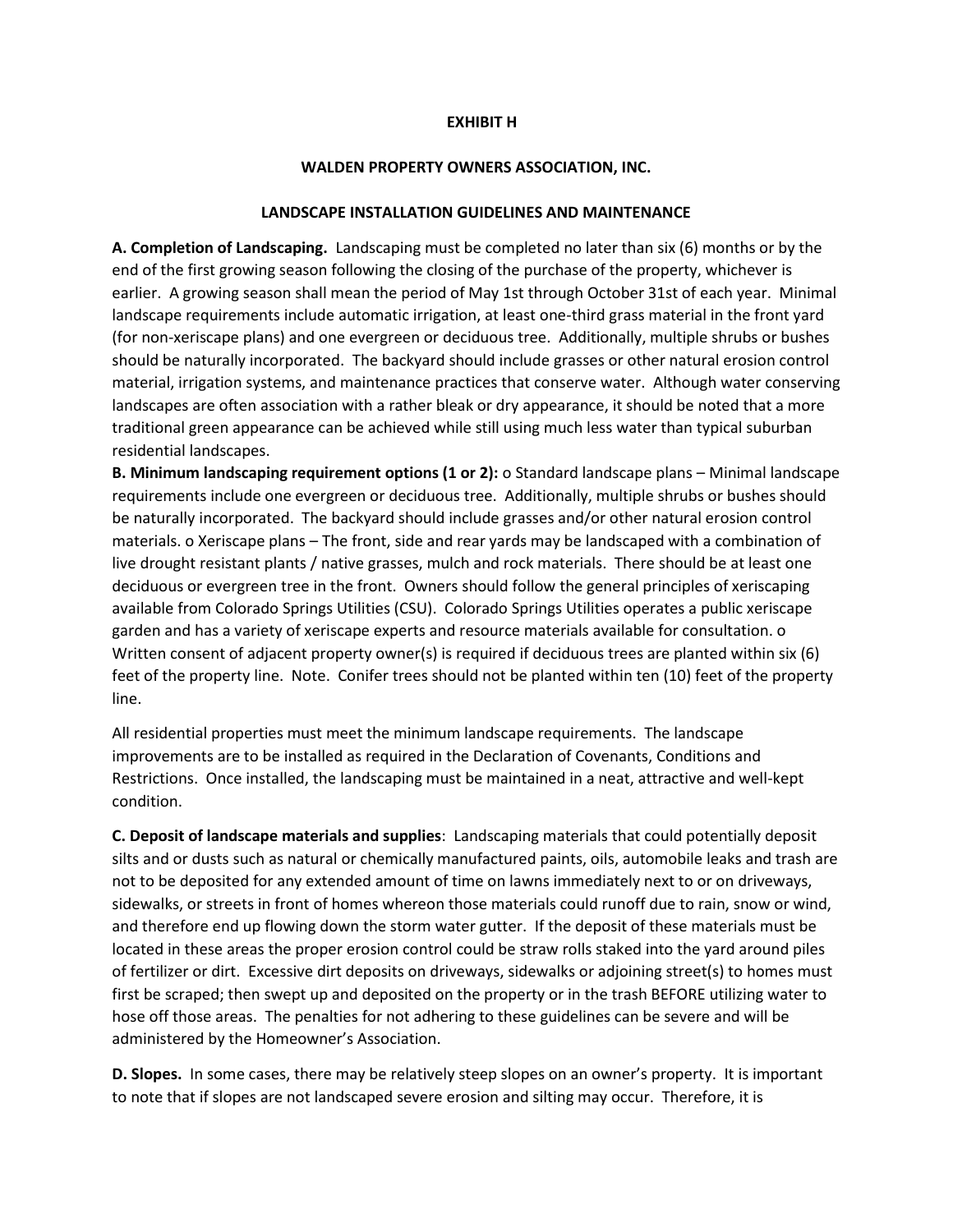**EXHIBIT H**

**WALDEN PROPERTY OWNERS ASSOCIATION, INC.**

**LANDSCAPE INSTALLATION GUIDELINES AND MAINTENANCE**

**A. Completion of Landscaping.** Landscaping must be completed no later than six (6) months or by the end of the first growing season following the closing of the purchase of the property, whichever is earlier. A growing season shall mean the period of May 1st through October 31st of each year. Minimal landscape requirements include automatic irrigation, at least one-third grass material in the front yard (for non-xeriscape plans) and one evergreen or deciduous tree. Additionally, multiple shrubs or bushes should be naturally incorporated. The backyard should include grasses or other natural erosion control material, irrigation systems, and maintenance practices that conserve water. Although water conserving landscapes are often association with a rather bleak or dry appearance, it should be noted that a more traditional green appearance can be achieved while still using much less water than typical suburban residential landscapes.

**B. Minimum landscaping requirement options (1 or 2):** o Standard landscape plans – Minimal landscape requirements include one evergreen or deciduous tree. Additionally, multiple shrubs or bushes should be naturally incorporated. The backyard should include grasses and/or other natural erosion control materials. o Xeriscape plans – The front, side and rear yards may be landscaped with a combination of live drought resistant plants / native grasses, mulch and rock materials. There should be at least one deciduous or evergreen tree in the front. Owners should follow the general principles of xeriscaping available from Colorado Springs Utilities (CSU). Colorado Springs Utilities operates a public xeriscape garden and has a variety of xeriscape experts and resource materials available for consultation. o Written consent of adjacent property owner(s) is required if deciduous trees are planted within six (6) feet of the property line. Note. Conifer trees should not be planted within ten (10) feet of the property line.

All residential properties must meet the minimum landscape requirements. The landscape improvements are to be installed as required in the Declaration of Covenants, Conditions and Restrictions. Once installed, the landscaping must be maintained in a neat, attractive and well-kept condition.

**C. Deposit of landscape materials and supplies**: Landscaping materials that could potentially deposit silts and or dusts such as natural or chemically manufactured paints, oils, automobile leaks and trash are not to be deposited for any extended amount of time on lawns immediately next to or on driveways, sidewalks, or streets in front of homes whereon those materials could runoff due to rain, snow or wind, and therefore end up flowing down the storm water gutter. If the deposit of these materials must be located in these areas the proper erosion control could be straw rolls staked into the yard around piles of fertilizer or dirt. Excessive dirt deposits on driveways, sidewalks or adjoining street(s) to homes must first be scraped; then swept up and deposited on the property or in the trash BEFORE utilizing water to hose off those areas. The penalties for not adhering to these guidelines can be severe and will be administered by the Homeowner's Association.

**D. Slopes.** In some cases, there may be relatively steep slopes on an owner's property. It is important to note that if slopes are not landscaped severe erosion and silting may occur. Therefore, it is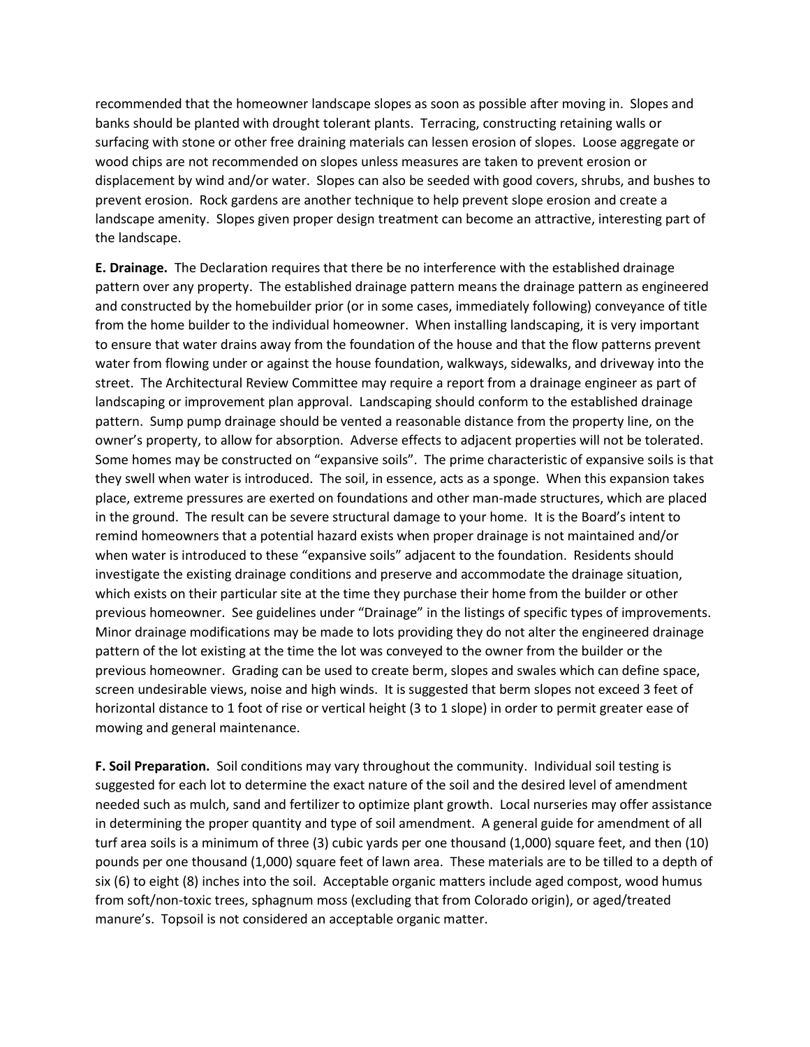recommended that the homeowner landscape slopes as soon as possible after moving in. Slopes and banks should be planted with drought tolerant plants. Terracing, constructing retaining walls or surfacing with stone or other free draining materials can lessen erosion of slopes. Loose aggregate or wood chips are not recommended on slopes unless measures are taken to prevent erosion or displacement by wind and/or water. Slopes can also be seeded with good covers, shrubs, and bushes to prevent erosion. Rock gardens are another technique to help prevent slope erosion and create a landscape amenity. Slopes given proper design treatment can become an attractive, interesting part of the landscape.

**E. Drainage.** The Declaration requires that there be no interference with the established drainage pattern over any property. The established drainage pattern means the drainage pattern as engineered and constructed by the homebuilder prior (or in some cases, immediately following) conveyance of title from the home builder to the individual homeowner. When installing landscaping, it is very important to ensure that water drains away from the foundation of the house and that the flow patterns prevent water from flowing under or against the house foundation, walkways, sidewalks, and driveway into the street. The Architectural Review Committee may require a report from a drainage engineer as part of landscaping or improvement plan approval. Landscaping should conform to the established drainage pattern. Sump pump drainage should be vented a reasonable distance from the property line, on the owner's property, to allow for absorption. Adverse effects to adjacent properties will not be tolerated. Some homes may be constructed on "expansive soils". The prime characteristic of expansive soils is that they swell when water is introduced. The soil, in essence, acts as a sponge. When this expansion takes place, extreme pressures are exerted on foundations and other man-made structures, which are placed in the ground. The result can be severe structural damage to your home. It is the Board's intent to remind homeowners that a potential hazard exists when proper drainage is not maintained and/or when water is introduced to these "expansive soils" adjacent to the foundation. Residents should investigate the existing drainage conditions and preserve and accommodate the drainage situation, which exists on their particular site at the time they purchase their home from the builder or other previous homeowner. See guidelines under "Drainage" in the listings of specific types of improvements. Minor drainage modifications may be made to lots providing they do not alter the engineered drainage pattern of the lot existing at the time the lot was conveyed to the owner from the builder or the previous homeowner. Grading can be used to create berm, slopes and swales which can define space, screen undesirable views, noise and high winds. It is suggested that berm slopes not exceed 3 feet of horizontal distance to 1 foot of rise or vertical height (3 to 1 slope) in order to permit greater ease of mowing and general maintenance.

**F. Soil Preparation.** Soil conditions may vary throughout the community. Individual soil testing is suggested for each lot to determine the exact nature of the soil and the desired level of amendment needed such as mulch, sand and fertilizer to optimize plant growth. Local nurseries may offer assistance in determining the proper quantity and type of soil amendment. A general guide for amendment of all turf area soils is a minimum of three (3) cubic yards per one thousand (1,000) square feet, and then (10) pounds per one thousand (1,000) square feet of lawn area. These materials are to be tilled to a depth of six (6) to eight (8) inches into the soil. Acceptable organic matters include aged compost, wood humus from soft/non-toxic trees, sphagnum moss (excluding that from Colorado origin), or aged/treated manure's. Topsoil is not considered an acceptable organic matter.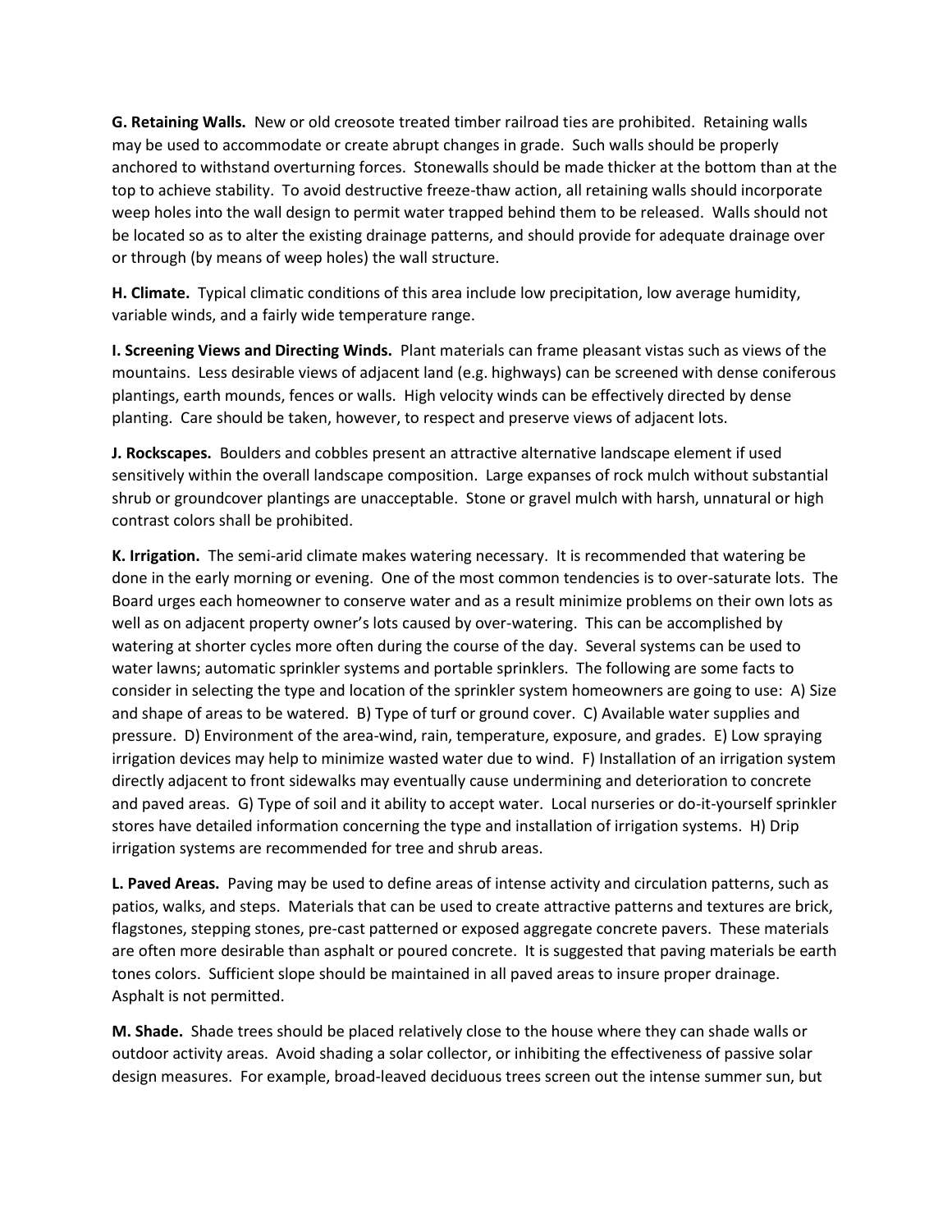**G. Retaining Walls.** New or old creosote treated timber railroad ties are prohibited. Retaining walls may be used to accommodate or create abrupt changes in grade. Such walls should be properly anchored to withstand overturning forces. Stonewalls should be made thicker at the bottom than at the top to achieve stability. To avoid destructive freeze-thaw action, all retaining walls should incorporate weep holes into the wall design to permit water trapped behind them to be released. Walls should not be located so as to alter the existing drainage patterns, and should provide for adequate drainage over or through (by means of weep holes) the wall structure.

**H. Climate.** Typical climatic conditions of this area include low precipitation, low average humidity, variable winds, and a fairly wide temperature range.

**I. Screening Views and Directing Winds.** Plant materials can frame pleasant vistas such as views of the mountains. Less desirable views of adjacent land (e.g. highways) can be screened with dense coniferous plantings, earth mounds, fences or walls. High velocity winds can be effectively directed by dense planting. Care should be taken, however, to respect and preserve views of adjacent lots.

**J. Rockscapes.** Boulders and cobbles present an attractive alternative landscape element if used sensitively within the overall landscape composition. Large expanses of rock mulch without substantial shrub or groundcover plantings are unacceptable. Stone or gravel mulch with harsh, unnatural or high contrast colors shall be prohibited.

**K. Irrigation.** The semi-arid climate makes watering necessary. It is recommended that watering be done in the early morning or evening. One of the most common tendencies is to over-saturate lots. The Board urges each homeowner to conserve water and as a result minimize problems on their own lots as well as on adjacent property owner's lots caused by over-watering. This can be accomplished by watering at shorter cycles more often during the course of the day. Several systems can be used to water lawns; automatic sprinkler systems and portable sprinklers. The following are some facts to consider in selecting the type and location of the sprinkler system homeowners are going to use: A) Size and shape of areas to be watered. B) Type of turf or ground cover. C) Available water supplies and pressure. D) Environment of the area-wind, rain, temperature, exposure, and grades. E) Low spraying irrigation devices may help to minimize wasted water due to wind. F) Installation of an irrigation system directly adjacent to front sidewalks may eventually cause undermining and deterioration to concrete and paved areas. G) Type of soil and it ability to accept water. Local nurseries or do-it-yourself sprinkler stores have detailed information concerning the type and installation of irrigation systems. H) Drip irrigation systems are recommended for tree and shrub areas.

**L. Paved Areas.** Paving may be used to define areas of intense activity and circulation patterns, such as patios, walks, and steps. Materials that can be used to create attractive patterns and textures are brick, flagstones, stepping stones, pre-cast patterned or exposed aggregate concrete pavers. These materials are often more desirable than asphalt or poured concrete. It is suggested that paving materials be earth tones colors. Sufficient slope should be maintained in all paved areas to insure proper drainage. Asphalt is not permitted.

**M. Shade.** Shade trees should be placed relatively close to the house where they can shade walls or outdoor activity areas. Avoid shading a solar collector, or inhibiting the effectiveness of passive solar design measures. For example, broad-leaved deciduous trees screen out the intense summer sun, but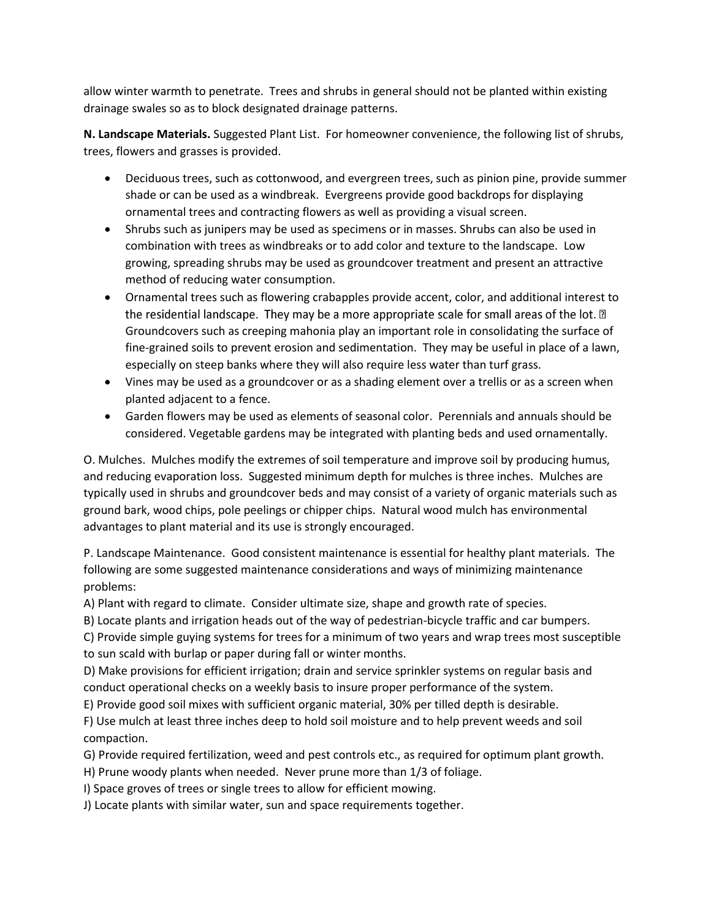allow winter warmth to penetrate. Trees and shrubs in general should not be planted within existing drainage swales so as to block designated drainage patterns.

**N. Landscape Materials.** Suggested Plant List. For homeowner convenience, the following list of shrubs, trees, flowers and grasses is provided.

- Deciduous trees, such as cottonwood, and evergreen trees, such as pinion pine, provide summer shade or can be used as a windbreak. Evergreens provide good backdrops for displaying ornamental trees and contracting flowers as well as providing a visual screen.
- Shrubs such as junipers may be used as specimens or in masses. Shrubs can also be used in combination with trees as windbreaks or to add color and texture to the landscape. Low growing, spreading shrubs may be used as groundcover treatment and present an attractive method of reducing water consumption.
- Ornamental trees such as flowering crabapples provide accent, color, and additional interest to the residential landscape. They may be a more appropriate scale for small areas of the lot. Groundcovers such as creeping mahonia play an important role in consolidating the surface of fine-grained soils to prevent erosion and sedimentation. They may be useful in place of a lawn, especially on steep banks where they will also require less water than turf grass.
- Vines may be used as a groundcover or as a shading element over a trellis or as a screen when planted adjacent to a fence.
- Garden flowers may be used as elements of seasonal color. Perennials and annuals should be considered. Vegetable gardens may be integrated with planting beds and used ornamentally.

O. Mulches. Mulches modify the extremes of soil temperature and improve soil by producing humus, and reducing evaporation loss. Suggested minimum depth for mulches is three inches. Mulches are typically used in shrubs and groundcover beds and may consist of a variety of organic materials such as ground bark, wood chips, pole peelings or chipper chips. Natural wood mulch has environmental advantages to plant material and its use is strongly encouraged.

P. Landscape Maintenance. Good consistent maintenance is essential for healthy plant materials. The following are some suggested maintenance considerations and ways of minimizing maintenance problems:

A) Plant with regard to climate. Consider ultimate size, shape and growth rate of species.
B) Locate plants and irrigation heads out of the way of pedestrian-bicycle traffic and car bumpers.
C) Provide simple guying systems for trees for a minimum of two years and wrap trees most susceptible to sun scald with burlap or paper during fall or winter months.
D) Make provisions for efficient irrigation; drain and service sprinkler systems on regular basis and conduct operational checks on a weekly basis to insure proper performance of the system.
E) Provide good soil mixes with sufficient organic material, 30% per tilled depth is desirable.
F) Use mulch at least three inches deep to hold soil moisture and to help prevent weeds and soil compaction.
G) Provide required fertilization, weed and pest controls etc., as required for optimum plant growth.
H) Prune woody plants when needed. Never prune more than 1/3 of foliage.
I) Space groves of trees or single trees to allow for efficient mowing.
J) Locate plants with similar water, sun and space requirements together.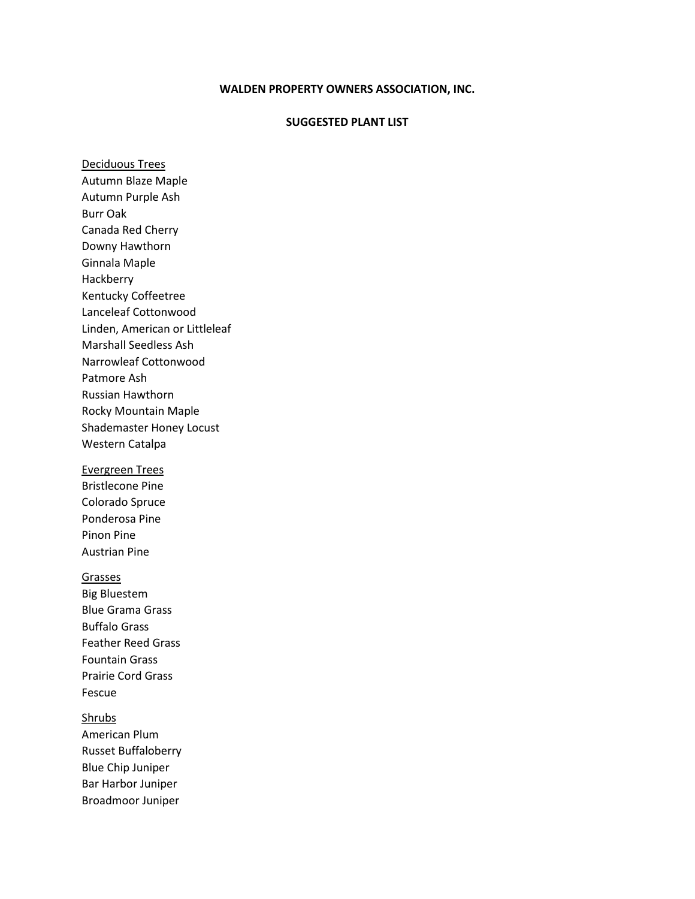**WALDEN PROPERTY OWNERS ASSOCIATION, INC.**

**SUGGESTED PLANT LIST**

<u>Deciduous Trees</u>
Autumn Blaze Maple
Autumn Purple Ash
Burr Oak
Canada Red Cherry
Downy Hawthorn
Ginnala Maple
Hackberry
Kentucky Coffeetree
Lanceleaf Cottonwood
Linden, American or Littleleaf
Marshall Seedless Ash
Narrowleaf Cottonwood
Patmore Ash
Russian Hawthorn
Rocky Mountain Maple
Shademaster Honey Locust
Western Catalpa

<u>Evergreen Trees</u>
Bristlecone Pine
Colorado Spruce
Ponderosa Pine
Pinon Pine
Austrian Pine

<u>Grasses</u>
Big Bluestem
Blue Grama Grass
Buffalo Grass
Feather Reed Grass
Fountain Grass
Prairie Cord Grass
Fescue

<u>Shrubs</u>
American Plum
Russet Buffaloberry
Blue Chip Juniper
Bar Harbor Juniper
Broadmoor Juniper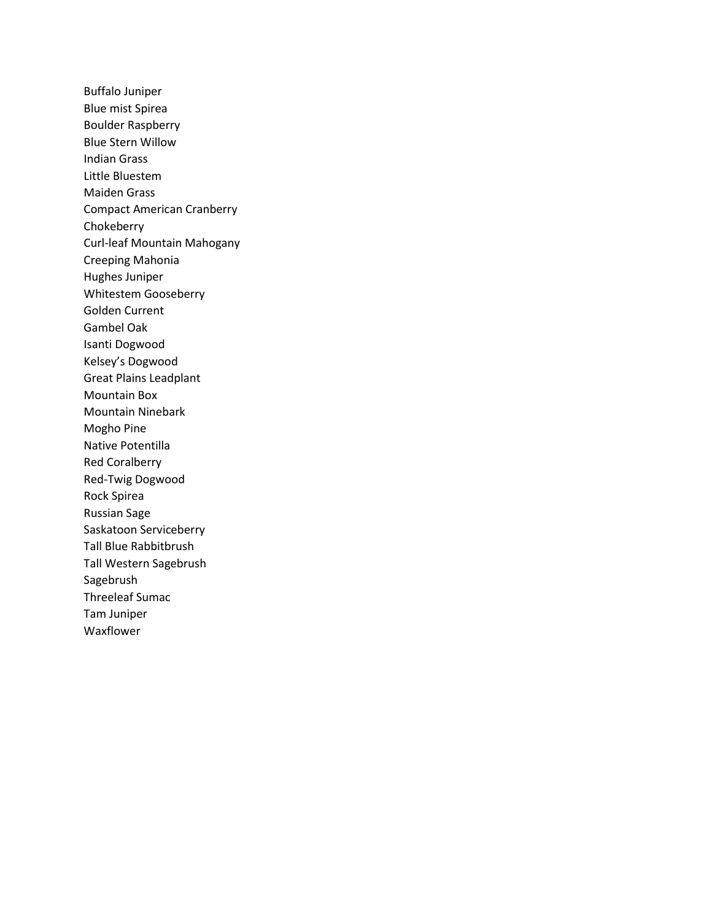Buffalo Juniper
Blue mist Spirea
Boulder Raspberry
Blue Stern Willow
Indian Grass
Little Bluestem
Maiden Grass
Compact American Cranberry
Chokeberry
Curl-leaf Mountain Mahogany
Creeping Mahonia
Hughes Juniper
Whitestem Gooseberry
Golden Current
Gambel Oak
Isanti Dogwood
Kelsey's Dogwood
Great Plains Leadplant
Mountain Box
Mountain Ninebark
Mogho Pine
Native Potentilla
Red Coralberry
Red-Twig Dogwood
Rock Spirea
Russian Sage
Saskatoon Serviceberry
Tall Blue Rabbitbrush
Tall Western Sagebrush
Sagebrush
Threeleaf Sumac
Tam Juniper
Waxflower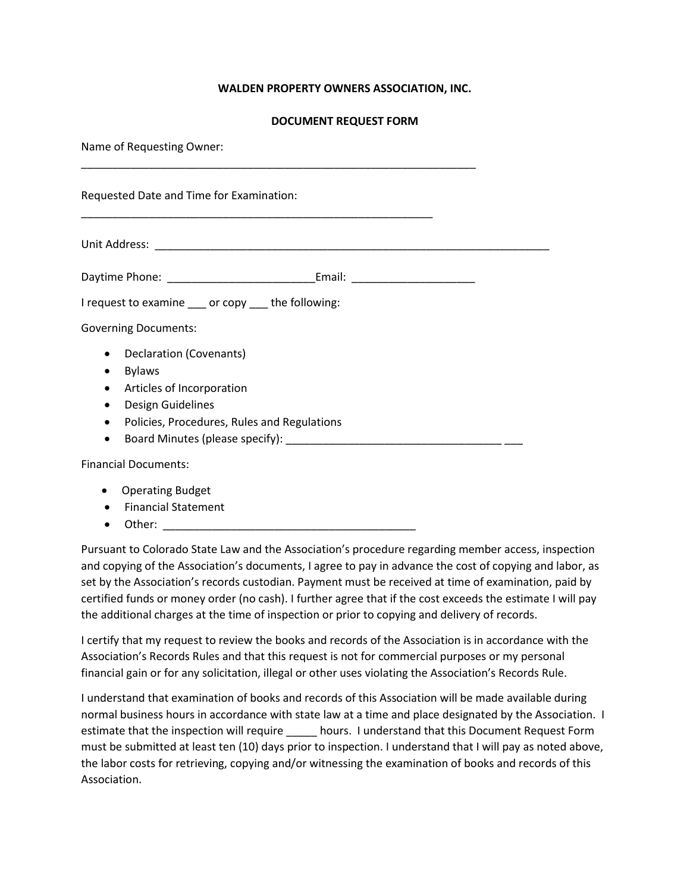**WALDEN PROPERTY OWNERS ASSOCIATION, INC.**

**DOCUMENT REQUEST FORM**

Name of Requesting Owner:
_________________________________________________________________

Requested Date and Time for Examination:
__________________________________________________________

Unit Address: _________________________________________________________________

Daytime Phone: ________________________Email: ____________________

I request to examine ___ or copy ___ the following:

Governing Documents:

- Declaration (Covenants)
- Bylaws
- Articles of Incorporation
- Design Guidelines
- Policies, Procedures, Rules and Regulations
- Board Minutes (please specify): ___________________________________ ___

Financial Documents:

- Operating Budget
- Financial Statement
- Other: _________________________________________

Pursuant to Colorado State Law and the Association's procedure regarding member access, inspection and copying of the Association's documents, I agree to pay in advance the cost of copying and labor, as set by the Association's records custodian. Payment must be received at time of examination, paid by certified funds or money order (no cash). I further agree that if the cost exceeds the estimate I will pay the additional charges at the time of inspection or prior to copying and delivery of records.

I certify that my request to review the books and records of the Association is in accordance with the Association's Records Rules and that this request is not for commercial purposes or my personal financial gain or for any solicitation, illegal or other uses violating the Association's Records Rule.

I understand that examination of books and records of this Association will be made available during normal business hours in accordance with state law at a time and place designated by the Association. I estimate that the inspection will require _____ hours. I understand that this Document Request Form must be submitted at least ten (10) days prior to inspection. I understand that I will pay as noted above, the labor costs for retrieving, copying and/or witnessing the examination of books and records of this Association.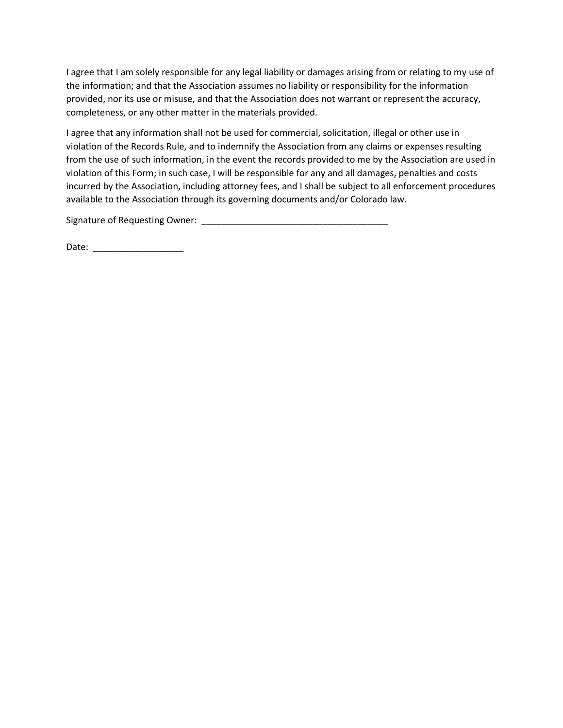I agree that I am solely responsible for any legal liability or damages arising from or relating to my use of the information; and that the Association assumes no liability or responsibility for the information provided, nor its use or misuse, and that the Association does not warrant or represent the accuracy, completeness, or any other matter in the materials provided.

I agree that any information shall not be used for commercial, solicitation, illegal or other use in violation of the Records Rule, and to indemnify the Association from any claims or expenses resulting from the use of such information, in the event the records provided to me by the Association are used in violation of this Form; in such case, I will be responsible for any and all damages, penalties and costs incurred by the Association, including attorney fees, and I shall be subject to all enforcement procedures available to the Association through its governing documents and/or Colorado law.

Signature of Requesting Owner: _____________________________________

Date: _________________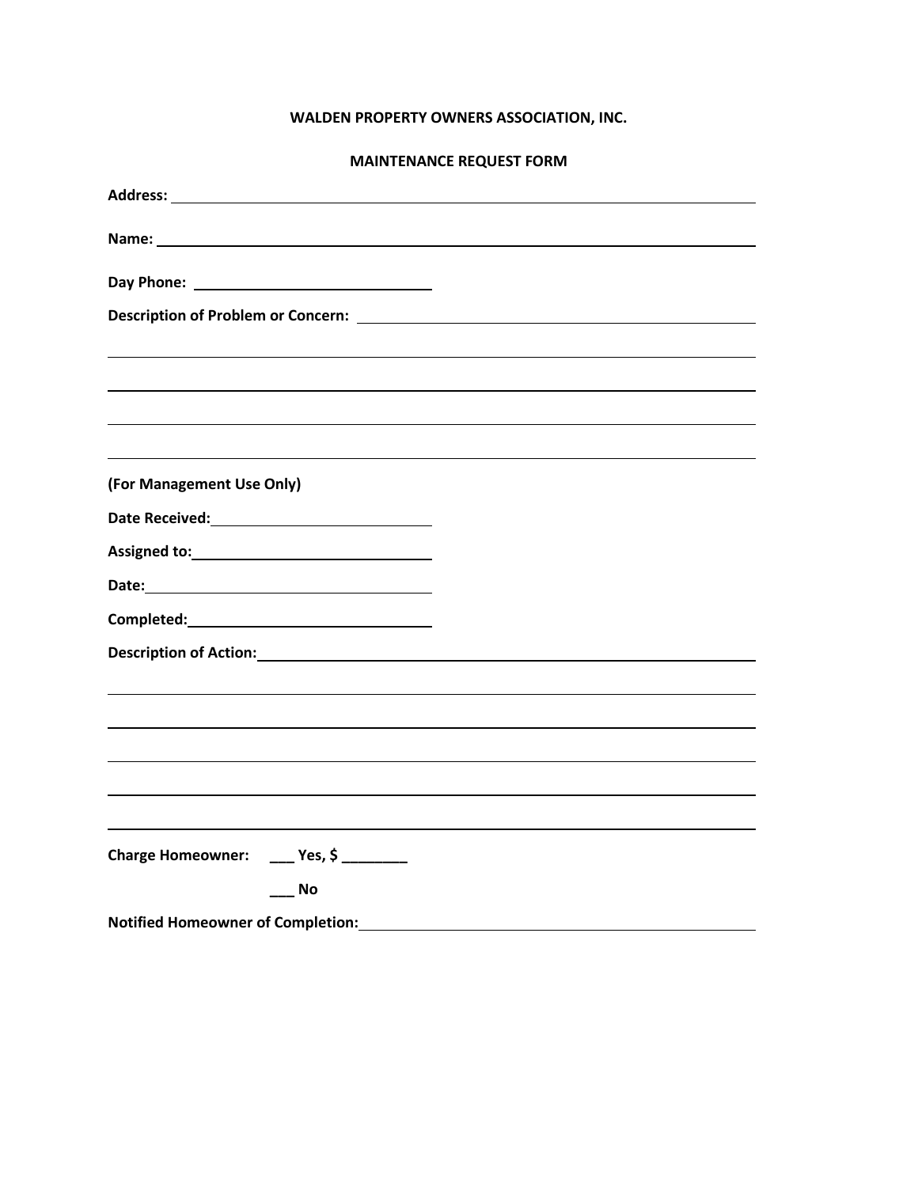**WALDEN PROPERTY OWNERS ASSOCIATION, INC.**

**MAINTENANCE REQUEST FORM**

**Address:** ______________________________________________________________

**Name:** ________________________________________________________________

**Day Phone:** ____________________________

**Description of Problem or Concern:** ____________________________________

__________________________________________________________________________

__________________________________________________________________________

__________________________________________________________________________

__________________________________________________________________________

**(For Management Use Only)**

**Date Received:** ____________________________

**Assigned to:** ____________________________

**Date:** ____________________________

**Completed:** ____________________________

**Description of Action:** ____________________________________________________

__________________________________________________________________________

__________________________________________________________________________

__________________________________________________________________________

__________________________________________________________________________

__________________________________________________________________________

**Charge Homeowner:** ___ **Yes, $** ________

___ **No**

**Notified Homeowner of Completion:** ______________________________________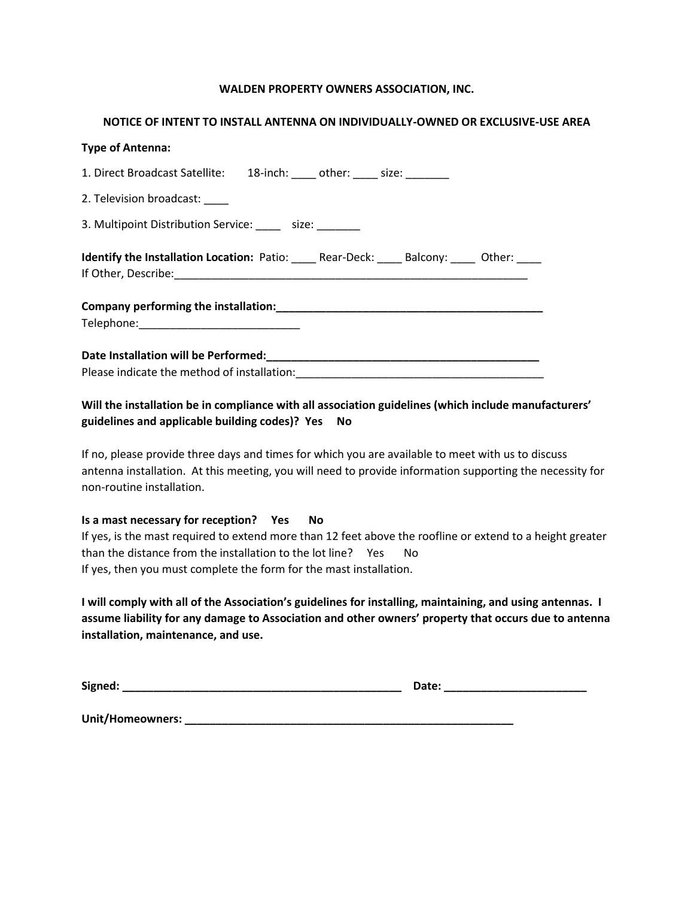**WALDEN PROPERTY OWNERS ASSOCIATION, INC.**

**NOTICE OF INTENT TO INSTALL ANTENNA ON INDIVIDUALLY-OWNED OR EXCLUSIVE-USE AREA**

**Type of Antenna:**

1. Direct Broadcast Satellite: 18-inch: ____ other: ____ size: _______

2. Television broadcast: ____

3. Multipoint Distribution Service: ____ size: _______

**Identify the Installation Location:** Patio: ____ Rear-Deck: ____ Balcony: ____ Other: ____
If Other, Describe:_____________________________________________________________

**Company performing the installation:_____________________________________________**
Telephone:__________________________

**Date Installation will be Performed:_______________________________________________**
Please indicate the method of installation:_________________________________________

**Will the installation be in compliance with all association guidelines (which include manufacturers' guidelines and applicable building codes)? Yes No**

If no, please provide three days and times for which you are available to meet with us to discuss antenna installation. At this meeting, you will need to provide information supporting the necessity for non-routine installation.

**Is a mast necessary for reception? Yes No**
If yes, is the mast required to extend more than 12 feet above the roofline or extend to a height greater than the distance from the installation to the lot line? Yes No
If yes, then you must complete the form for the mast installation.

**I will comply with all of the Association's guidelines for installing, maintaining, and using antennas. I assume liability for any damage to Association and other owners' property that occurs due to antenna installation, maintenance, and use.**

**Signed: _______________________________________________ Date: _______________________**

**Unit/Homeowners: ________________________________________________________**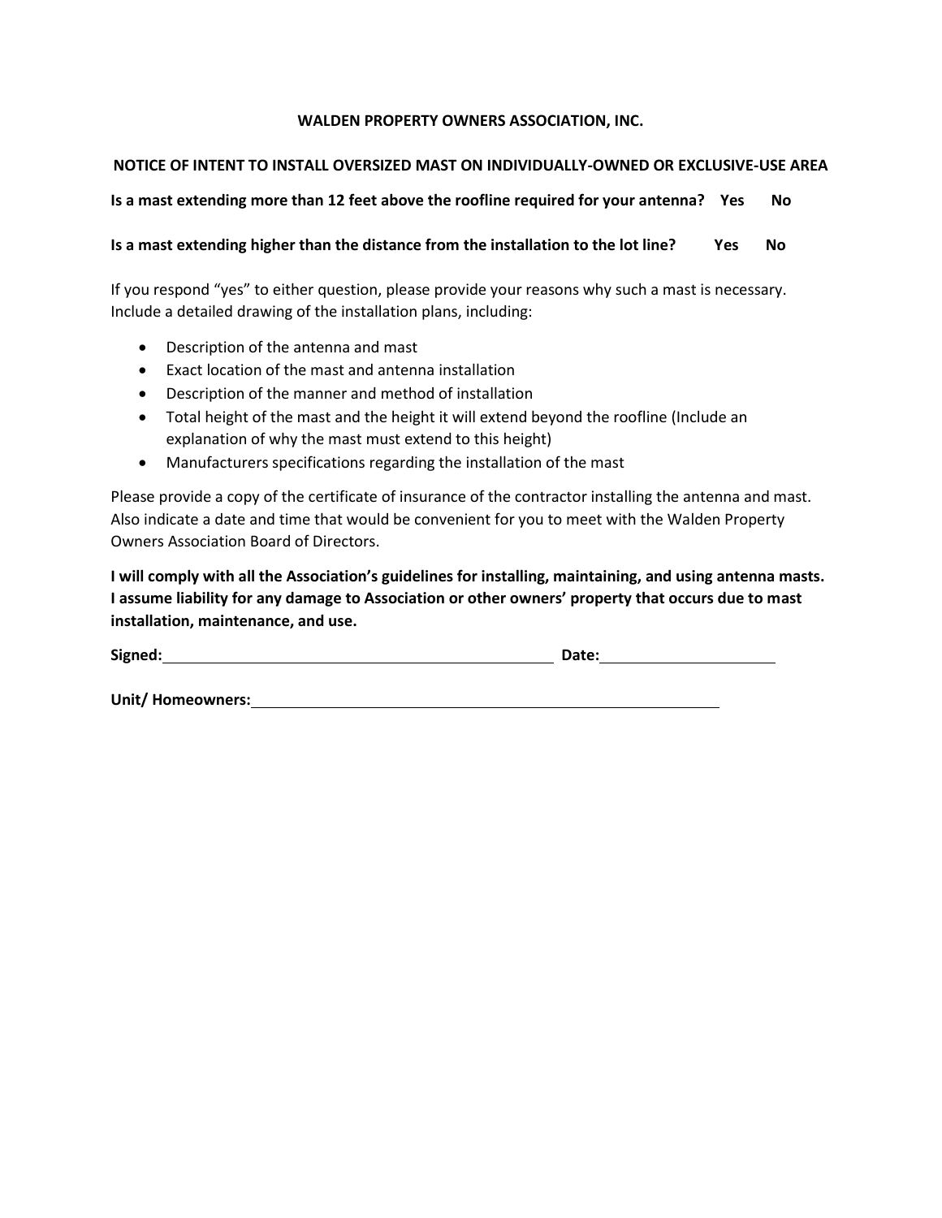**WALDEN PROPERTY OWNERS ASSOCIATION, INC.**

**NOTICE OF INTENT TO INSTALL OVERSIZED MAST ON INDIVIDUALLY-OWNED OR EXCLUSIVE-USE AREA**

**Is a mast extending more than 12 feet above the roofline required for your antenna? Yes No**

**Is a mast extending higher than the distance from the installation to the lot line? Yes No**

If you respond "yes" to either question, please provide your reasons why such a mast is necessary. Include a detailed drawing of the installation plans, including:

- Description of the antenna and mast
- Exact location of the mast and antenna installation
- Description of the manner and method of installation
- Total height of the mast and the height it will extend beyond the roofline (Include an explanation of why the mast must extend to this height)
- Manufacturers specifications regarding the installation of the mast

Please provide a copy of the certificate of insurance of the contractor installing the antenna and mast. Also indicate a date and time that would be convenient for you to meet with the Walden Property Owners Association Board of Directors.

**I will comply with all the Association's guidelines for installing, maintaining, and using antenna masts. I assume liability for any damage to Association or other owners' property that occurs due to mast installation, maintenance, and use.**

**Signed:** ________________________________ **Date:** ________________

**Unit/ Homeowners:** ________________________________________